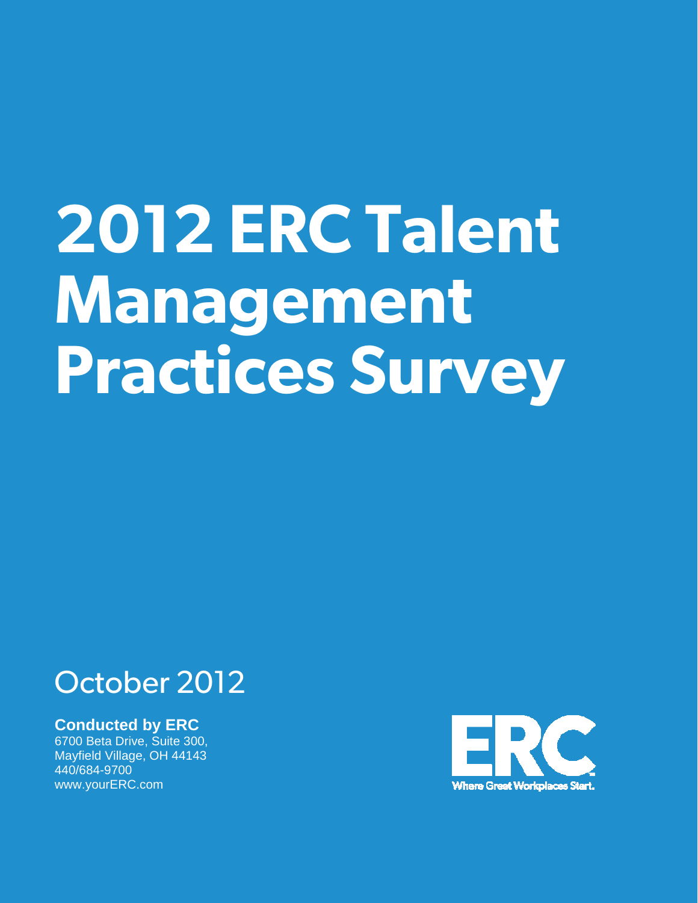# 2012 ERC Talent Management Practices Survey

October 2012

**Conducted by ERC**
6700 Beta Drive, Suite 300,
Mayfield Village, OH 44143
440/684-9700
www.yourERC.com

ERC
Where Great Workplaces Start.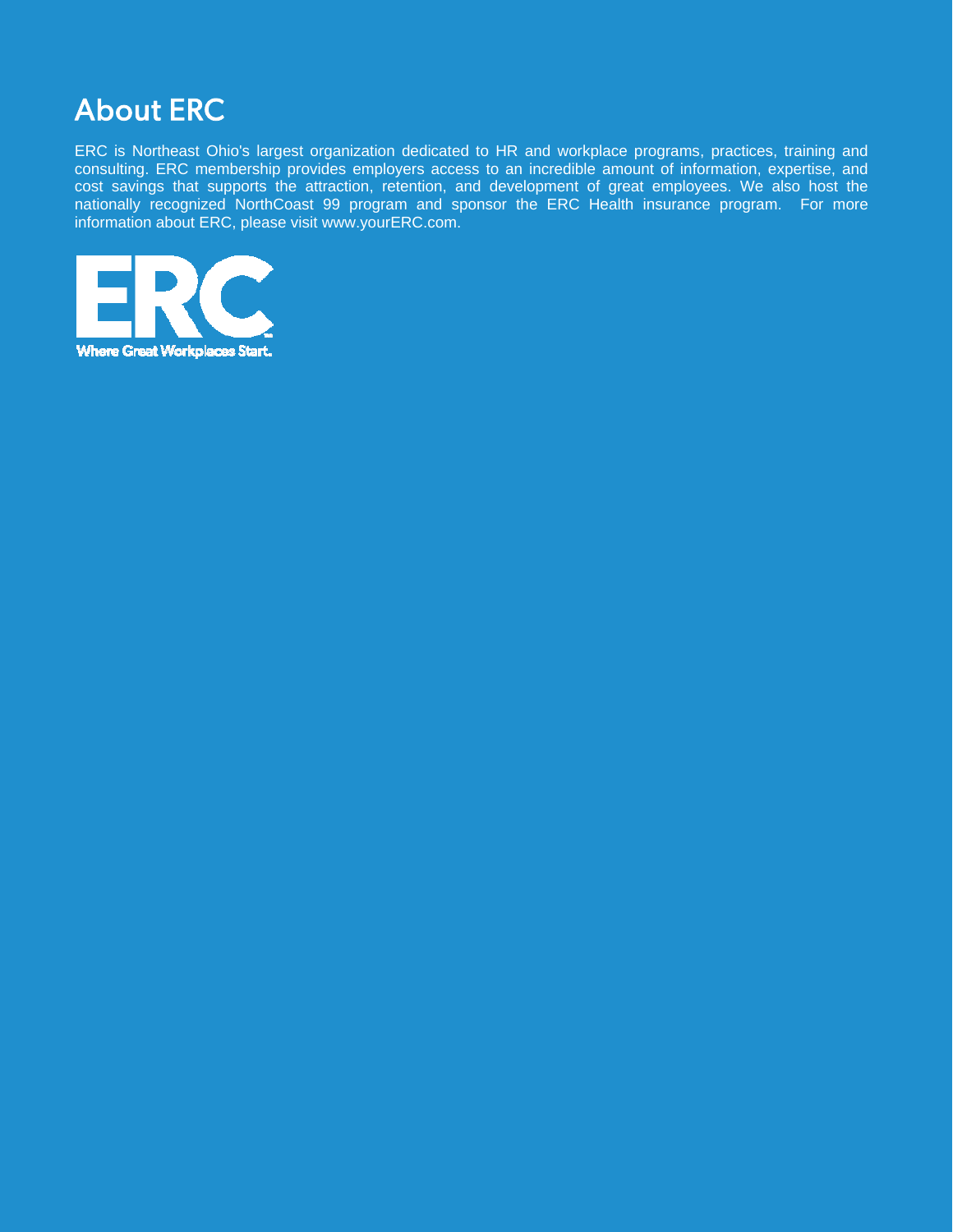# About ERC

ERC is Northeast Ohio's largest organization dedicated to HR and workplace programs, practices, training and consulting. ERC membership provides employers access to an incredible amount of information, expertise, and cost savings that supports the attraction, retention, and development of great employees. We also host the nationally recognized NorthCoast 99 program and sponsor the ERC Health insurance program. For more information about ERC, please visit www.yourERC.com.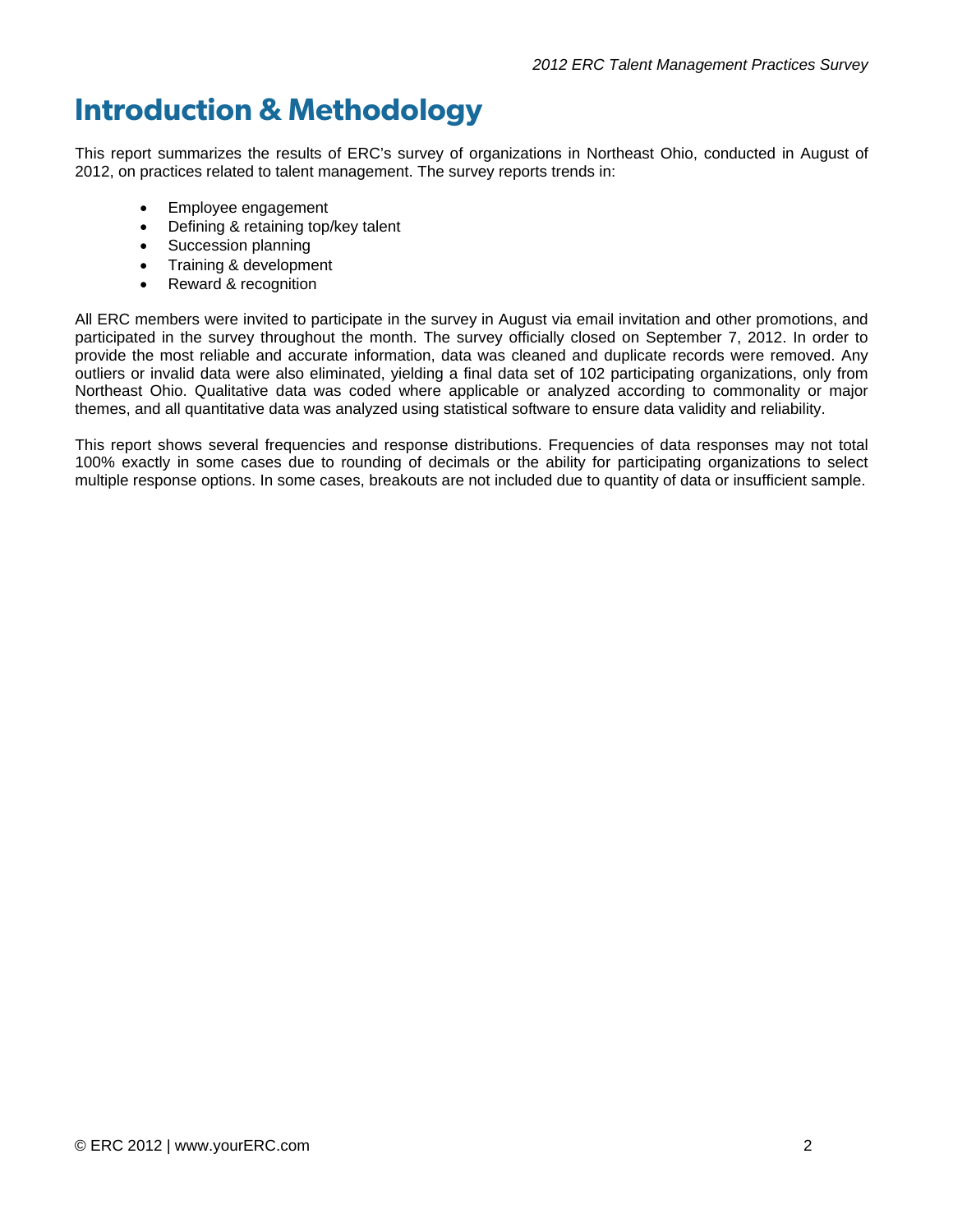# Introduction & Methodology

This report summarizes the results of ERC's survey of organizations in Northeast Ohio, conducted in August of 2012, on practices related to talent management. The survey reports trends in:

- Employee engagement
- Defining & retaining top/key talent
- Succession planning
- Training & development
- Reward & recognition

All ERC members were invited to participate in the survey in August via email invitation and other promotions, and participated in the survey throughout the month. The survey officially closed on September 7, 2012. In order to provide the most reliable and accurate information, data was cleaned and duplicate records were removed. Any outliers or invalid data were also eliminated, yielding a final data set of 102 participating organizations, only from Northeast Ohio. Qualitative data was coded where applicable or analyzed according to commonality or major themes, and all quantitative data was analyzed using statistical software to ensure data validity and reliability.

This report shows several frequencies and response distributions. Frequencies of data responses may not total 100% exactly in some cases due to rounding of decimals or the ability for participating organizations to select multiple response options. In some cases, breakouts are not included due to quantity of data or insufficient sample.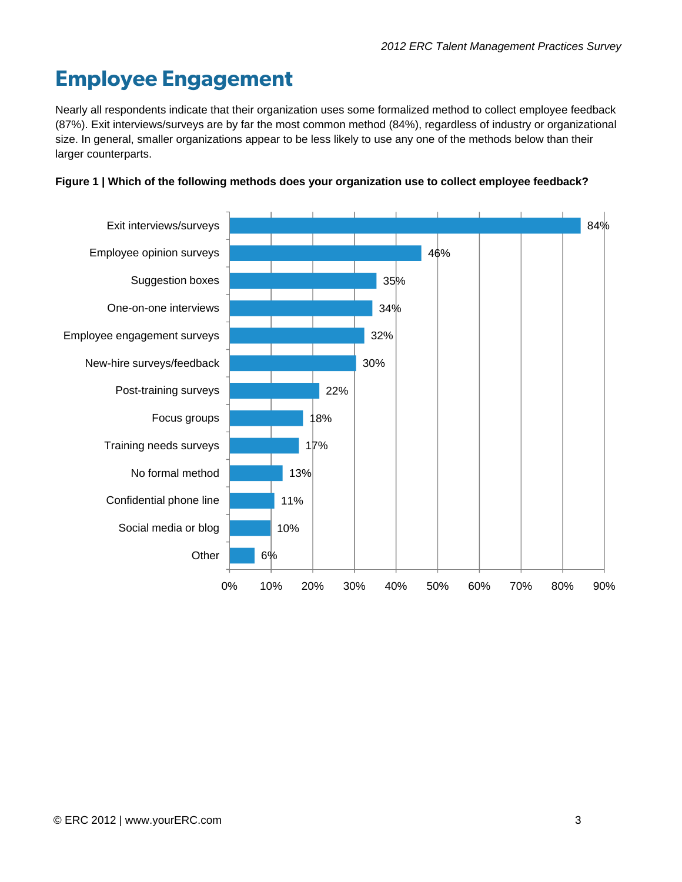# Employee Engagement

Nearly all respondents indicate that their organization uses some formalized method to collect employee feedback (87%). Exit interviews/surveys are by far the most common method (84%), regardless of industry or organizational size. In general, smaller organizations appear to be less likely to use any one of the methods below than their larger counterparts.

**Figure 1 | Which of the following methods does your organization use to collect employee feedback?**

| Method | Percentage |
|---|---|
| Exit interviews/surveys | 84% |
| Employee opinion surveys | 46% |
| Suggestion boxes | 35% |
| One-on-one interviews | 34% |
| Employee engagement surveys | 32% |
| New-hire surveys/feedback | 30% |
| Post-training surveys | 22% |
| Focus groups | 18% |
| Training needs surveys | 17% |
| No formal method | 13% |
| Confidential phone line | 11% |
| Social media or blog | 10% |
| Other | 6% |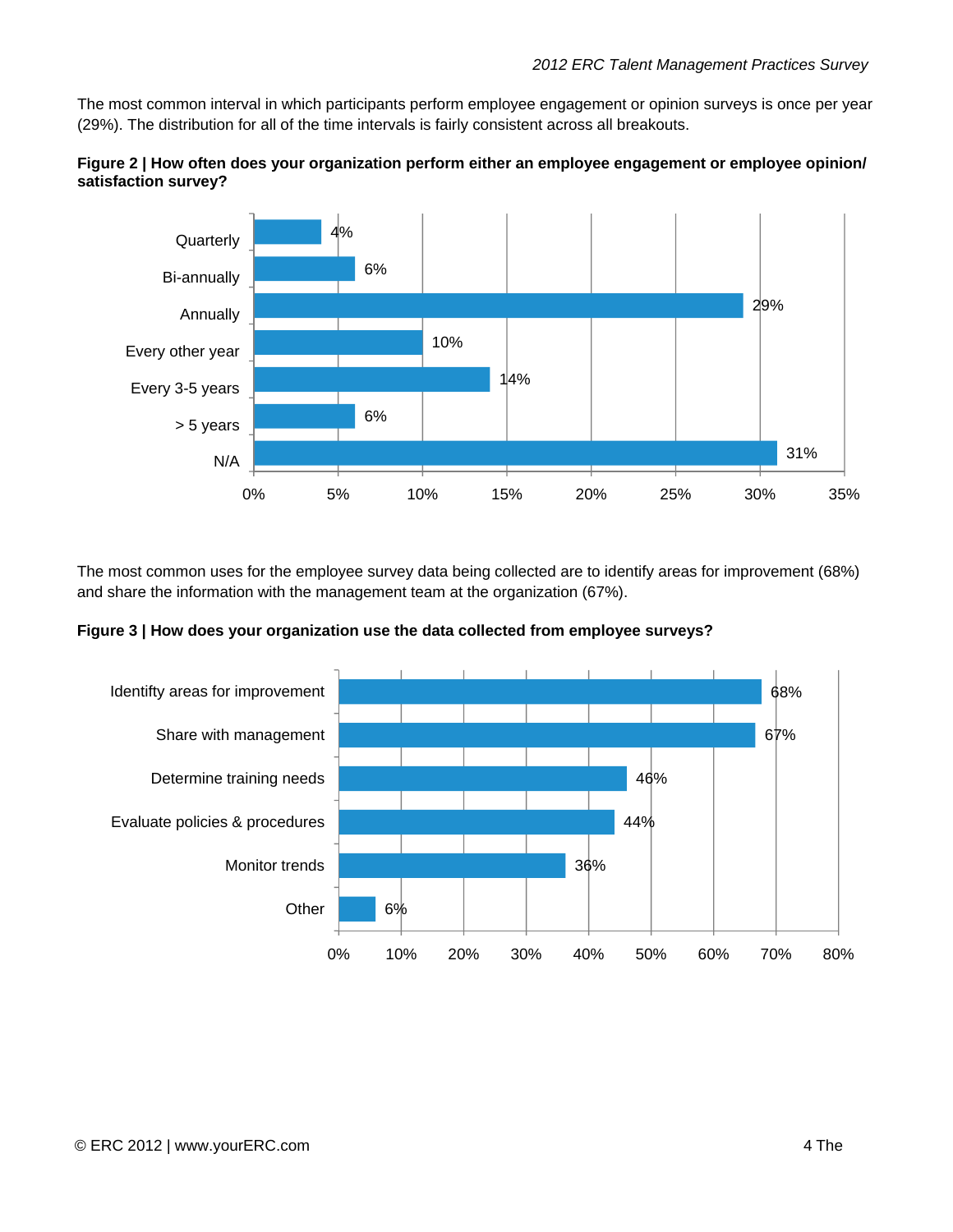The most common interval in which participants perform employee engagement or opinion surveys is once per year (29%). The distribution for all of the time intervals is fairly consistent across all breakouts.

**Figure 2 | How often does your organization perform either an employee engagement or employee opinion/ satisfaction survey?**

| Frequency | Percent |
|---|---|
| Quarterly | 4% |
| Bi-annually | 6% |
| Annually | 29% |
| Every other year | 10% |
| Every 3-5 years | 14% |
| > 5 years | 6% |
| N/A | 31% |

The most common uses for the employee survey data being collected are to identify areas for improvement (68%) and share the information with the management team at the organization (67%).

**Figure 3 | How does your organization use the data collected from employee surveys?**

| Use | Percent |
|---|---|
| Identifty areas for improvement | 68% |
| Share with management | 67% |
| Determine training needs | 46% |
| Evaluate policies & procedures | 44% |
| Monitor trends | 36% |
| Other | 6% |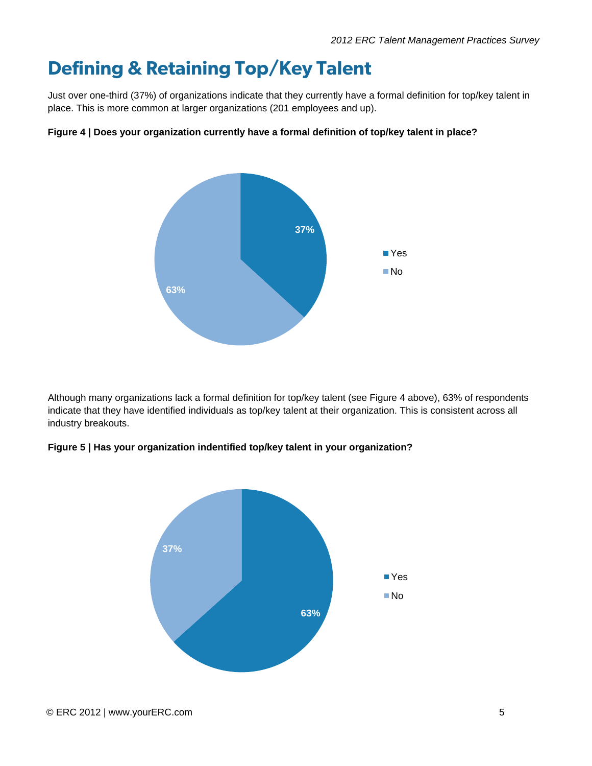# Defining & Retaining Top/Key Talent

Just over one-third (37%) of organizations indicate that they currently have a formal definition for top/key talent in place. This is more common at larger organizations (201 employees and up).

**Figure 4 | Does your organization currently have a formal definition of top/key talent in place?**

Although many organizations lack a formal definition for top/key talent (see Figure 4 above), 63% of respondents indicate that they have identified individuals as top/key talent at their organization. This is consistent across all industry breakouts.

**Figure 5 | Has your organization indentified top/key talent in your organization?**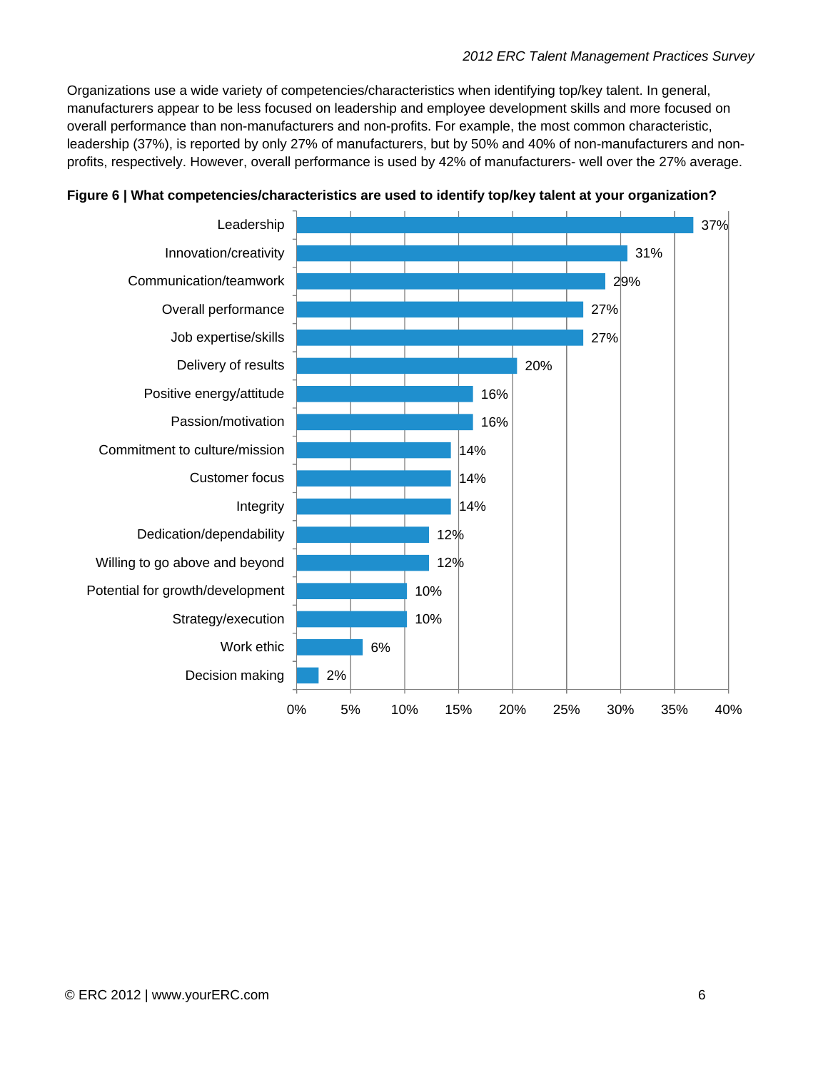Organizations use a wide variety of competencies/characteristics when identifying top/key talent. In general, manufacturers appear to be less focused on leadership and employee development skills and more focused on overall performance than non-manufacturers and non-profits. For example, the most common characteristic, leadership (37%), is reported by only 27% of manufacturers, but by 50% and 40% of non-manufacturers and non-profits, respectively. However, overall performance is used by 42% of manufacturers- well over the 27% average.

**Figure 6 | What competencies/characteristics are used to identify top/key talent at your organization?**

| Competency/Characteristic | Percentage |
|---|---|
| Leadership | 37% |
| Innovation/creativity | 31% |
| Communication/teamwork | 29% |
| Overall performance | 27% |
| Job expertise/skills | 27% |
| Delivery of results | 20% |
| Positive energy/attitude | 16% |
| Passion/motivation | 16% |
| Commitment to culture/mission | 14% |
| Customer focus | 14% |
| Integrity | 14% |
| Dedication/dependability | 12% |
| Willing to go above and beyond | 12% |
| Potential for growth/development | 10% |
| Strategy/execution | 10% |
| Work ethic | 6% |
| Decision making | 2% |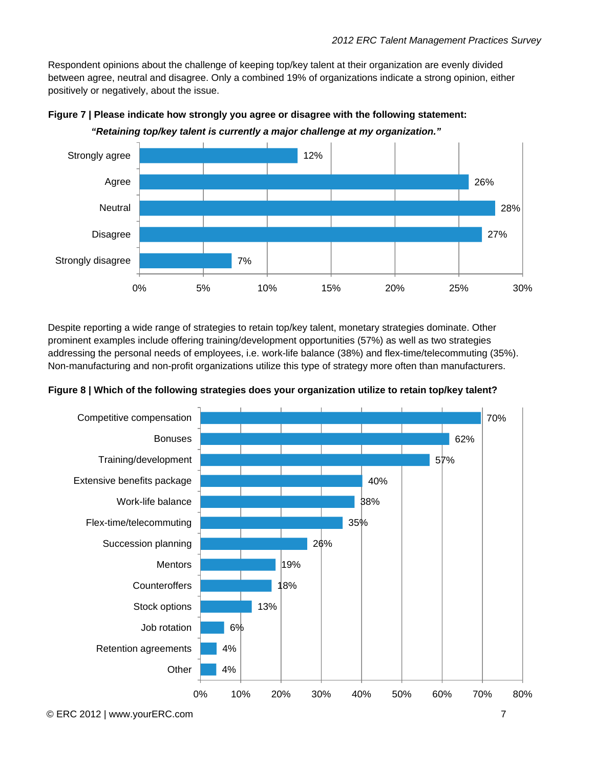Respondent opinions about the challenge of keeping top/key talent at their organization are evenly divided between agree, neutral and disagree. Only a combined 19% of organizations indicate a strong opinion, either positively or negatively, about the issue.

**Figure 7 | Please indicate how strongly you agree or disagree with the following statement:**

***"Retaining top/key talent is currently a major challenge at my organization."***

| Response | Percent |
|---|---|
| Strongly agree | 12% |
| Agree | 26% |
| Neutral | 28% |
| Disagree | 27% |
| Strongly disagree | 7% |

Despite reporting a wide range of strategies to retain top/key talent, monetary strategies dominate. Other prominent examples include offering training/development opportunities (57%) as well as two strategies addressing the personal needs of employees, i.e. work-life balance (38%) and flex-time/telecommuting (35%). Non-manufacturing and non-profit organizations utilize this type of strategy more often than manufacturers.

**Figure 8 | Which of the following strategies does your organization utilize to retain top/key talent?**

| Strategy | Percent |
|---|---|
| Competitive compensation | 70% |
| Bonuses | 62% |
| Training/development | 57% |
| Extensive benefits package | 40% |
| Work-life balance | 38% |
| Flex-time/telecommuting | 35% |
| Succession planning | 26% |
| Mentors | 19% |
| Counteroffers | 18% |
| Stock options | 13% |
| Job rotation | 6% |
| Retention agreements | 4% |
| Other | 4% |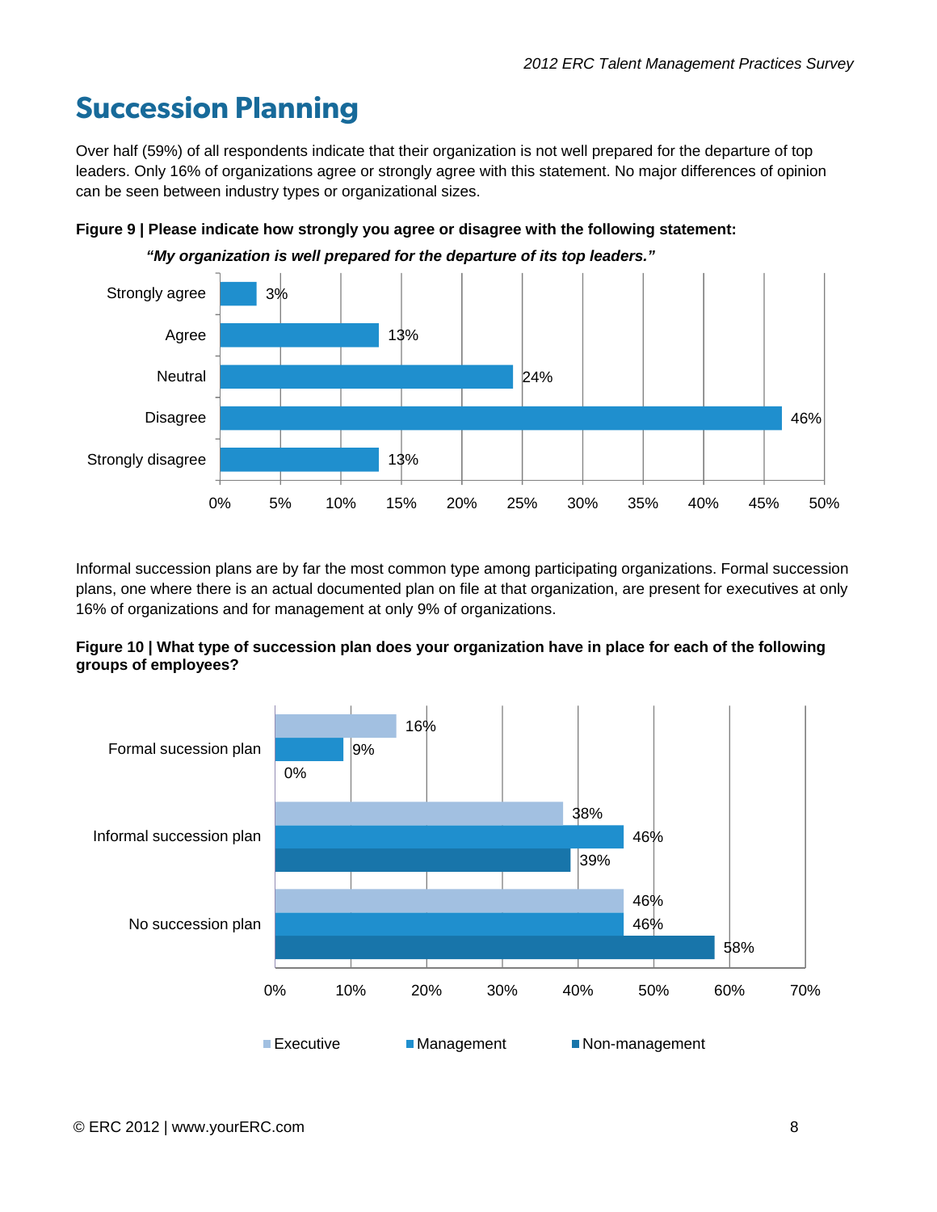# Succession Planning

Over half (59%) of all respondents indicate that their organization is not well prepared for the departure of top leaders. Only 16% of organizations agree or strongly agree with this statement. No major differences of opinion can be seen between industry types or organizational sizes.

**Figure 9 | Please indicate how strongly you agree or disagree with the following statement:**

***"My organization is well prepared for the departure of its top leaders."***

| Response | Percent |
|---|---|
| Strongly agree | 3% |
| Agree | 13% |
| Neutral | 24% |
| Disagree | 46% |
| Strongly disagree | 13% |

Informal succession plans are by far the most common type among participating organizations. Formal succession plans, one where there is an actual documented plan on file at that organization, are present for executives at only 16% of organizations and for management at only 9% of organizations.

**Figure 10 | What type of succession plan does your organization have in place for each of the following groups of employees?**

| | Executive | Management | Non-management |
|---|---|---|---|
| Formal sucession plan | 16% | 9% | 0% |
| Informal succession plan | 38% | 46% | 39% |
| No succession plan | 46% | 46% | 58% |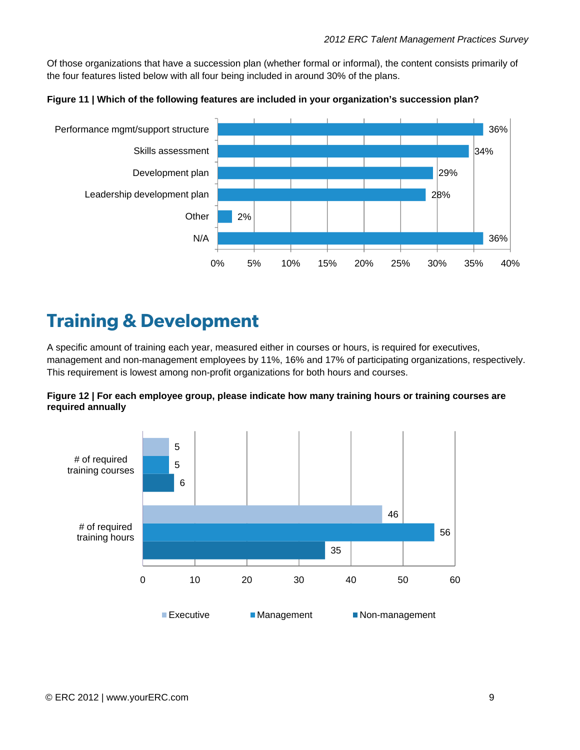Of those organizations that have a succession plan (whether formal or informal), the content consists primarily of the four features listed below with all four being included in around 30% of the plans.

**Figure 11 | Which of the following features are included in your organization's succession plan?**

| Feature | Percentage |
|---|---|
| Performance mgmt/support structure | 36% |
| Skills assessment | 34% |
| Development plan | 29% |
| Leadership development plan | 28% |
| Other | 2% |
| N/A | 36% |

# Training & Development

A specific amount of training each year, measured either in courses or hours, is required for executives, management and non-management employees by 11%, 16% and 17% of participating organizations, respectively. This requirement is lowest among non-profit organizations for both hours and courses.

**Figure 12 | For each employee group, please indicate how many training hours or training courses are required annually**

| | Executive | Management | Non-management |
|---|---|---|---|
| # of required training courses | 5 | 5 | 6 |
| # of required training hours | 46 | 56 | 35 |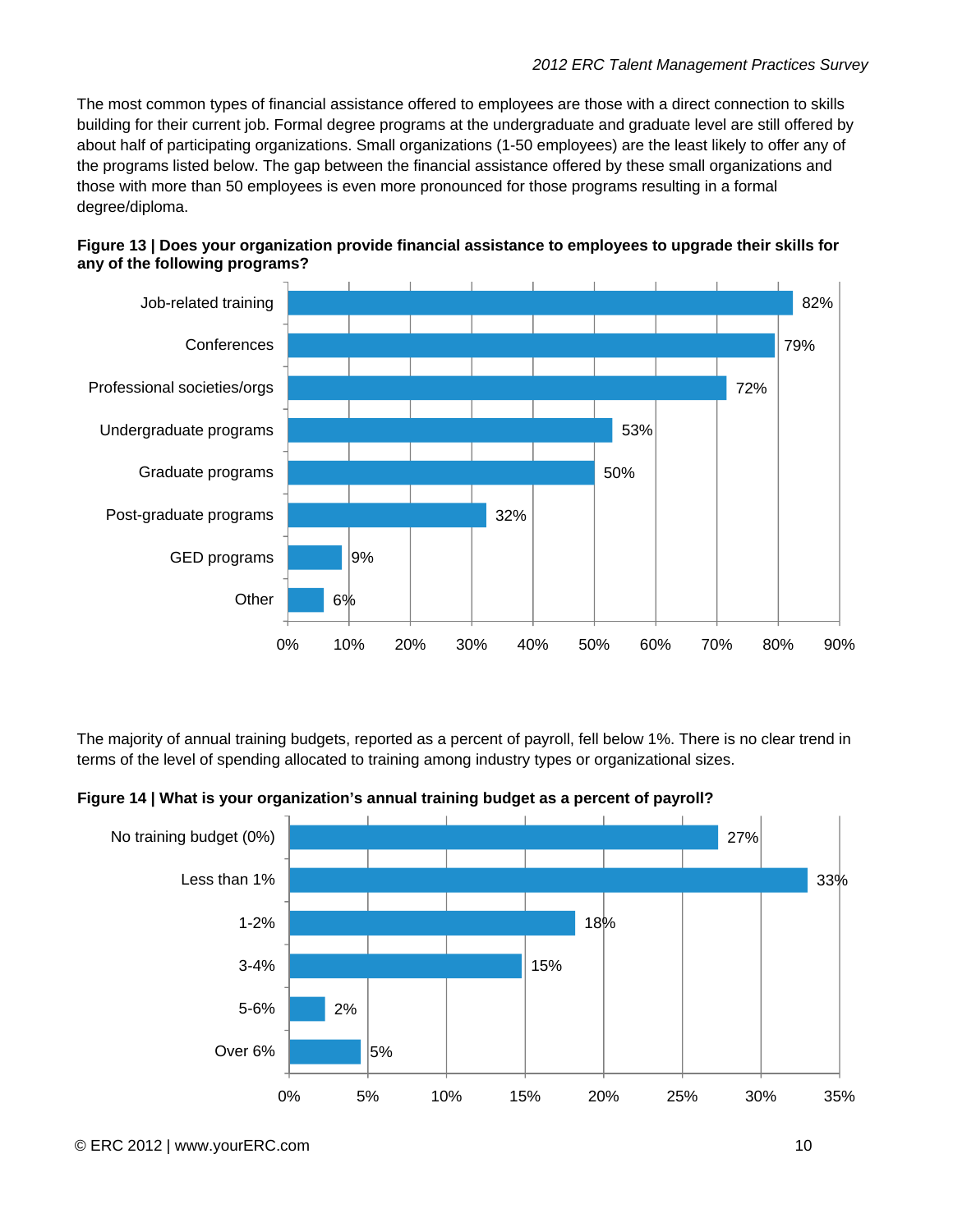The most common types of financial assistance offered to employees are those with a direct connection to skills building for their current job. Formal degree programs at the undergraduate and graduate level are still offered by about half of participating organizations. Small organizations (1-50 employees) are the least likely to offer any of the programs listed below. The gap between the financial assistance offered by these small organizations and those with more than 50 employees is even more pronounced for those programs resulting in a formal degree/diploma.

**Figure 13 | Does your organization provide financial assistance to employees to upgrade their skills for any of the following programs?**

| Program | Percent |
|---|---|
| Job-related training | 82% |
| Conferences | 79% |
| Professional societies/orgs | 72% |
| Undergraduate programs | 53% |
| Graduate programs | 50% |
| Post-graduate programs | 32% |
| GED programs | 9% |
| Other | 6% |

The majority of annual training budgets, reported as a percent of payroll, fell below 1%. There is no clear trend in terms of the level of spending allocated to training among industry types or organizational sizes.

**Figure 14 | What is your organization's annual training budget as a percent of payroll?**

| Training budget | Percent |
|---|---|
| No training budget (0%) | 27% |
| Less than 1% | 33% |
| 1-2% | 18% |
| 3-4% | 15% |
| 5-6% | 2% |
| Over 6% | 5% |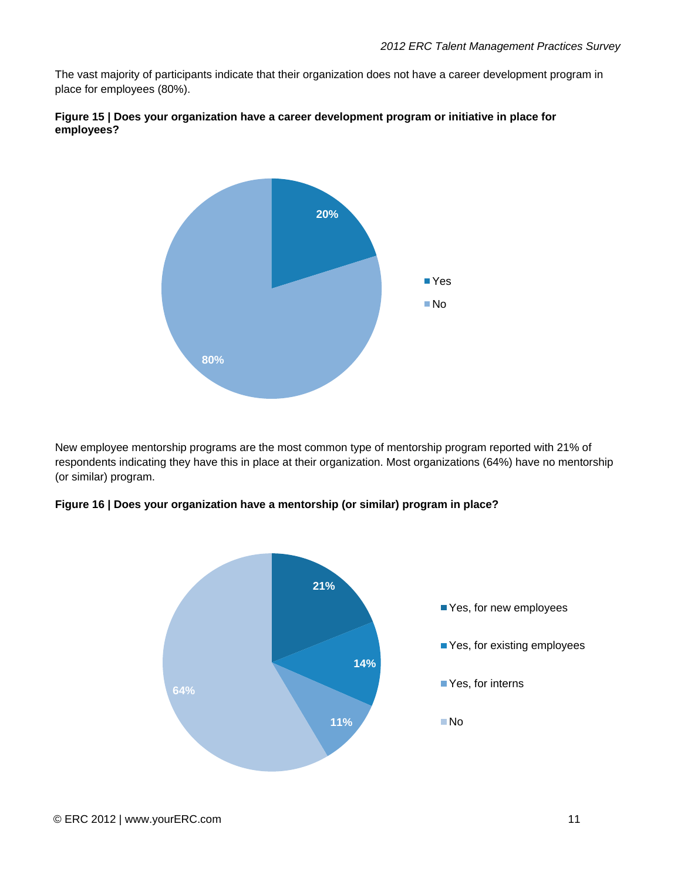The vast majority of participants indicate that their organization does not have a career development program in place for employees (80%).

**Figure 15 | Does your organization have a career development program or initiative in place for employees?**

New employee mentorship programs are the most common type of mentorship program reported with 21% of respondents indicating they have this in place at their organization. Most organizations (64%) have no mentorship (or similar) program.

**Figure 16 | Does your organization have a mentorship (or similar) program in place?**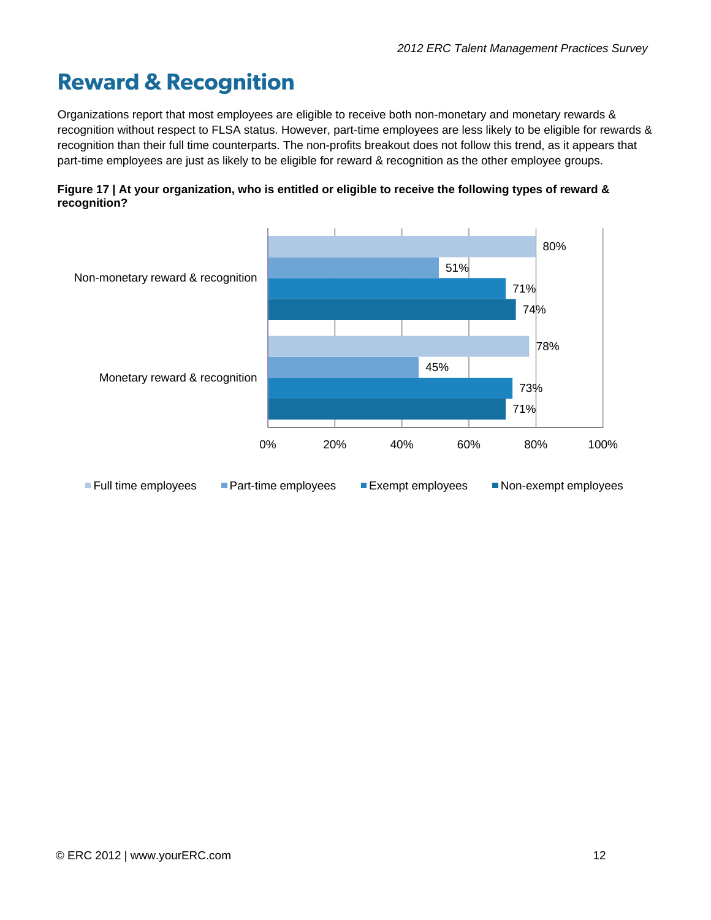# Reward & Recognition

Organizations report that most employees are eligible to receive both non-monetary and monetary rewards & recognition without respect to FLSA status. However, part-time employees are less likely to be eligible for rewards & recognition than their full time counterparts. The non-profits breakout does not follow this trend, as it appears that part-time employees are just as likely to be eligible for reward & recognition as the other employee groups.

**Figure 17 | At your organization, who is entitled or eligible to receive the following types of reward & recognition?**

| | Full time employees | Part-time employees | Exempt employees | Non-exempt employees |
|---|---|---|---|---|
| Non-monetary reward & recognition | 80% | 51% | 71% | 74% |
| Monetary reward & recognition | 78% | 45% | 73% | 71% |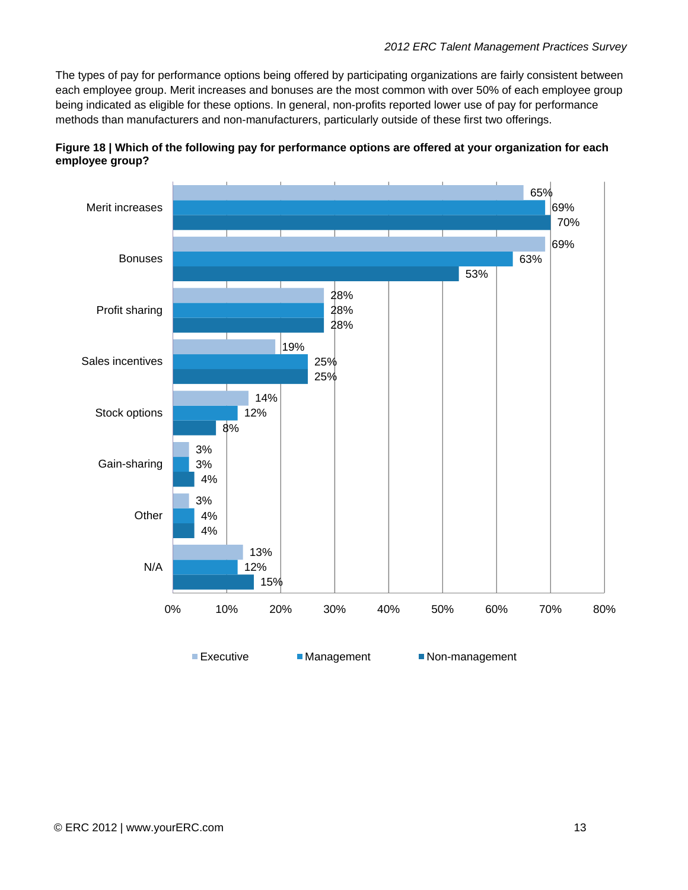The types of pay for performance options being offered by participating organizations are fairly consistent between each employee group. Merit increases and bonuses are the most common with over 50% of each employee group being indicated as eligible for these options. In general, non-profits reported lower use of pay for performance methods than manufacturers and non-manufacturers, particularly outside of these first two offerings.

**Figure 18 | Which of the following pay for performance options are offered at your organization for each employee group?**

| | Executive | Management | Non-management |
|---|---|---|---|
| Merit increases | 65% | 69% | 70% |
| Bonuses | 69% | 63% | 53% |
| Profit sharing | 28% | 28% | 28% |
| Sales incentives | 19% | 25% | 25% |
| Stock options | 14% | 12% | 8% |
| Gain-sharing | 3% | 3% | 4% |
| Other | 3% | 4% | 4% |
| N/A | 13% | 12% | 15% |

© ERC 2012 | www.yourERC.com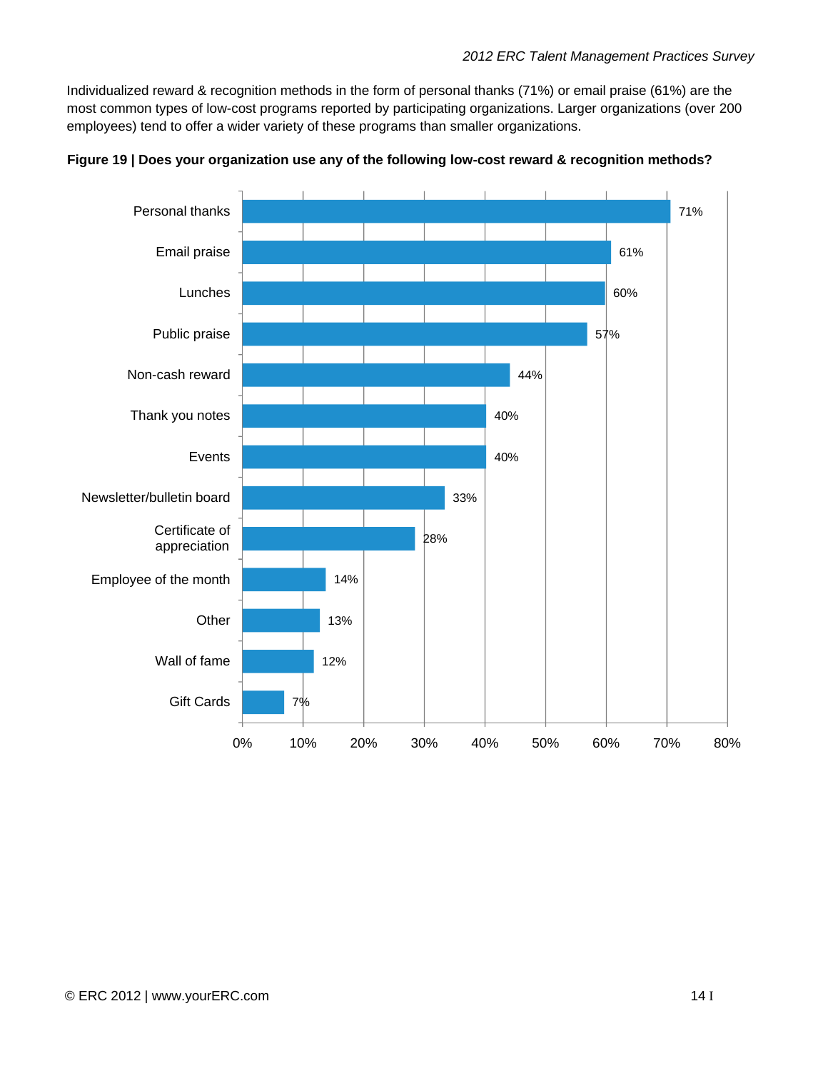Individualized reward & recognition methods in the form of personal thanks (71%) or email praise (61%) are the most common types of low-cost programs reported by participating organizations. Larger organizations (over 200 employees) tend to offer a wider variety of these programs than smaller organizations.

**Figure 19 | Does your organization use any of the following low-cost reward & recognition methods?**

| Method | Percentage |
|---|---|
| Personal thanks | 71% |
| Email praise | 61% |
| Lunches | 60% |
| Public praise | 57% |
| Non-cash reward | 44% |
| Thank you notes | 40% |
| Events | 40% |
| Newsletter/bulletin board | 33% |
| Certificate of appreciation | 28% |
| Employee of the month | 14% |
| Other | 13% |
| Wall of fame | 12% |
| Gift Cards | 7% |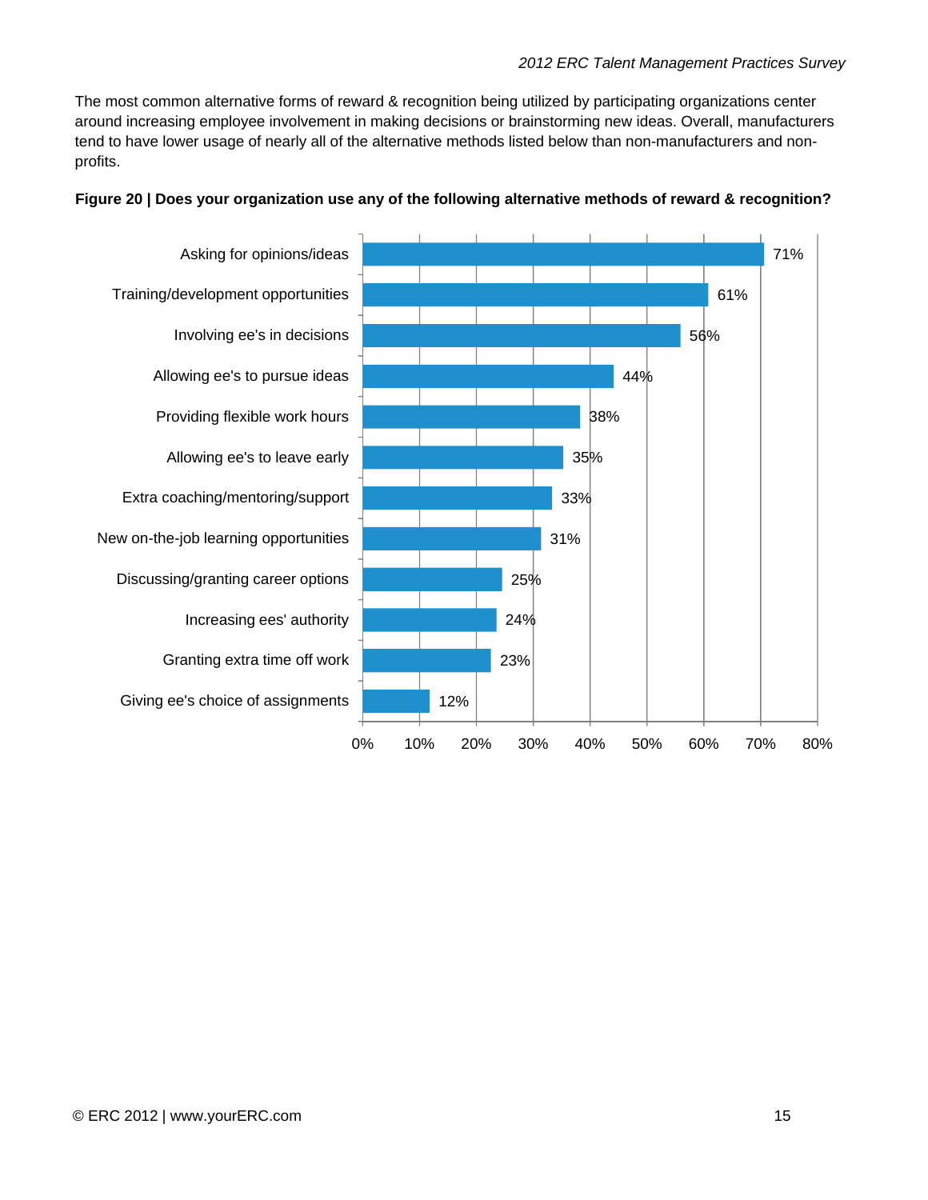The most common alternative forms of reward & recognition being utilized by participating organizations center around increasing employee involvement in making decisions or brainstorming new ideas. Overall, manufacturers tend to have lower usage of nearly all of the alternative methods listed below than non-manufacturers and non-profits.

**Figure 20 | Does your organization use any of the following alternative methods of reward & recognition?**

| Method | Percentage |
|---|---|
| Asking for opinions/ideas | 71% |
| Training/development opportunities | 61% |
| Involving ee's in decisions | 56% |
| Allowing ee's to pursue ideas | 44% |
| Providing flexible work hours | 38% |
| Allowing ee's to leave early | 35% |
| Extra coaching/mentoring/support | 33% |
| New on-the-job learning opportunities | 31% |
| Discussing/granting career options | 25% |
| Increasing ees' authority | 24% |
| Granting extra time off work | 23% |
| Giving ee's choice of assignments | 12% |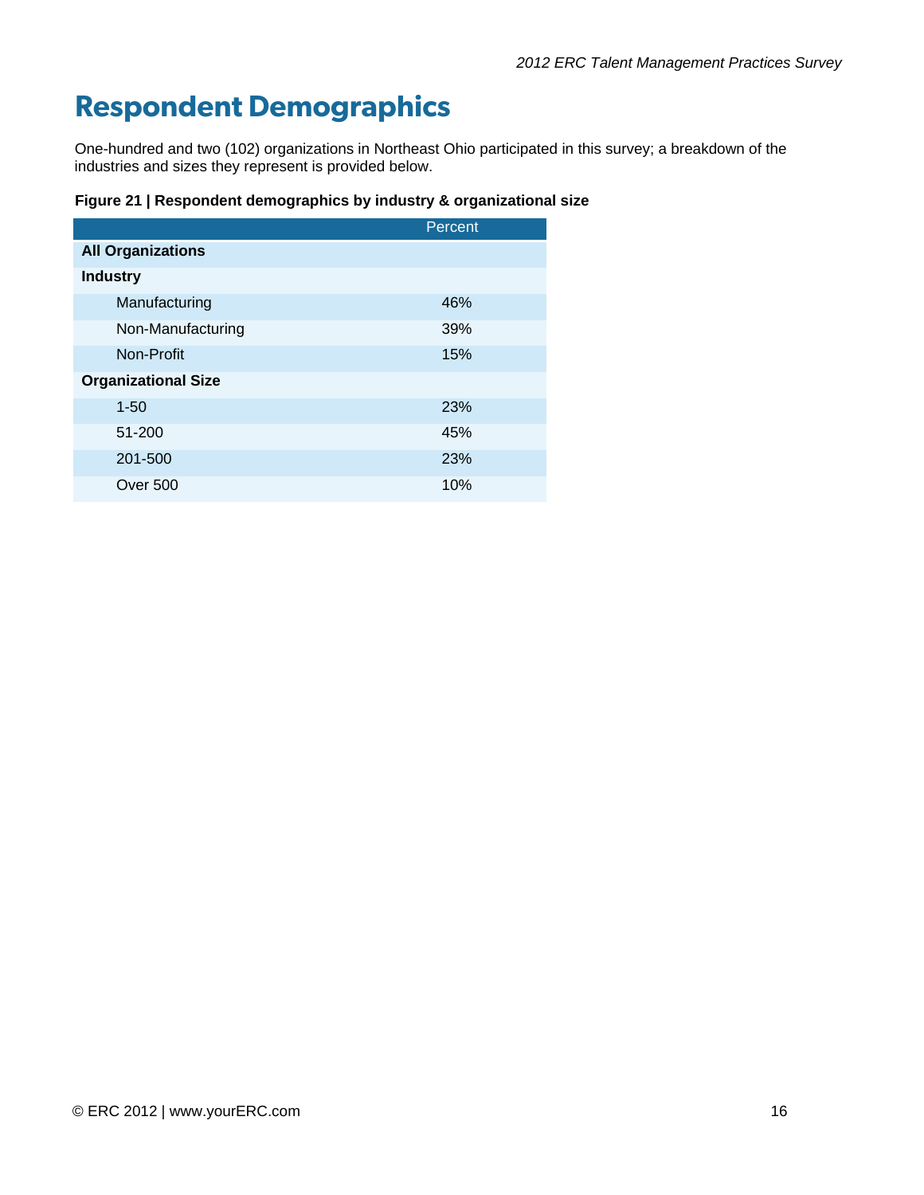# Respondent Demographics

One-hundred and two (102) organizations in Northeast Ohio participated in this survey; a breakdown of the industries and sizes they represent is provided below.

**Figure 21 | Respondent demographics by industry & organizational size**

| | Percent |
|---|---|
| **All Organizations** | |
| **Industry** | |
| Manufacturing | 46% |
| Non-Manufacturing | 39% |
| Non-Profit | 15% |
| **Organizational Size** | |
| 1-50 | 23% |
| 51-200 | 45% |
| 201-500 | 23% |
| Over 500 | 10% |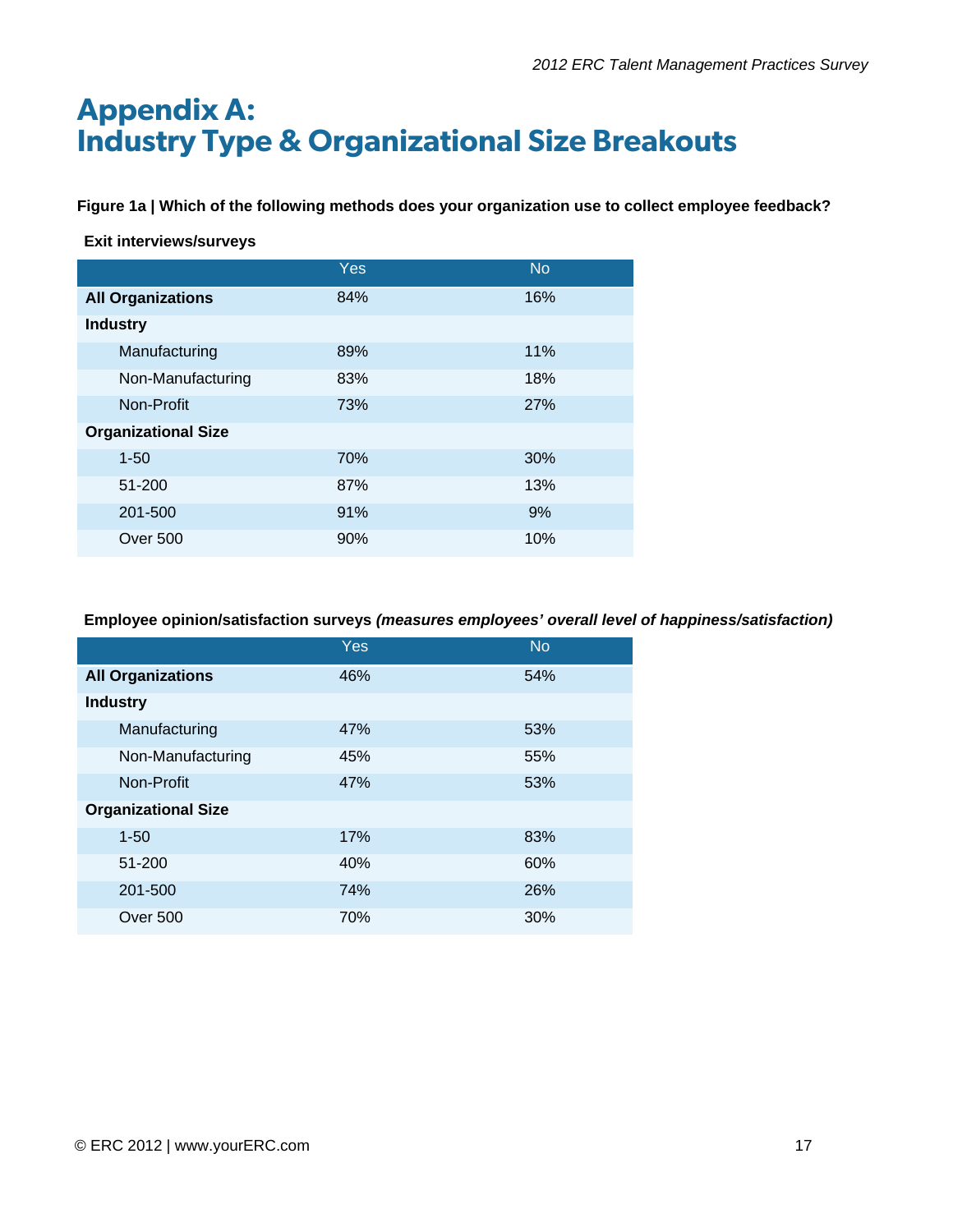# Appendix A: Industry Type & Organizational Size Breakouts

**Figure 1a | Which of the following methods does your organization use to collect employee feedback?**

**Exit interviews/surveys**

| | Yes | No |
|---|---|---|
| **All Organizations** | 84% | 16% |
| **Industry** | | |
| Manufacturing | 89% | 11% |
| Non-Manufacturing | 83% | 18% |
| Non-Profit | 73% | 27% |
| **Organizational Size** | | |
| 1-50 | 70% | 30% |
| 51-200 | 87% | 13% |
| 201-500 | 91% | 9% |
| Over 500 | 90% | 10% |

**Employee opinion/satisfaction surveys *(measures employees' overall level of happiness/satisfaction)***

| | Yes | No |
|---|---|---|
| **All Organizations** | 46% | 54% |
| **Industry** | | |
| Manufacturing | 47% | 53% |
| Non-Manufacturing | 45% | 55% |
| Non-Profit | 47% | 53% |
| **Organizational Size** | | |
| 1-50 | 17% | 83% |
| 51-200 | 40% | 60% |
| 201-500 | 74% | 26% |
| Over 500 | 70% | 30% |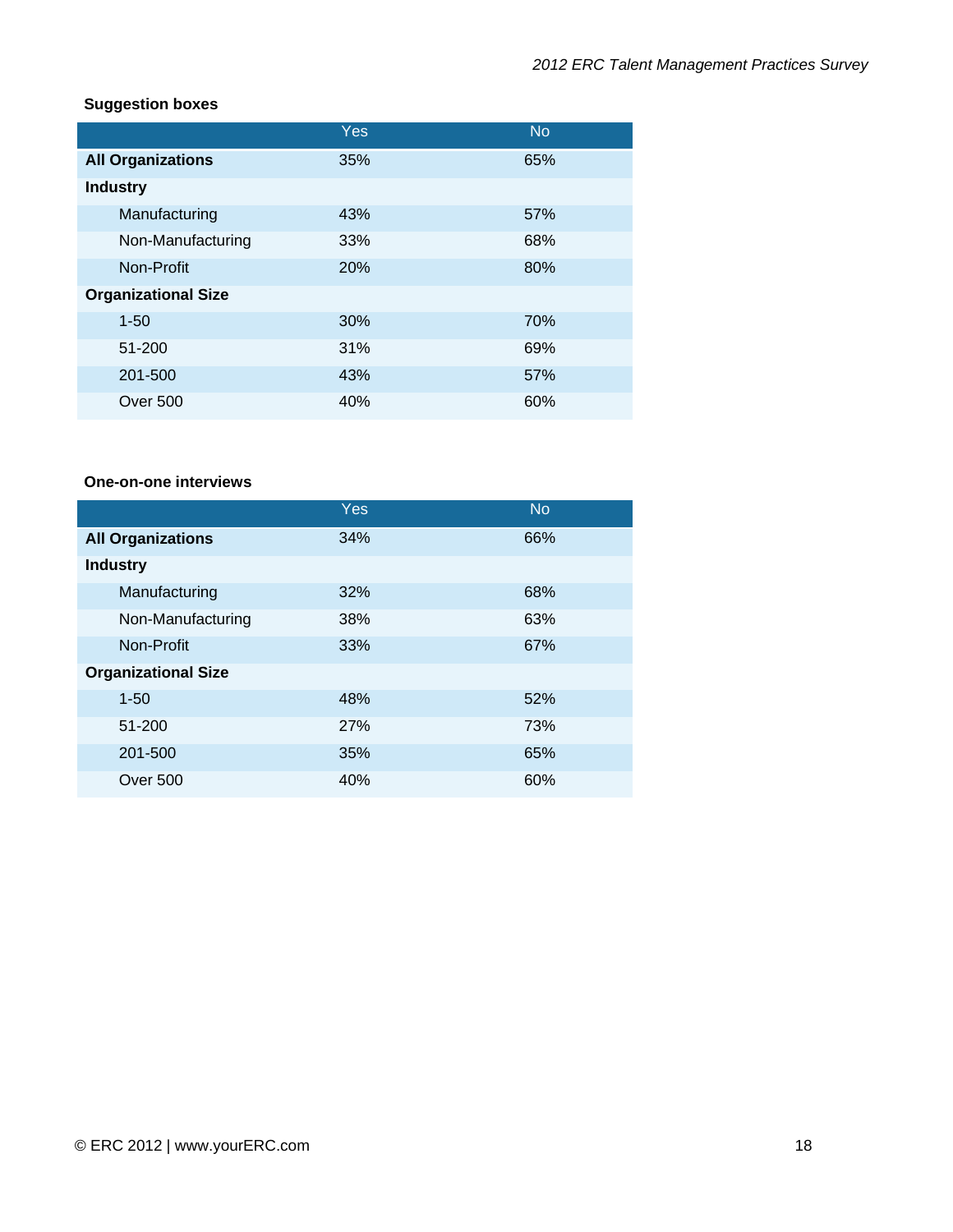**Suggestion boxes**

| | Yes | No |
|---|---|---|
| **All Organizations** | 35% | 65% |
| **Industry** | | |
| Manufacturing | 43% | 57% |
| Non-Manufacturing | 33% | 68% |
| Non-Profit | 20% | 80% |
| **Organizational Size** | | |
| 1-50 | 30% | 70% |
| 51-200 | 31% | 69% |
| 201-500 | 43% | 57% |
| Over 500 | 40% | 60% |

**One-on-one interviews**

| | Yes | No |
|---|---|---|
| **All Organizations** | 34% | 66% |
| **Industry** | | |
| Manufacturing | 32% | 68% |
| Non-Manufacturing | 38% | 63% |
| Non-Profit | 33% | 67% |
| **Organizational Size** | | |
| 1-50 | 48% | 52% |
| 51-200 | 27% | 73% |
| 201-500 | 35% | 65% |
| Over 500 | 40% | 60% |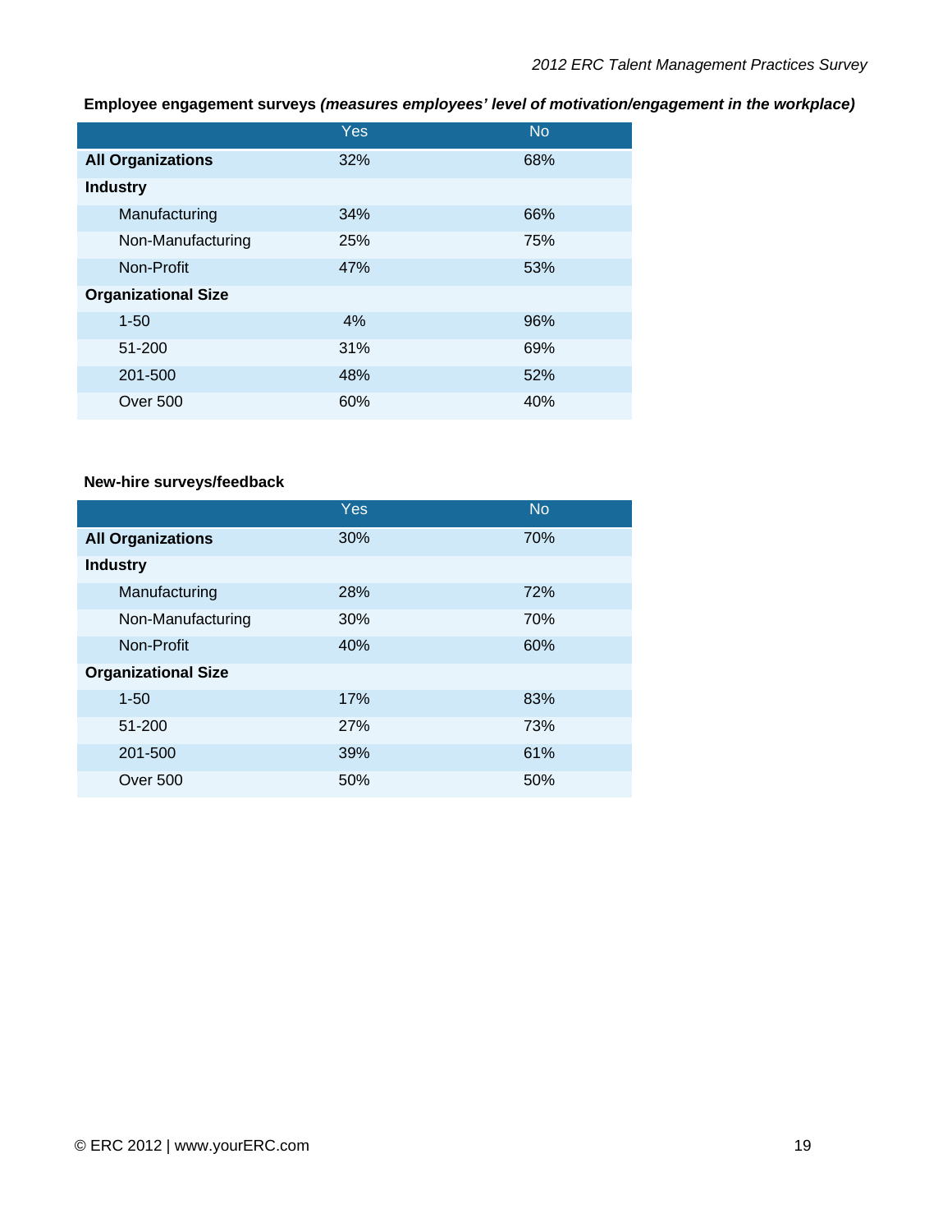**Employee engagement surveys *(measures employees' level of motivation/engagement in the workplace)***

| | Yes | No |
|---|---|---|
| **All Organizations** | 32% | 68% |
| **Industry** | | |
| Manufacturing | 34% | 66% |
| Non-Manufacturing | 25% | 75% |
| Non-Profit | 47% | 53% |
| **Organizational Size** | | |
| 1-50 | 4% | 96% |
| 51-200 | 31% | 69% |
| 201-500 | 48% | 52% |
| Over 500 | 60% | 40% |

**New-hire surveys/feedback**

| | Yes | No |
|---|---|---|
| **All Organizations** | 30% | 70% |
| **Industry** | | |
| Manufacturing | 28% | 72% |
| Non-Manufacturing | 30% | 70% |
| Non-Profit | 40% | 60% |
| **Organizational Size** | | |
| 1-50 | 17% | 83% |
| 51-200 | 27% | 73% |
| 201-500 | 39% | 61% |
| Over 500 | 50% | 50% |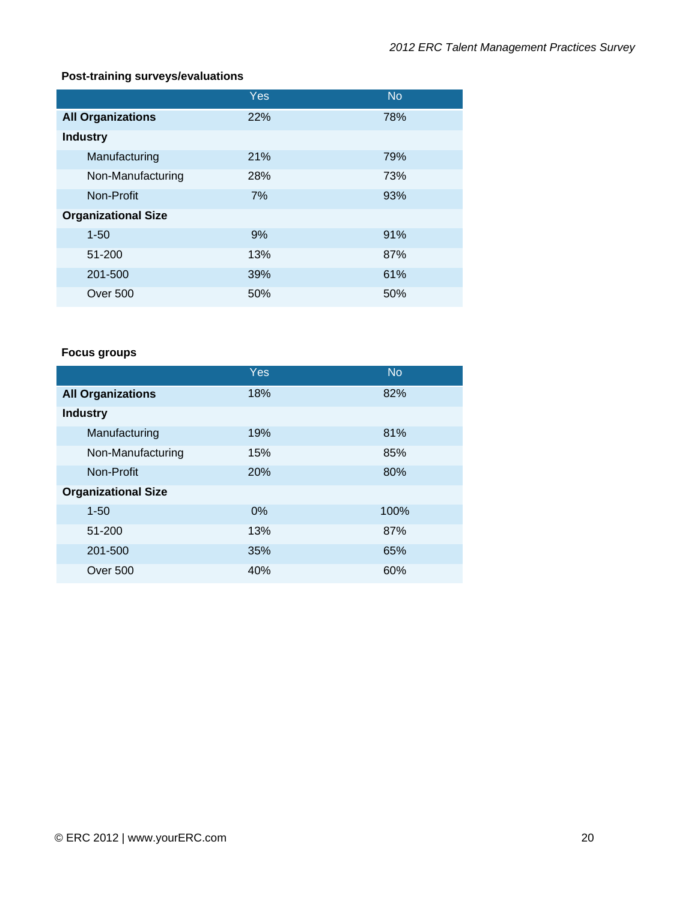**Post-training surveys/evaluations**

| | Yes | No |
|---|---|---|
| **All Organizations** | 22% | 78% |
| **Industry** | | |
| Manufacturing | 21% | 79% |
| Non-Manufacturing | 28% | 73% |
| Non-Profit | 7% | 93% |
| **Organizational Size** | | |
| 1-50 | 9% | 91% |
| 51-200 | 13% | 87% |
| 201-500 | 39% | 61% |
| Over 500 | 50% | 50% |

**Focus groups**

| | Yes | No |
|---|---|---|
| **All Organizations** | 18% | 82% |
| **Industry** | | |
| Manufacturing | 19% | 81% |
| Non-Manufacturing | 15% | 85% |
| Non-Profit | 20% | 80% |
| **Organizational Size** | | |
| 1-50 | 0% | 100% |
| 51-200 | 13% | 87% |
| 201-500 | 35% | 65% |
| Over 500 | 40% | 60% |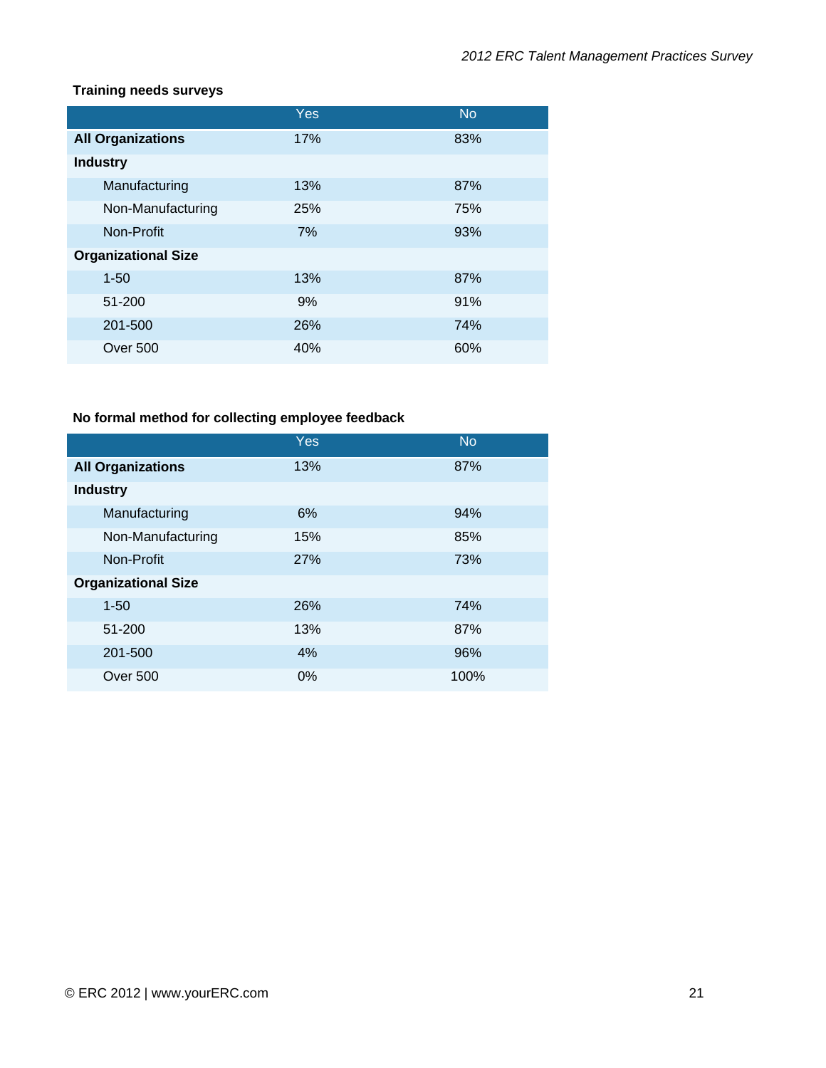**Training needs surveys**

| | Yes | No |
|---|---|---|
| **All Organizations** | 17% | 83% |
| **Industry** | | |
| Manufacturing | 13% | 87% |
| Non-Manufacturing | 25% | 75% |
| Non-Profit | 7% | 93% |
| **Organizational Size** | | |
| 1-50 | 13% | 87% |
| 51-200 | 9% | 91% |
| 201-500 | 26% | 74% |
| Over 500 | 40% | 60% |

**No formal method for collecting employee feedback**

| | Yes | No |
|---|---|---|
| **All Organizations** | 13% | 87% |
| **Industry** | | |
| Manufacturing | 6% | 94% |
| Non-Manufacturing | 15% | 85% |
| Non-Profit | 27% | 73% |
| **Organizational Size** | | |
| 1-50 | 26% | 74% |
| 51-200 | 13% | 87% |
| 201-500 | 4% | 96% |
| Over 500 | 0% | 100% |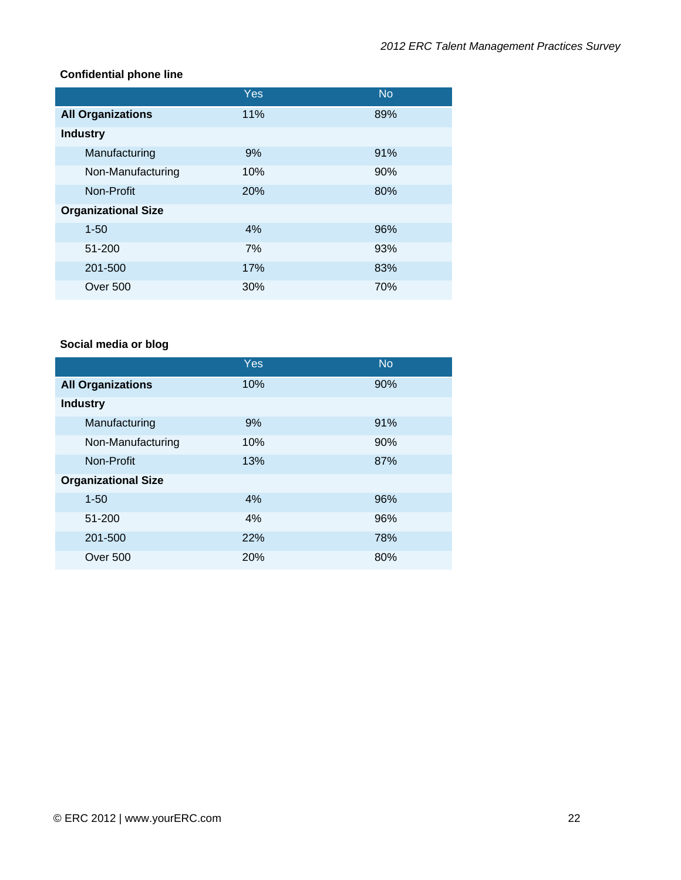**Confidential phone line**

| | Yes | No |
|---|---|---|
| **All Organizations** | 11% | 89% |
| **Industry** | | |
| Manufacturing | 9% | 91% |
| Non-Manufacturing | 10% | 90% |
| Non-Profit | 20% | 80% |
| **Organizational Size** | | |
| 1-50 | 4% | 96% |
| 51-200 | 7% | 93% |
| 201-500 | 17% | 83% |
| Over 500 | 30% | 70% |

**Social media or blog**

| | Yes | No |
|---|---|---|
| **All Organizations** | 10% | 90% |
| **Industry** | | |
| Manufacturing | 9% | 91% |
| Non-Manufacturing | 10% | 90% |
| Non-Profit | 13% | 87% |
| **Organizational Size** | | |
| 1-50 | 4% | 96% |
| 51-200 | 4% | 96% |
| 201-500 | 22% | 78% |
| Over 500 | 20% | 80% |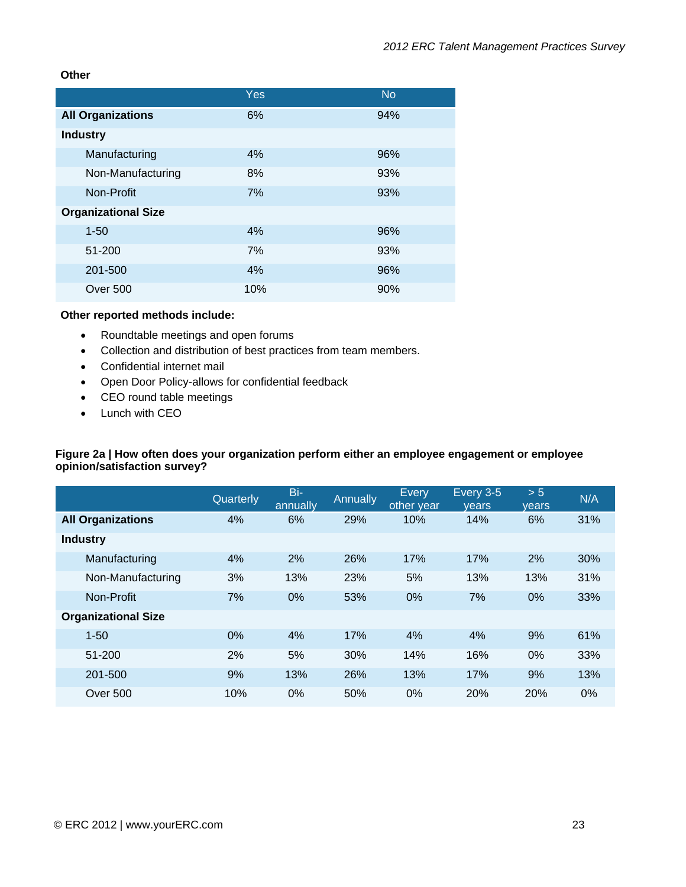**Other**

| | Yes | No |
|---|---|---|
| **All Organizations** | 6% | 94% |
| **Industry** | | |
| Manufacturing | 4% | 96% |
| Non-Manufacturing | 8% | 93% |
| Non-Profit | 7% | 93% |
| **Organizational Size** | | |
| 1-50 | 4% | 96% |
| 51-200 | 7% | 93% |
| 201-500 | 4% | 96% |
| Over 500 | 10% | 90% |

**Other reported methods include:**

- Roundtable meetings and open forums
- Collection and distribution of best practices from team members.
- Confidential internet mail
- Open Door Policy-allows for confidential feedback
- CEO round table meetings
- Lunch with CEO

**Figure 2a | How often does your organization perform either an employee engagement or employee opinion/satisfaction survey?**

| | Quarterly | Bi-annually | Annually | Every other year | Every 3-5 years | > 5 years | N/A |
|---|---|---|---|---|---|---|---|
| **All Organizations** | 4% | 6% | 29% | 10% | 14% | 6% | 31% |
| **Industry** | | | | | | | |
| Manufacturing | 4% | 2% | 26% | 17% | 17% | 2% | 30% |
| Non-Manufacturing | 3% | 13% | 23% | 5% | 13% | 13% | 31% |
| Non-Profit | 7% | 0% | 53% | 0% | 7% | 0% | 33% |
| **Organizational Size** | | | | | | | |
| 1-50 | 0% | 4% | 17% | 4% | 4% | 9% | 61% |
| 51-200 | 2% | 5% | 30% | 14% | 16% | 0% | 33% |
| 201-500 | 9% | 13% | 26% | 13% | 17% | 9% | 13% |
| Over 500 | 10% | 0% | 50% | 0% | 20% | 20% | 0% |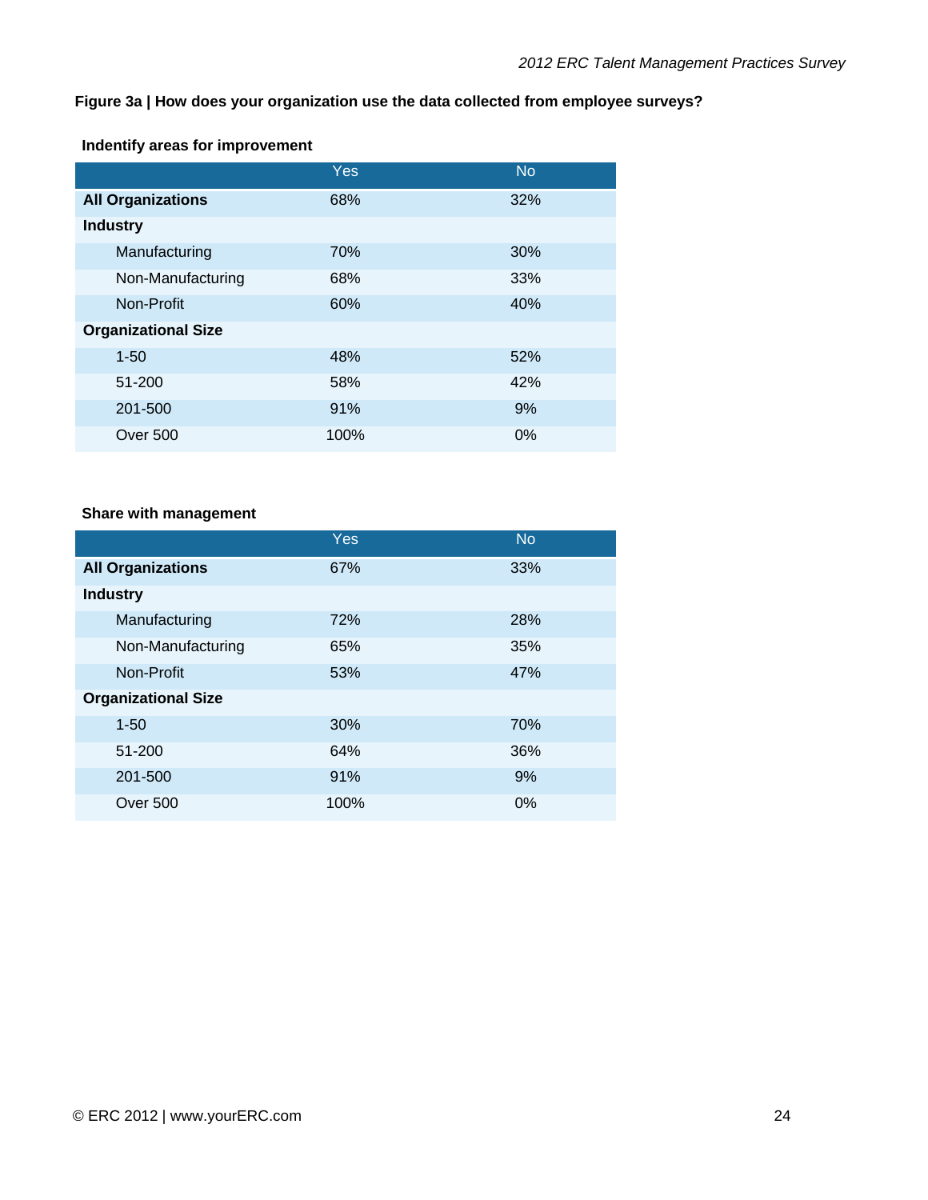**Figure 3a | How does your organization use the data collected from employee surveys?**

**Indentify areas for improvement**

| | Yes | No |
|---|---|---|
| **All Organizations** | 68% | 32% |
| **Industry** | | |
| Manufacturing | 70% | 30% |
| Non-Manufacturing | 68% | 33% |
| Non-Profit | 60% | 40% |
| **Organizational Size** | | |
| 1-50 | 48% | 52% |
| 51-200 | 58% | 42% |
| 201-500 | 91% | 9% |
| Over 500 | 100% | 0% |

**Share with management**

| | Yes | No |
|---|---|---|
| **All Organizations** | 67% | 33% |
| **Industry** | | |
| Manufacturing | 72% | 28% |
| Non-Manufacturing | 65% | 35% |
| Non-Profit | 53% | 47% |
| **Organizational Size** | | |
| 1-50 | 30% | 70% |
| 51-200 | 64% | 36% |
| 201-500 | 91% | 9% |
| Over 500 | 100% | 0% |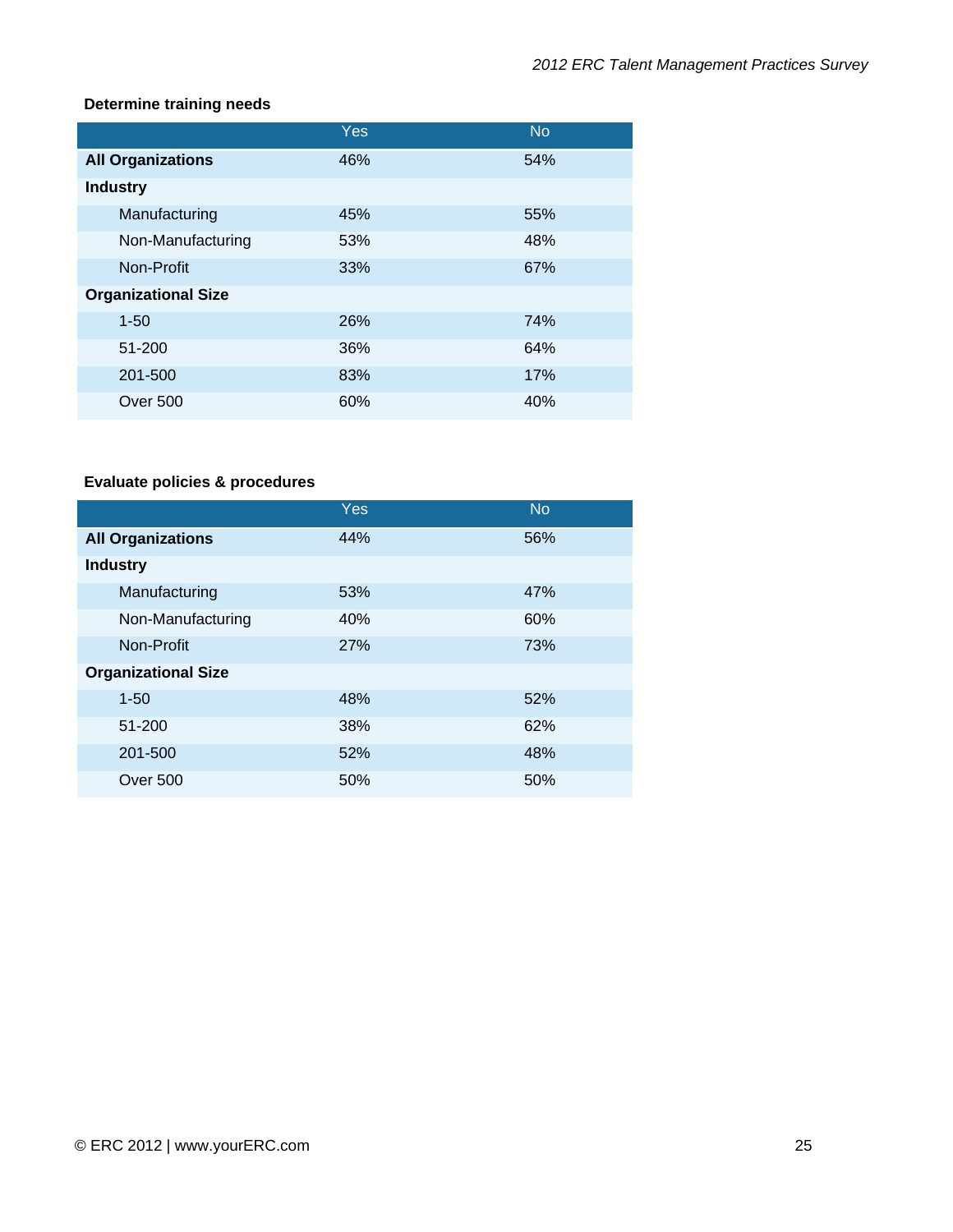**Determine training needs**

| | Yes | No |
|---|---|---|
| **All Organizations** | 46% | 54% |
| **Industry** | | |
| Manufacturing | 45% | 55% |
| Non-Manufacturing | 53% | 48% |
| Non-Profit | 33% | 67% |
| **Organizational Size** | | |
| 1-50 | 26% | 74% |
| 51-200 | 36% | 64% |
| 201-500 | 83% | 17% |
| Over 500 | 60% | 40% |

**Evaluate policies & procedures**

| | Yes | No |
|---|---|---|
| **All Organizations** | 44% | 56% |
| **Industry** | | |
| Manufacturing | 53% | 47% |
| Non-Manufacturing | 40% | 60% |
| Non-Profit | 27% | 73% |
| **Organizational Size** | | |
| 1-50 | 48% | 52% |
| 51-200 | 38% | 62% |
| 201-500 | 52% | 48% |
| Over 500 | 50% | 50% |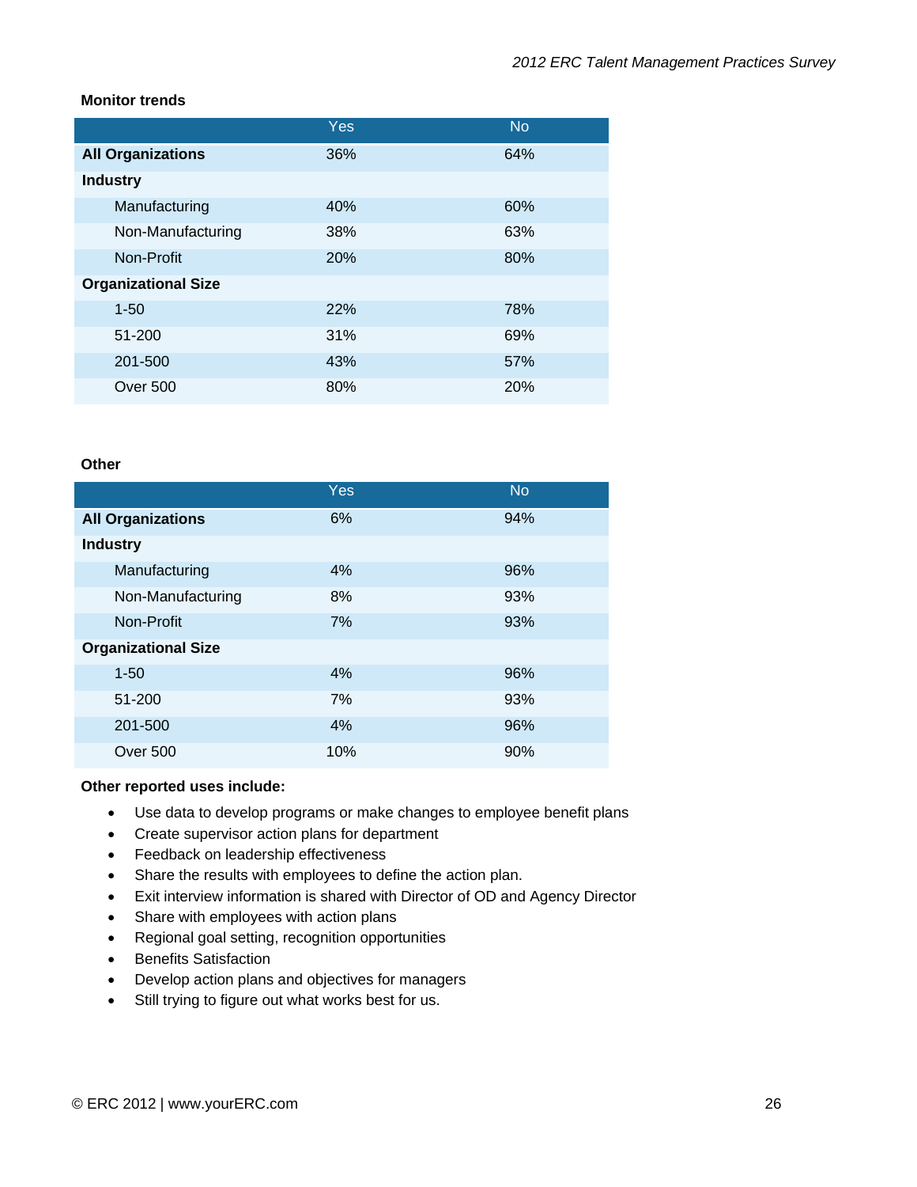**Monitor trends**

| | Yes | No |
|---|---|---|
| **All Organizations** | 36% | 64% |
| **Industry** | | |
| Manufacturing | 40% | 60% |
| Non-Manufacturing | 38% | 63% |
| Non-Profit | 20% | 80% |
| **Organizational Size** | | |
| 1-50 | 22% | 78% |
| 51-200 | 31% | 69% |
| 201-500 | 43% | 57% |
| Over 500 | 80% | 20% |

**Other**

| | Yes | No |
|---|---|---|
| **All Organizations** | 6% | 94% |
| **Industry** | | |
| Manufacturing | 4% | 96% |
| Non-Manufacturing | 8% | 93% |
| Non-Profit | 7% | 93% |
| **Organizational Size** | | |
| 1-50 | 4% | 96% |
| 51-200 | 7% | 93% |
| 201-500 | 4% | 96% |
| Over 500 | 10% | 90% |

**Other reported uses include:**

- Use data to develop programs or make changes to employee benefit plans
- Create supervisor action plans for department
- Feedback on leadership effectiveness
- Share the results with employees to define the action plan.
- Exit interview information is shared with Director of OD and Agency Director
- Share with employees with action plans
- Regional goal setting, recognition opportunities
- Benefits Satisfaction
- Develop action plans and objectives for managers
- Still trying to figure out what works best for us.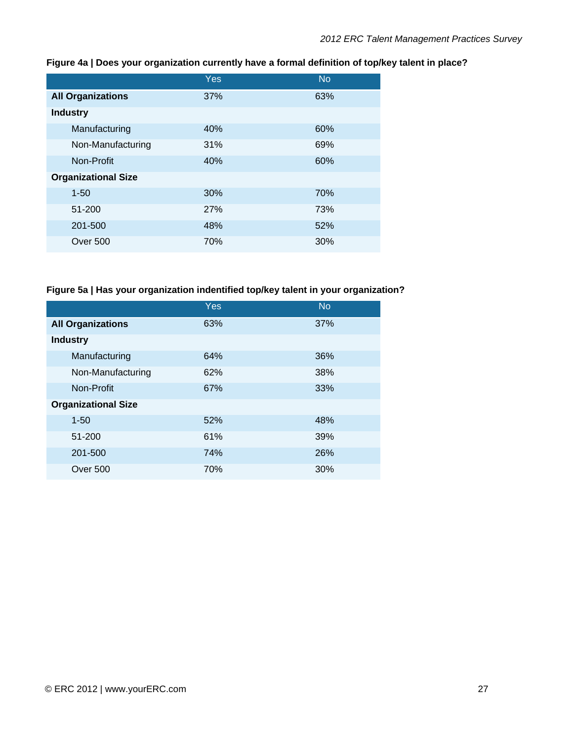**Figure 4a | Does your organization currently have a formal definition of top/key talent in place?**

| | Yes | No |
|---|---|---|
| **All Organizations** | 37% | 63% |
| **Industry** | | |
| Manufacturing | 40% | 60% |
| Non-Manufacturing | 31% | 69% |
| Non-Profit | 40% | 60% |
| **Organizational Size** | | |
| 1-50 | 30% | 70% |
| 51-200 | 27% | 73% |
| 201-500 | 48% | 52% |
| Over 500 | 70% | 30% |

**Figure 5a | Has your organization indentified top/key talent in your organization?**

| | Yes | No |
|---|---|---|
| **All Organizations** | 63% | 37% |
| **Industry** | | |
| Manufacturing | 64% | 36% |
| Non-Manufacturing | 62% | 38% |
| Non-Profit | 67% | 33% |
| **Organizational Size** | | |
| 1-50 | 52% | 48% |
| 51-200 | 61% | 39% |
| 201-500 | 74% | 26% |
| Over 500 | 70% | 30% |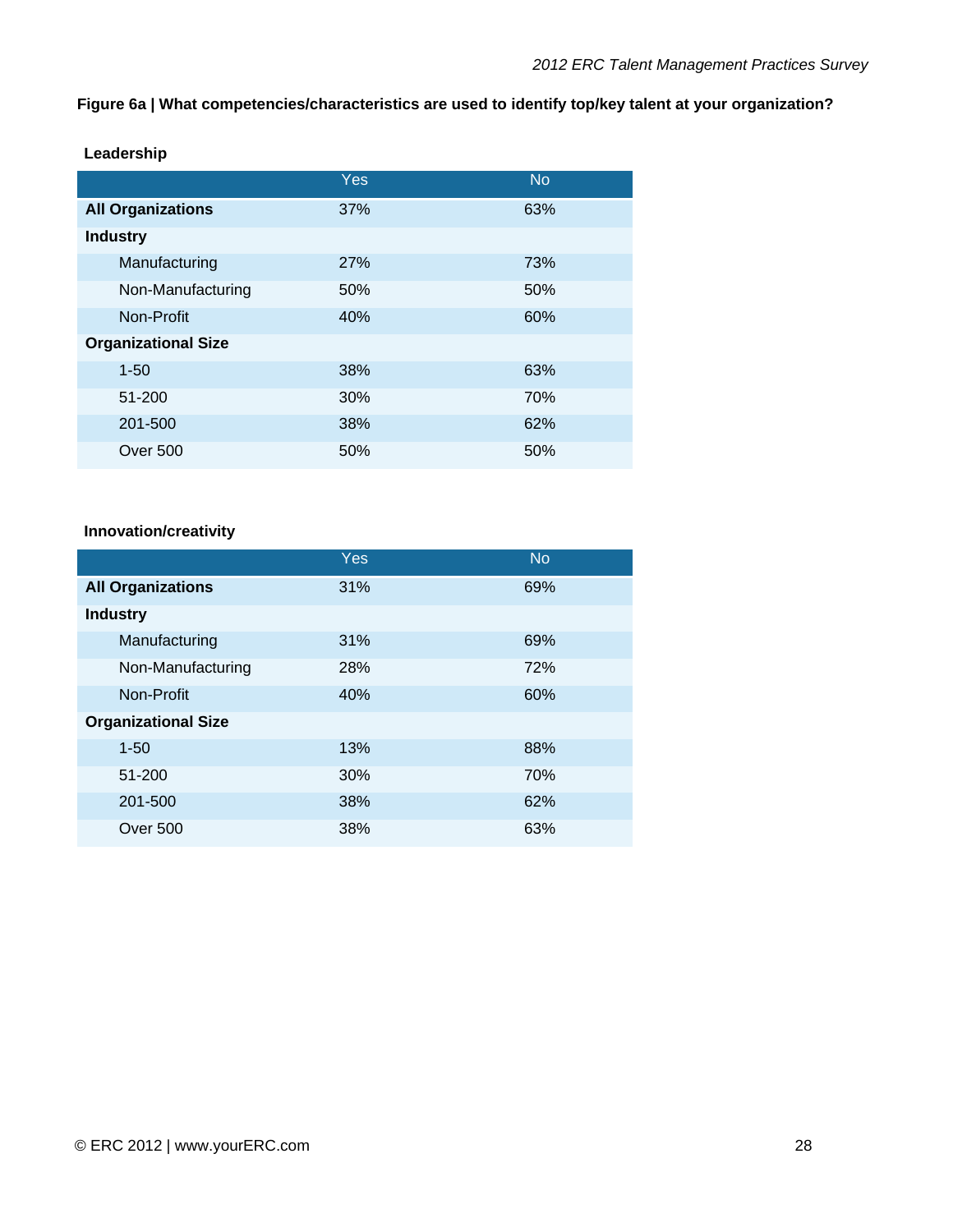**Figure 6a | What competencies/characteristics are used to identify top/key talent at your organization?**

**Leadership**

| | Yes | No |
|---|---|---|
| **All Organizations** | 37% | 63% |
| **Industry** | | |
| Manufacturing | 27% | 73% |
| Non-Manufacturing | 50% | 50% |
| Non-Profit | 40% | 60% |
| **Organizational Size** | | |
| 1-50 | 38% | 63% |
| 51-200 | 30% | 70% |
| 201-500 | 38% | 62% |
| Over 500 | 50% | 50% |

**Innovation/creativity**

| | Yes | No |
|---|---|---|
| **All Organizations** | 31% | 69% |
| **Industry** | | |
| Manufacturing | 31% | 69% |
| Non-Manufacturing | 28% | 72% |
| Non-Profit | 40% | 60% |
| **Organizational Size** | | |
| 1-50 | 13% | 88% |
| 51-200 | 30% | 70% |
| 201-500 | 38% | 62% |
| Over 500 | 38% | 63% |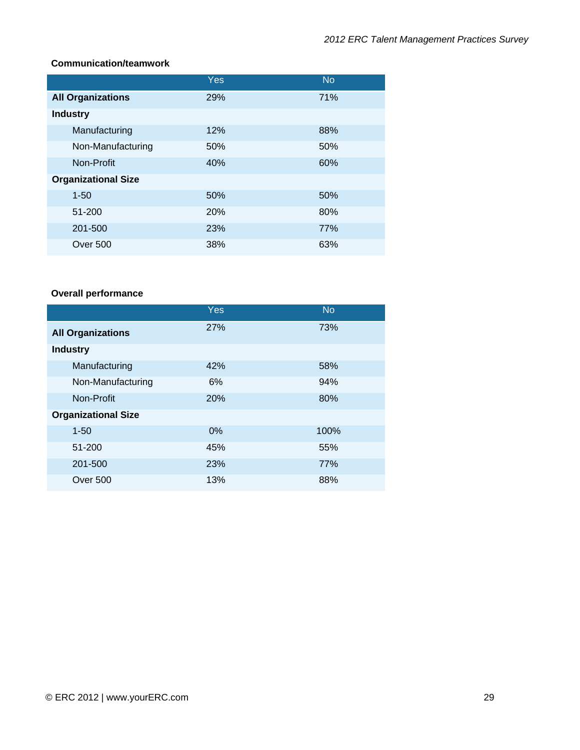**Communication/teamwork**

| | Yes | No |
|---|---|---|
| **All Organizations** | 29% | 71% |
| **Industry** | | |
| Manufacturing | 12% | 88% |
| Non-Manufacturing | 50% | 50% |
| Non-Profit | 40% | 60% |
| **Organizational Size** | | |
| 1-50 | 50% | 50% |
| 51-200 | 20% | 80% |
| 201-500 | 23% | 77% |
| Over 500 | 38% | 63% |

**Overall performance**

| | Yes | No |
|---|---|---|
| **All Organizations** | 27% | 73% |
| **Industry** | | |
| Manufacturing | 42% | 58% |
| Non-Manufacturing | 6% | 94% |
| Non-Profit | 20% | 80% |
| **Organizational Size** | | |
| 1-50 | 0% | 100% |
| 51-200 | 45% | 55% |
| 201-500 | 23% | 77% |
| Over 500 | 13% | 88% |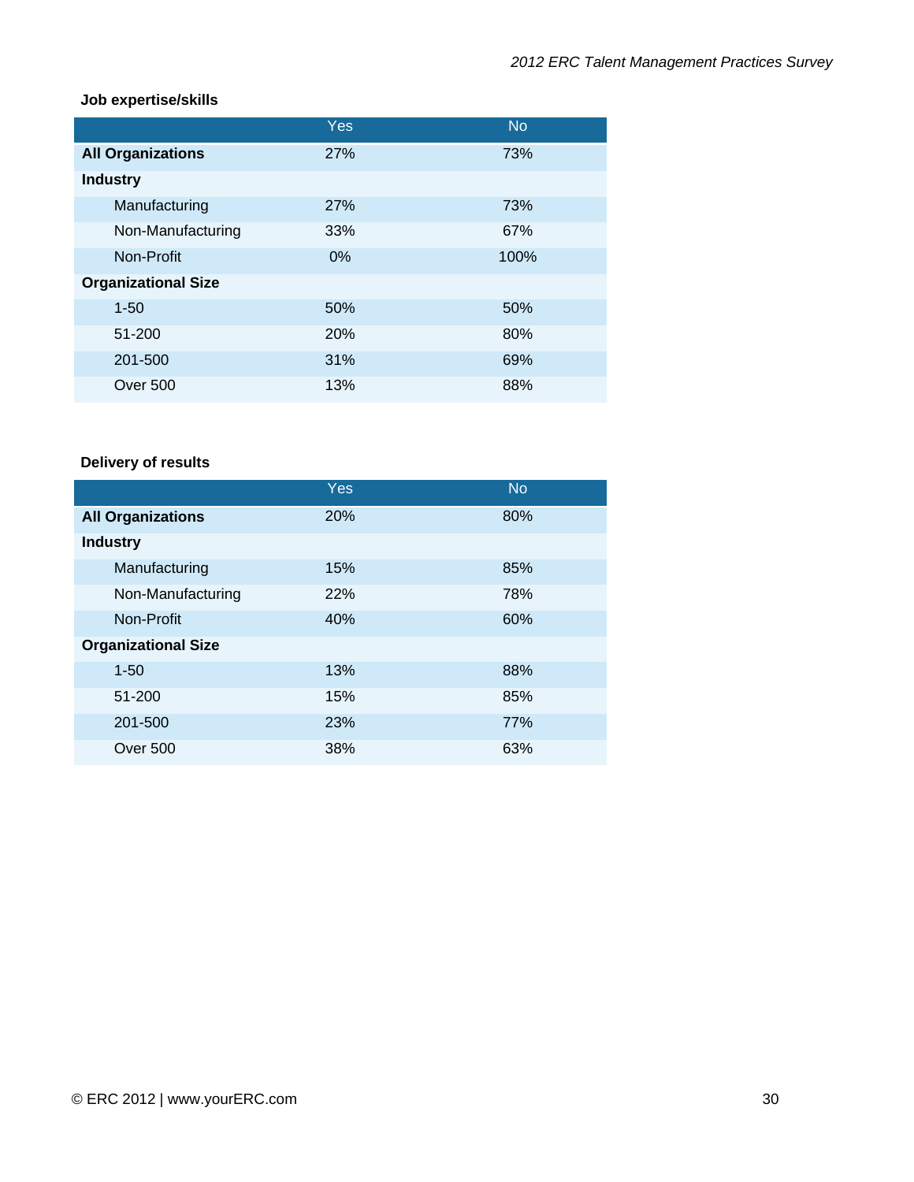**Job expertise/skills**

| | Yes | No |
|---|---|---|
| **All Organizations** | 27% | 73% |
| **Industry** | | |
| Manufacturing | 27% | 73% |
| Non-Manufacturing | 33% | 67% |
| Non-Profit | 0% | 100% |
| **Organizational Size** | | |
| 1-50 | 50% | 50% |
| 51-200 | 20% | 80% |
| 201-500 | 31% | 69% |
| Over 500 | 13% | 88% |

**Delivery of results**

| | Yes | No |
|---|---|---|
| **All Organizations** | 20% | 80% |
| **Industry** | | |
| Manufacturing | 15% | 85% |
| Non-Manufacturing | 22% | 78% |
| Non-Profit | 40% | 60% |
| **Organizational Size** | | |
| 1-50 | 13% | 88% |
| 51-200 | 15% | 85% |
| 201-500 | 23% | 77% |
| Over 500 | 38% | 63% |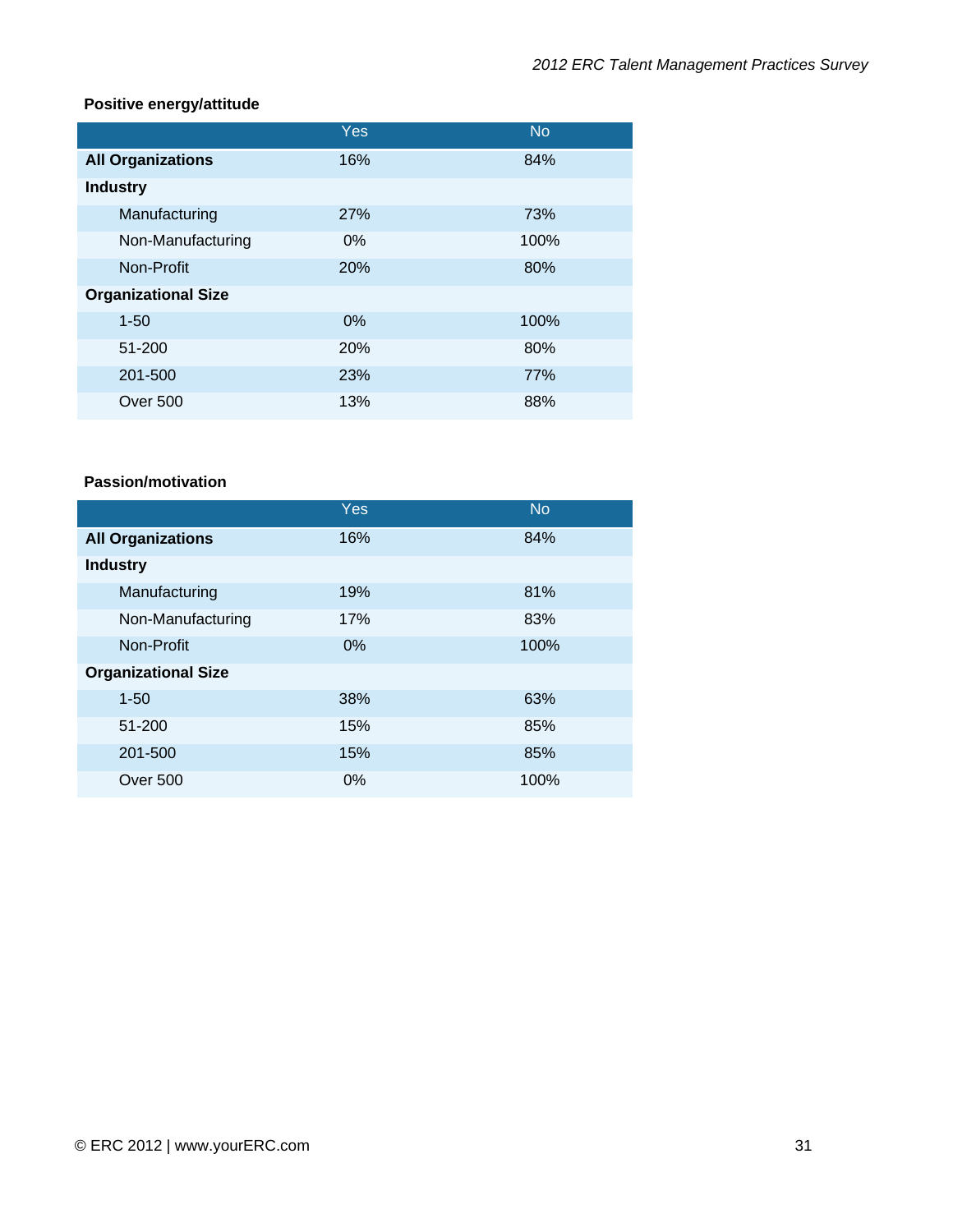**Positive energy/attitude**

| | Yes | No |
|---|---|---|
| **All Organizations** | 16% | 84% |
| **Industry** | | |
| Manufacturing | 27% | 73% |
| Non-Manufacturing | 0% | 100% |
| Non-Profit | 20% | 80% |
| **Organizational Size** | | |
| 1-50 | 0% | 100% |
| 51-200 | 20% | 80% |
| 201-500 | 23% | 77% |
| Over 500 | 13% | 88% |

**Passion/motivation**

| | Yes | No |
|---|---|---|
| **All Organizations** | 16% | 84% |
| **Industry** | | |
| Manufacturing | 19% | 81% |
| Non-Manufacturing | 17% | 83% |
| Non-Profit | 0% | 100% |
| **Organizational Size** | | |
| 1-50 | 38% | 63% |
| 51-200 | 15% | 85% |
| 201-500 | 15% | 85% |
| Over 500 | 0% | 100% |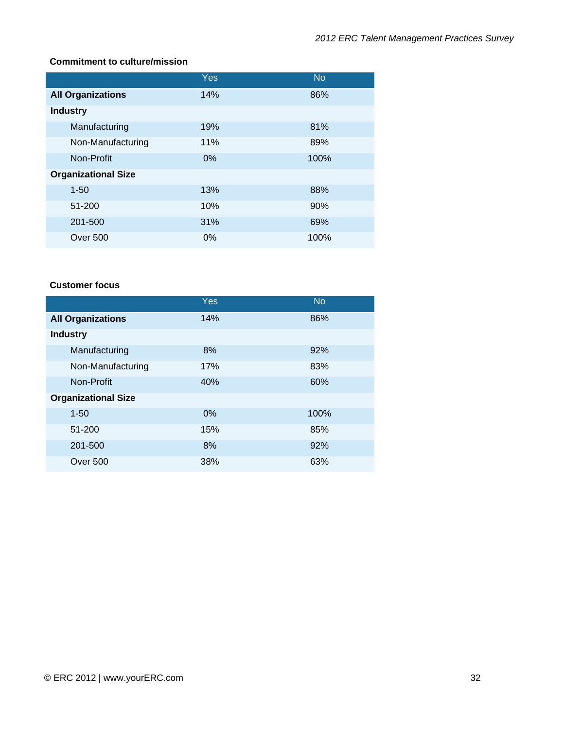**Commitment to culture/mission**

| | Yes | No |
|---|---|---|
| **All Organizations** | 14% | 86% |
| **Industry** | | |
| Manufacturing | 19% | 81% |
| Non-Manufacturing | 11% | 89% |
| Non-Profit | 0% | 100% |
| **Organizational Size** | | |
| 1-50 | 13% | 88% |
| 51-200 | 10% | 90% |
| 201-500 | 31% | 69% |
| Over 500 | 0% | 100% |

**Customer focus**

| | Yes | No |
|---|---|---|
| **All Organizations** | 14% | 86% |
| **Industry** | | |
| Manufacturing | 8% | 92% |
| Non-Manufacturing | 17% | 83% |
| Non-Profit | 40% | 60% |
| **Organizational Size** | | |
| 1-50 | 0% | 100% |
| 51-200 | 15% | 85% |
| 201-500 | 8% | 92% |
| Over 500 | 38% | 63% |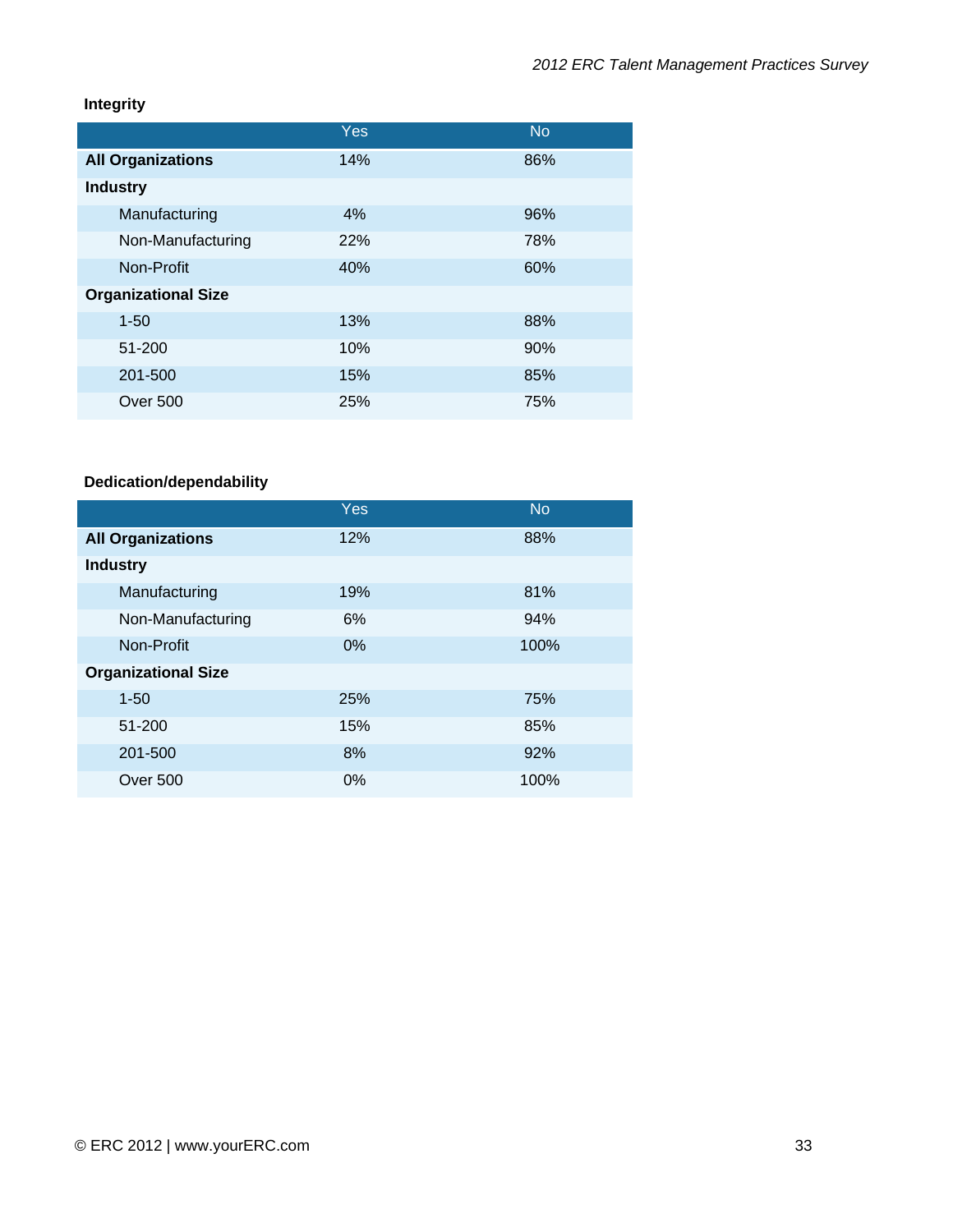**Integrity**

| | Yes | No |
|---|---|---|
| **All Organizations** | 14% | 86% |
| **Industry** | | |
| Manufacturing | 4% | 96% |
| Non-Manufacturing | 22% | 78% |
| Non-Profit | 40% | 60% |
| **Organizational Size** | | |
| 1-50 | 13% | 88% |
| 51-200 | 10% | 90% |
| 201-500 | 15% | 85% |
| Over 500 | 25% | 75% |

**Dedication/dependability**

| | Yes | No |
|---|---|---|
| **All Organizations** | 12% | 88% |
| **Industry** | | |
| Manufacturing | 19% | 81% |
| Non-Manufacturing | 6% | 94% |
| Non-Profit | 0% | 100% |
| **Organizational Size** | | |
| 1-50 | 25% | 75% |
| 51-200 | 15% | 85% |
| 201-500 | 8% | 92% |
| Over 500 | 0% | 100% |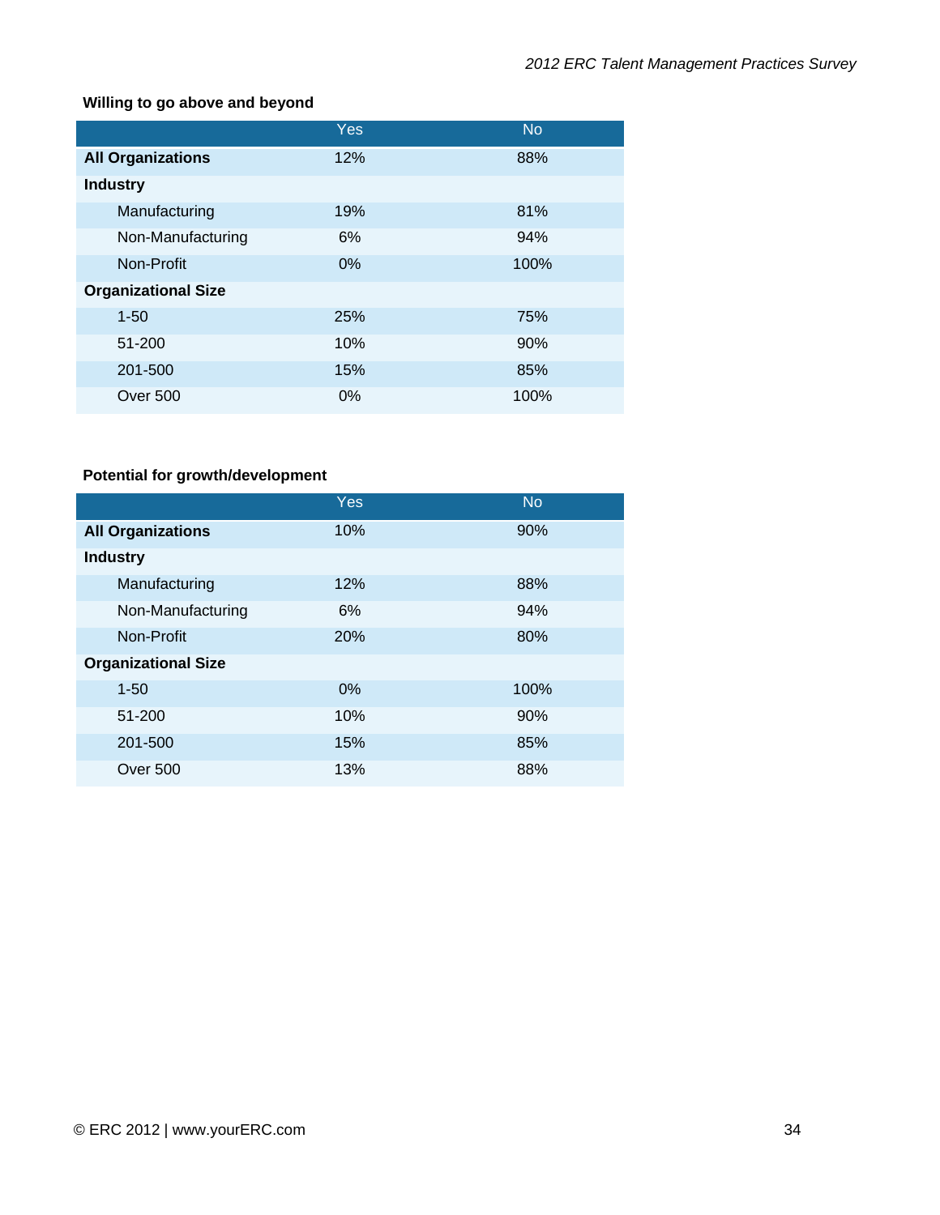**Willing to go above and beyond**

| | Yes | No |
|---|---|---|
| **All Organizations** | 12% | 88% |
| **Industry** | | |
| Manufacturing | 19% | 81% |
| Non-Manufacturing | 6% | 94% |
| Non-Profit | 0% | 100% |
| **Organizational Size** | | |
| 1-50 | 25% | 75% |
| 51-200 | 10% | 90% |
| 201-500 | 15% | 85% |
| Over 500 | 0% | 100% |

**Potential for growth/development**

| | Yes | No |
|---|---|---|
| **All Organizations** | 10% | 90% |
| **Industry** | | |
| Manufacturing | 12% | 88% |
| Non-Manufacturing | 6% | 94% |
| Non-Profit | 20% | 80% |
| **Organizational Size** | | |
| 1-50 | 0% | 100% |
| 51-200 | 10% | 90% |
| 201-500 | 15% | 85% |
| Over 500 | 13% | 88% |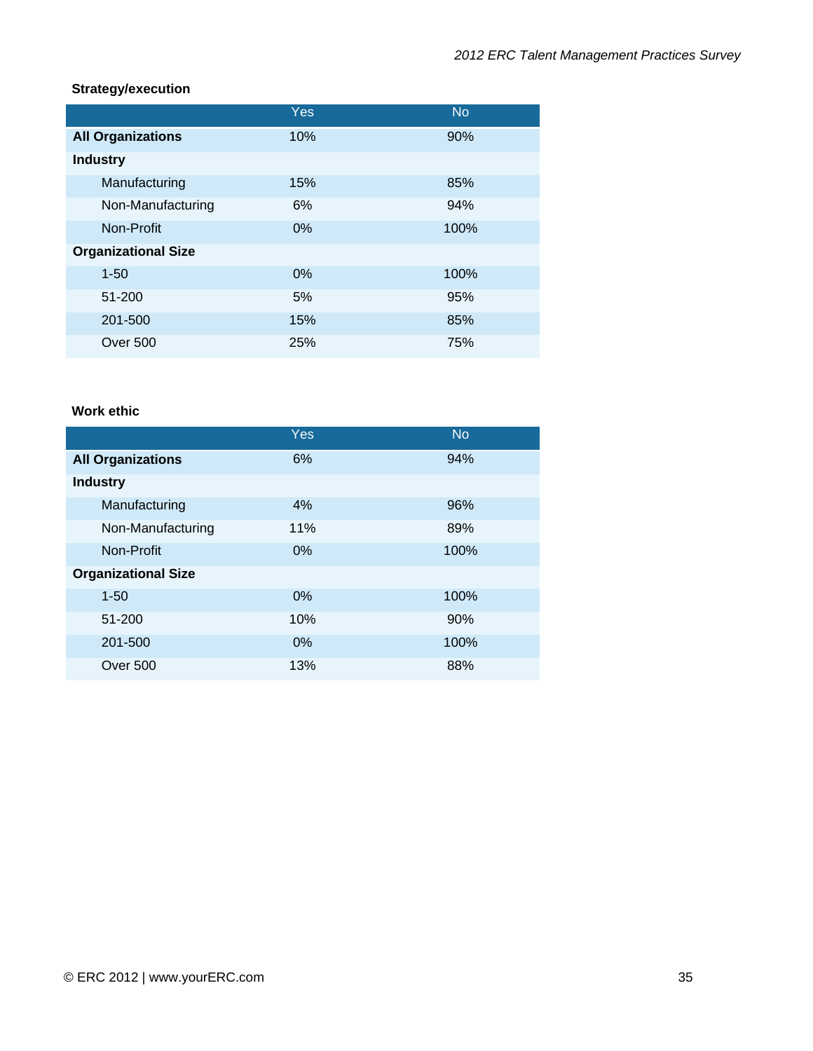**Strategy/execution**

| | Yes | No |
|---|---|---|
| **All Organizations** | 10% | 90% |
| **Industry** | | |
| Manufacturing | 15% | 85% |
| Non-Manufacturing | 6% | 94% |
| Non-Profit | 0% | 100% |
| **Organizational Size** | | |
| 1-50 | 0% | 100% |
| 51-200 | 5% | 95% |
| 201-500 | 15% | 85% |
| Over 500 | 25% | 75% |

**Work ethic**

| | Yes | No |
|---|---|---|
| **All Organizations** | 6% | 94% |
| **Industry** | | |
| Manufacturing | 4% | 96% |
| Non-Manufacturing | 11% | 89% |
| Non-Profit | 0% | 100% |
| **Organizational Size** | | |
| 1-50 | 0% | 100% |
| 51-200 | 10% | 90% |
| 201-500 | 0% | 100% |
| Over 500 | 13% | 88% |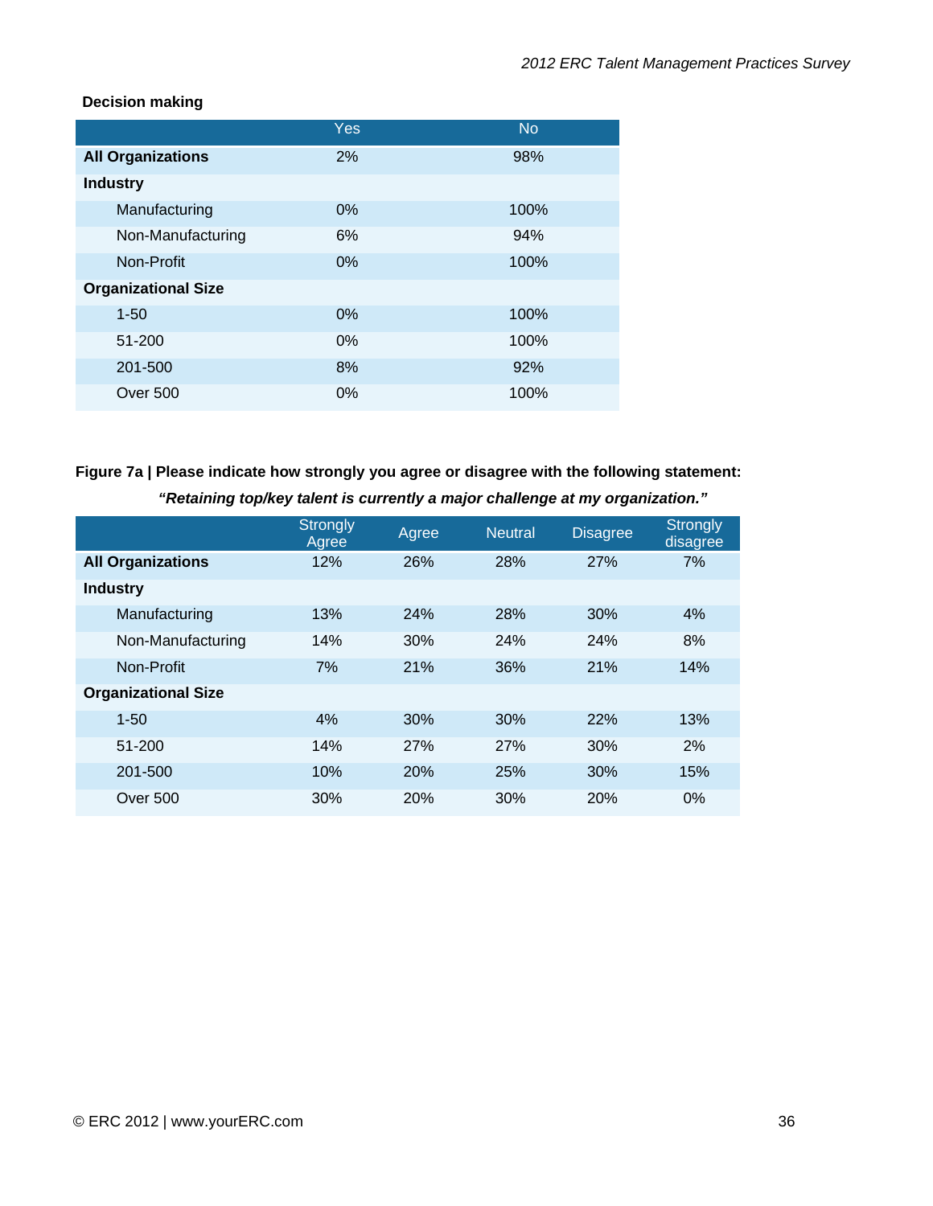**Decision making**

| | Yes | No |
|---|---|---|
| **All Organizations** | 2% | 98% |
| **Industry** | | |
| Manufacturing | 0% | 100% |
| Non-Manufacturing | 6% | 94% |
| Non-Profit | 0% | 100% |
| **Organizational Size** | | |
| 1-50 | 0% | 100% |
| 51-200 | 0% | 100% |
| 201-500 | 8% | 92% |
| Over 500 | 0% | 100% |

**Figure 7a | Please indicate how strongly you agree or disagree with the following statement:**

***"Retaining top/key talent is currently a major challenge at my organization."***

| | Strongly Agree | Agree | Neutral | Disagree | Strongly disagree |
|---|---|---|---|---|---|
| **All Organizations** | 12% | 26% | 28% | 27% | 7% |
| **Industry** | | | | | |
| Manufacturing | 13% | 24% | 28% | 30% | 4% |
| Non-Manufacturing | 14% | 30% | 24% | 24% | 8% |
| Non-Profit | 7% | 21% | 36% | 21% | 14% |
| **Organizational Size** | | | | | |
| 1-50 | 4% | 30% | 30% | 22% | 13% |
| 51-200 | 14% | 27% | 27% | 30% | 2% |
| 201-500 | 10% | 20% | 25% | 30% | 15% |
| Over 500 | 30% | 20% | 30% | 20% | 0% |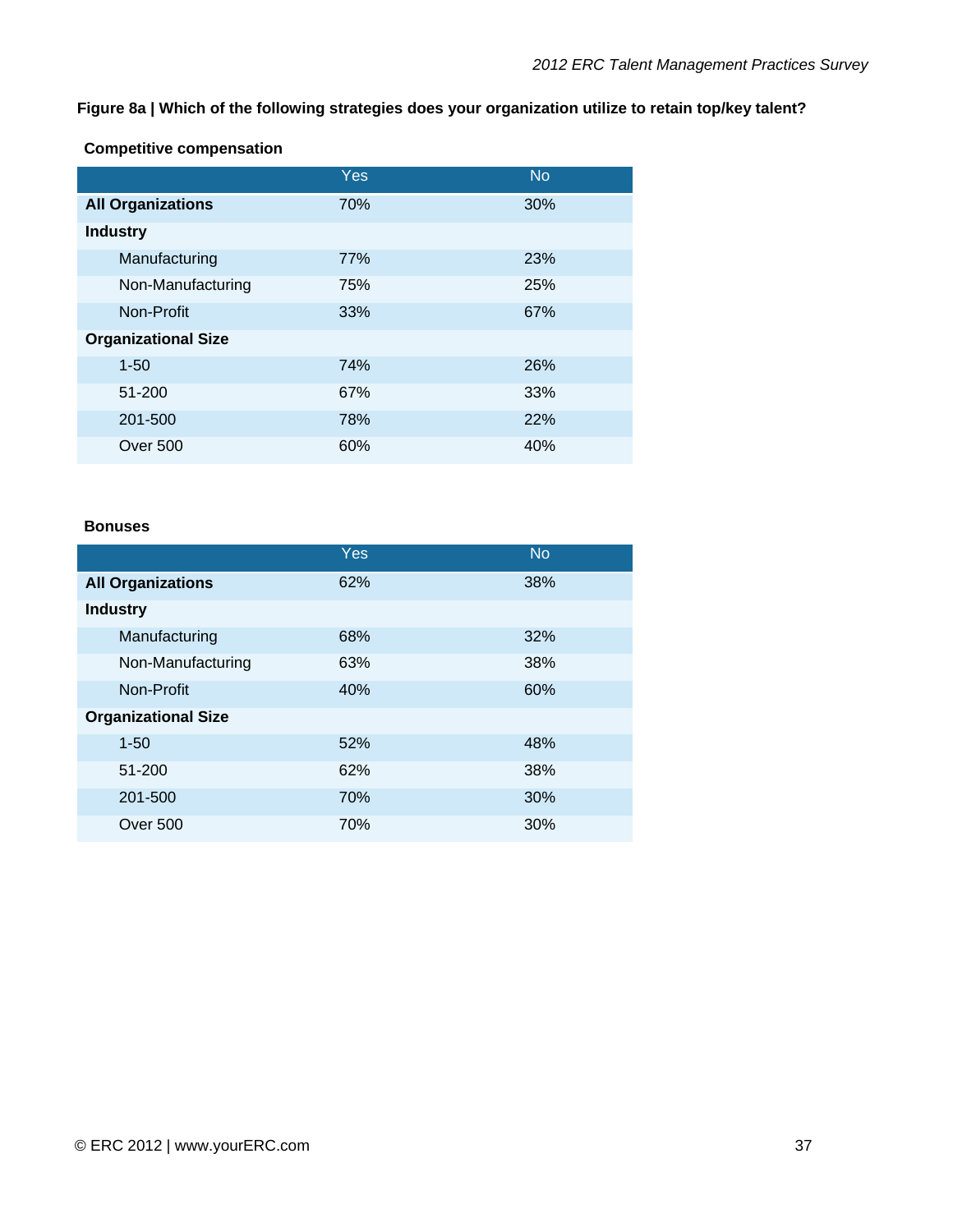**Figure 8a | Which of the following strategies does your organization utilize to retain top/key talent?**

**Competitive compensation**

| | Yes | No |
|---|---|---|
| **All Organizations** | 70% | 30% |
| **Industry** | | |
| Manufacturing | 77% | 23% |
| Non-Manufacturing | 75% | 25% |
| Non-Profit | 33% | 67% |
| **Organizational Size** | | |
| 1-50 | 74% | 26% |
| 51-200 | 67% | 33% |
| 201-500 | 78% | 22% |
| Over 500 | 60% | 40% |

**Bonuses**

| | Yes | No |
|---|---|---|
| **All Organizations** | 62% | 38% |
| **Industry** | | |
| Manufacturing | 68% | 32% |
| Non-Manufacturing | 63% | 38% |
| Non-Profit | 40% | 60% |
| **Organizational Size** | | |
| 1-50 | 52% | 48% |
| 51-200 | 62% | 38% |
| 201-500 | 70% | 30% |
| Over 500 | 70% | 30% |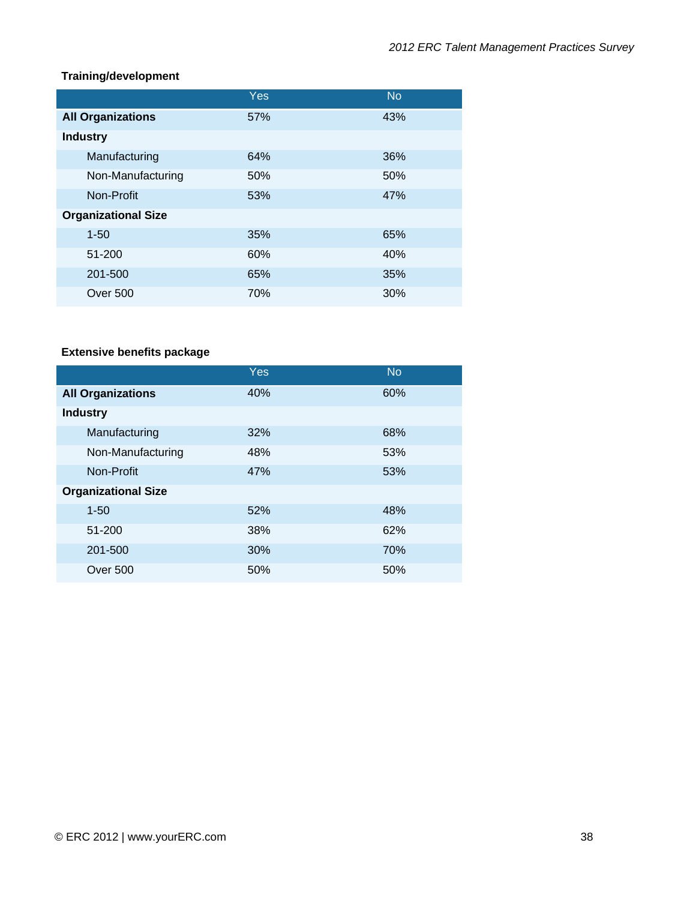**Training/development**

| | Yes | No |
|---|---|---|
| **All Organizations** | 57% | 43% |
| **Industry** | | |
| Manufacturing | 64% | 36% |
| Non-Manufacturing | 50% | 50% |
| Non-Profit | 53% | 47% |
| **Organizational Size** | | |
| 1-50 | 35% | 65% |
| 51-200 | 60% | 40% |
| 201-500 | 65% | 35% |
| Over 500 | 70% | 30% |

**Extensive benefits package**

| | Yes | No |
|---|---|---|
| **All Organizations** | 40% | 60% |
| **Industry** | | |
| Manufacturing | 32% | 68% |
| Non-Manufacturing | 48% | 53% |
| Non-Profit | 47% | 53% |
| **Organizational Size** | | |
| 1-50 | 52% | 48% |
| 51-200 | 38% | 62% |
| 201-500 | 30% | 70% |
| Over 500 | 50% | 50% |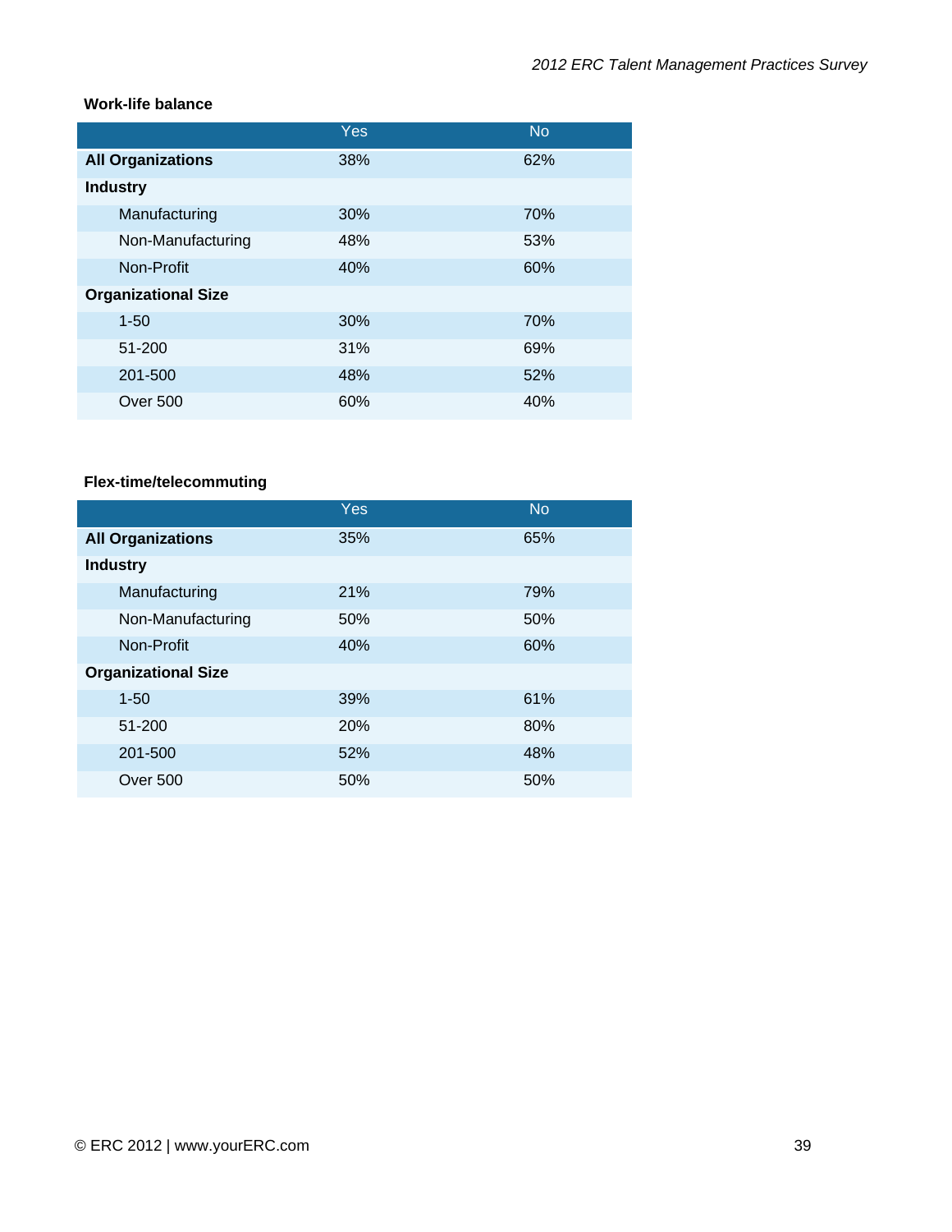**Work-life balance**

| | Yes | No |
|---|---|---|
| **All Organizations** | 38% | 62% |
| **Industry** | | |
| Manufacturing | 30% | 70% |
| Non-Manufacturing | 48% | 53% |
| Non-Profit | 40% | 60% |
| **Organizational Size** | | |
| 1-50 | 30% | 70% |
| 51-200 | 31% | 69% |
| 201-500 | 48% | 52% |
| Over 500 | 60% | 40% |

**Flex-time/telecommuting**

| | Yes | No |
|---|---|---|
| **All Organizations** | 35% | 65% |
| **Industry** | | |
| Manufacturing | 21% | 79% |
| Non-Manufacturing | 50% | 50% |
| Non-Profit | 40% | 60% |
| **Organizational Size** | | |
| 1-50 | 39% | 61% |
| 51-200 | 20% | 80% |
| 201-500 | 52% | 48% |
| Over 500 | 50% | 50% |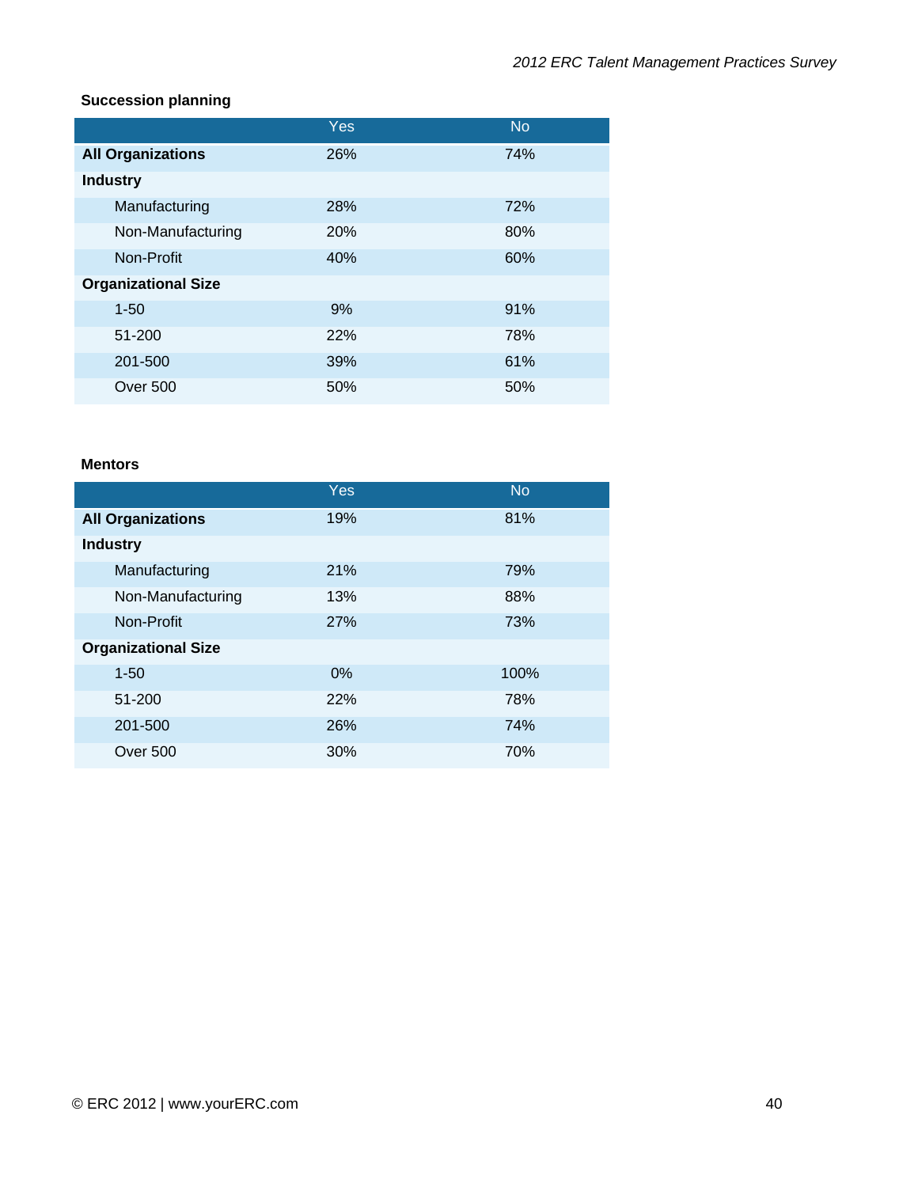**Succession planning**

| | Yes | No |
|---|---|---|
| **All Organizations** | 26% | 74% |
| **Industry** | | |
| Manufacturing | 28% | 72% |
| Non-Manufacturing | 20% | 80% |
| Non-Profit | 40% | 60% |
| **Organizational Size** | | |
| 1-50 | 9% | 91% |
| 51-200 | 22% | 78% |
| 201-500 | 39% | 61% |
| Over 500 | 50% | 50% |

**Mentors**

| | Yes | No |
|---|---|---|
| **All Organizations** | 19% | 81% |
| **Industry** | | |
| Manufacturing | 21% | 79% |
| Non-Manufacturing | 13% | 88% |
| Non-Profit | 27% | 73% |
| **Organizational Size** | | |
| 1-50 | 0% | 100% |
| 51-200 | 22% | 78% |
| 201-500 | 26% | 74% |
| Over 500 | 30% | 70% |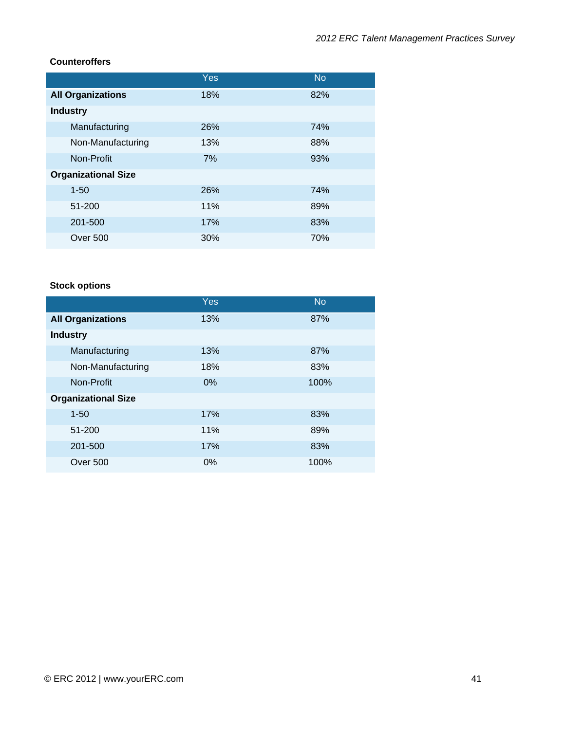**Counteroffers**

| | Yes | No |
|---|---|---|
| **All Organizations** | 18% | 82% |
| **Industry** | | |
| Manufacturing | 26% | 74% |
| Non-Manufacturing | 13% | 88% |
| Non-Profit | 7% | 93% |
| **Organizational Size** | | |
| 1-50 | 26% | 74% |
| 51-200 | 11% | 89% |
| 201-500 | 17% | 83% |
| Over 500 | 30% | 70% |

**Stock options**

| | Yes | No |
|---|---|---|
| **All Organizations** | 13% | 87% |
| **Industry** | | |
| Manufacturing | 13% | 87% |
| Non-Manufacturing | 18% | 83% |
| Non-Profit | 0% | 100% |
| **Organizational Size** | | |
| 1-50 | 17% | 83% |
| 51-200 | 11% | 89% |
| 201-500 | 17% | 83% |
| Over 500 | 0% | 100% |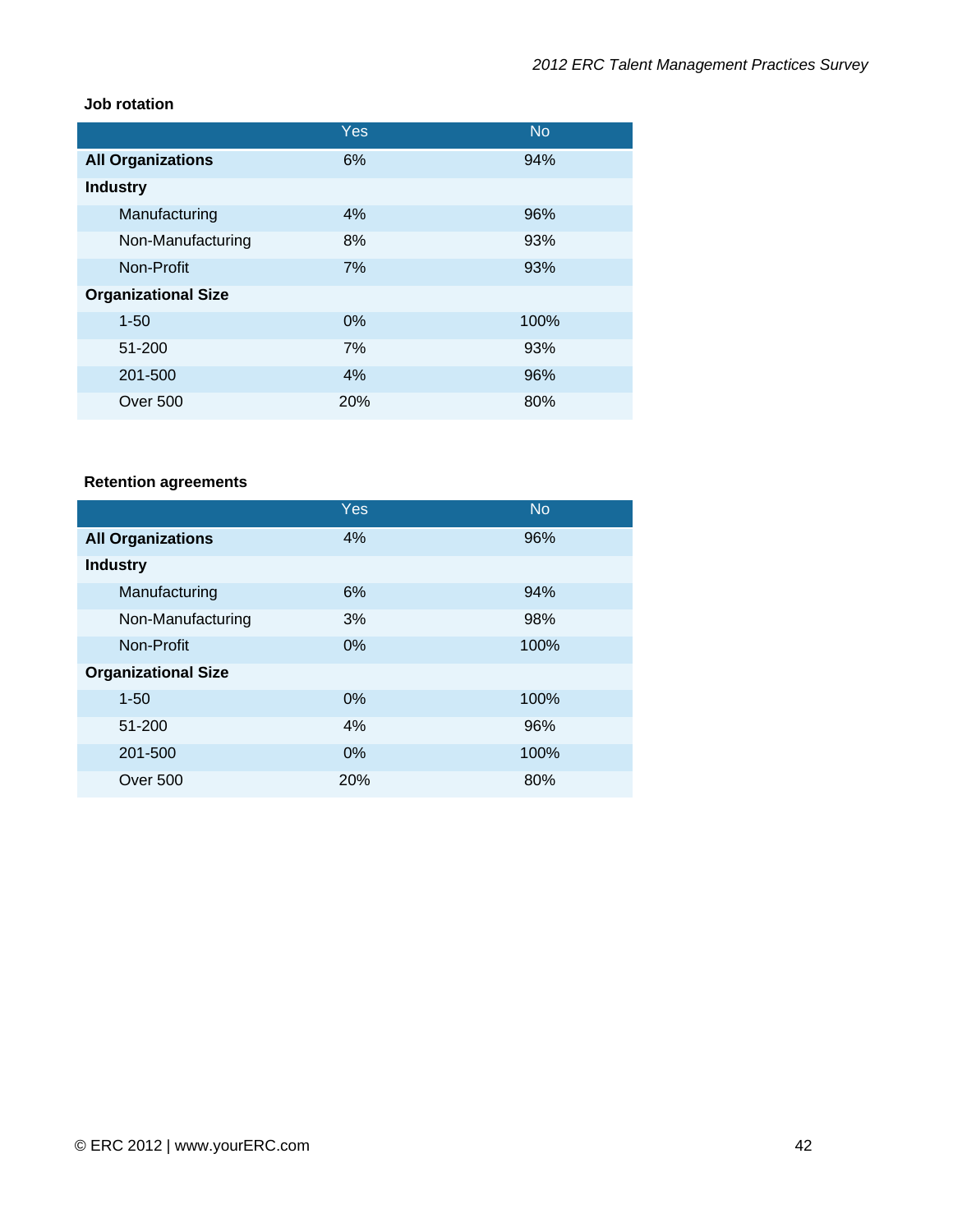**Job rotation**

| | Yes | No |
|---|---|---|
| **All Organizations** | 6% | 94% |
| **Industry** | | |
| Manufacturing | 4% | 96% |
| Non-Manufacturing | 8% | 93% |
| Non-Profit | 7% | 93% |
| **Organizational Size** | | |
| 1-50 | 0% | 100% |
| 51-200 | 7% | 93% |
| 201-500 | 4% | 96% |
| Over 500 | 20% | 80% |

**Retention agreements**

| | Yes | No |
|---|---|---|
| **All Organizations** | 4% | 96% |
| **Industry** | | |
| Manufacturing | 6% | 94% |
| Non-Manufacturing | 3% | 98% |
| Non-Profit | 0% | 100% |
| **Organizational Size** | | |
| 1-50 | 0% | 100% |
| 51-200 | 4% | 96% |
| 201-500 | 0% | 100% |
| Over 500 | 20% | 80% |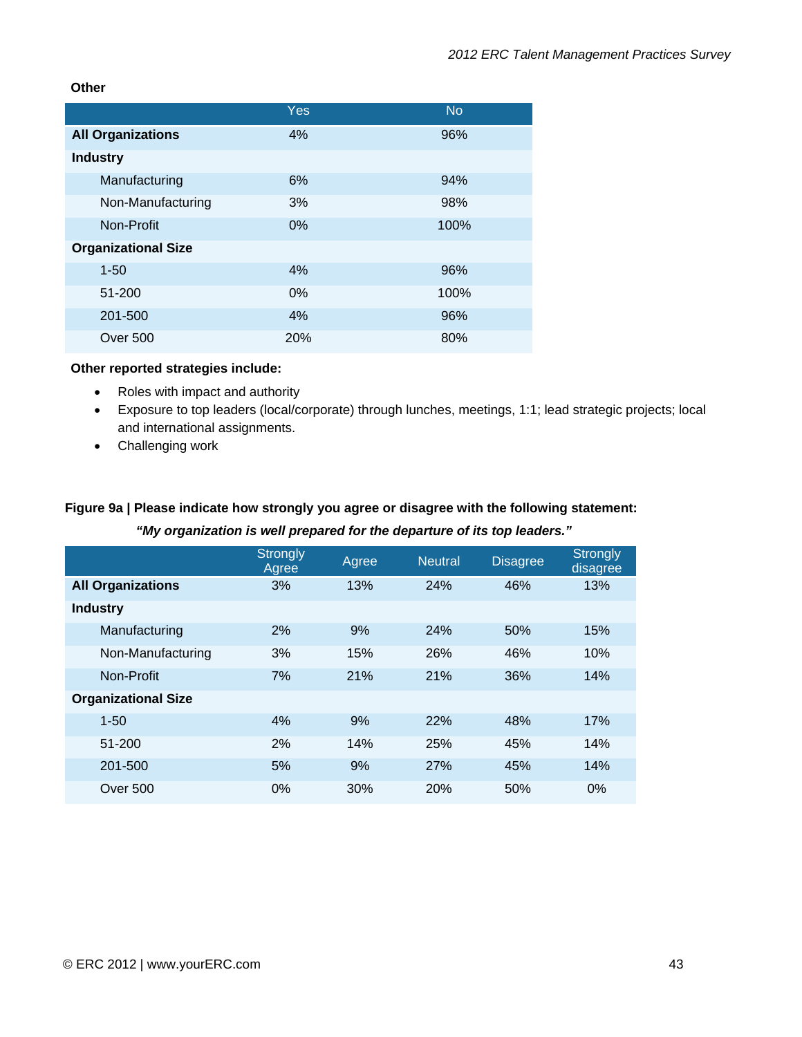**Other**

| | Yes | No |
|---|---|---|
| **All Organizations** | 4% | 96% |
| **Industry** | | |
| Manufacturing | 6% | 94% |
| Non-Manufacturing | 3% | 98% |
| Non-Profit | 0% | 100% |
| **Organizational Size** | | |
| 1-50 | 4% | 96% |
| 51-200 | 0% | 100% |
| 201-500 | 4% | 96% |
| Over 500 | 20% | 80% |

**Other reported strategies include:**

- Roles with impact and authority
- Exposure to top leaders (local/corporate) through lunches, meetings, 1:1; lead strategic projects; local and international assignments.
- Challenging work

**Figure 9a | Please indicate how strongly you agree or disagree with the following statement:**

***"My organization is well prepared for the departure of its top leaders."***

| | Strongly Agree | Agree | Neutral | Disagree | Strongly disagree |
|---|---|---|---|---|---|
| **All Organizations** | 3% | 13% | 24% | 46% | 13% |
| **Industry** | | | | | |
| Manufacturing | 2% | 9% | 24% | 50% | 15% |
| Non-Manufacturing | 3% | 15% | 26% | 46% | 10% |
| Non-Profit | 7% | 21% | 21% | 36% | 14% |
| **Organizational Size** | | | | | |
| 1-50 | 4% | 9% | 22% | 48% | 17% |
| 51-200 | 2% | 14% | 25% | 45% | 14% |
| 201-500 | 5% | 9% | 27% | 45% | 14% |
| Over 500 | 0% | 30% | 20% | 50% | 0% |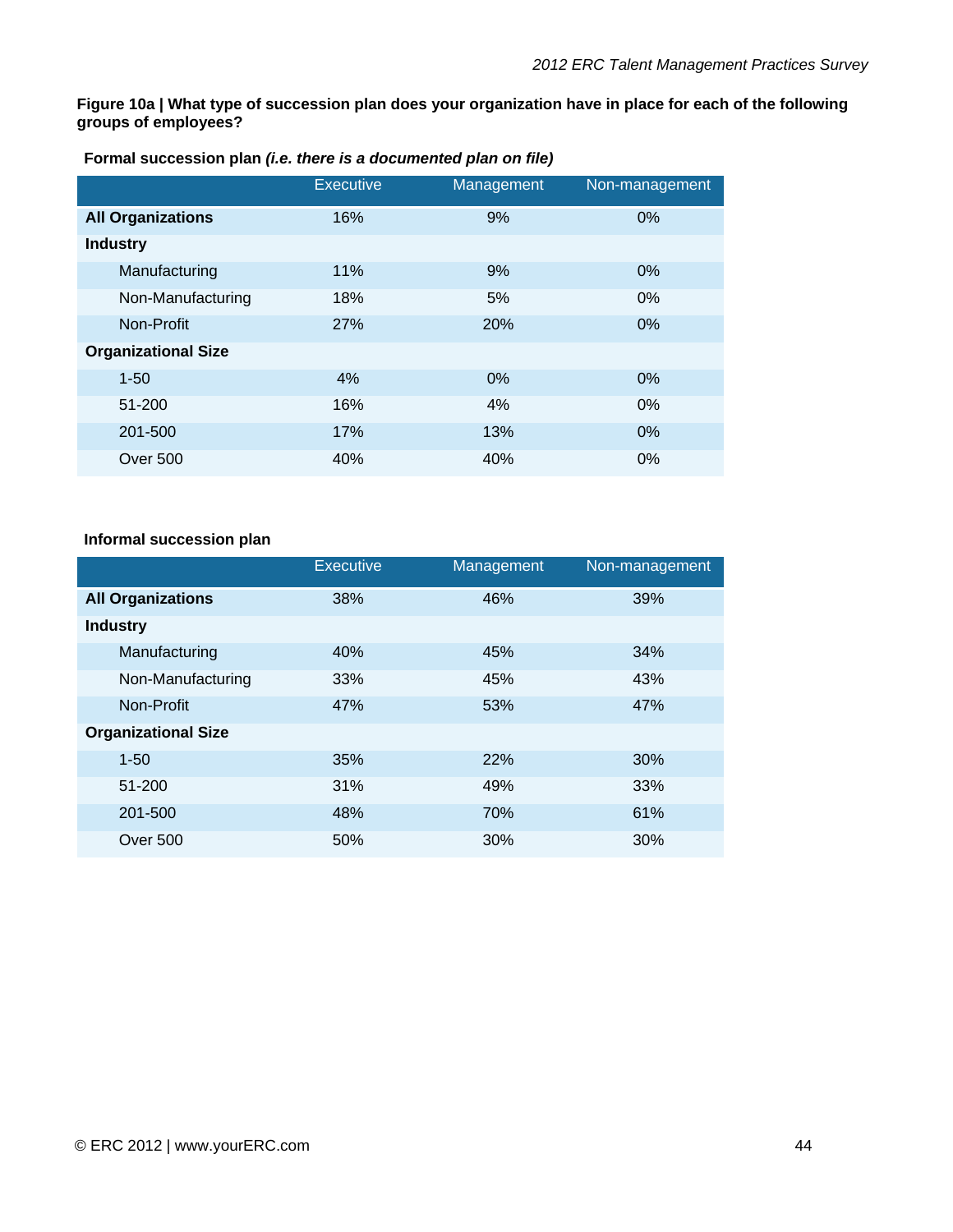**Figure 10a | What type of succession plan does your organization have in place for each of the following groups of employees?**

**Formal succession plan *(i.e. there is a documented plan on file)***

| | Executive | Management | Non-management |
|---|---|---|---|
| **All Organizations** | 16% | 9% | 0% |
| **Industry** | | | |
| Manufacturing | 11% | 9% | 0% |
| Non-Manufacturing | 18% | 5% | 0% |
| Non-Profit | 27% | 20% | 0% |
| **Organizational Size** | | | |
| 1-50 | 4% | 0% | 0% |
| 51-200 | 16% | 4% | 0% |
| 201-500 | 17% | 13% | 0% |
| Over 500 | 40% | 40% | 0% |

**Informal succession plan**

| | Executive | Management | Non-management |
|---|---|---|---|
| **All Organizations** | 38% | 46% | 39% |
| **Industry** | | | |
| Manufacturing | 40% | 45% | 34% |
| Non-Manufacturing | 33% | 45% | 43% |
| Non-Profit | 47% | 53% | 47% |
| **Organizational Size** | | | |
| 1-50 | 35% | 22% | 30% |
| 51-200 | 31% | 49% | 33% |
| 201-500 | 48% | 70% | 61% |
| Over 500 | 50% | 30% | 30% |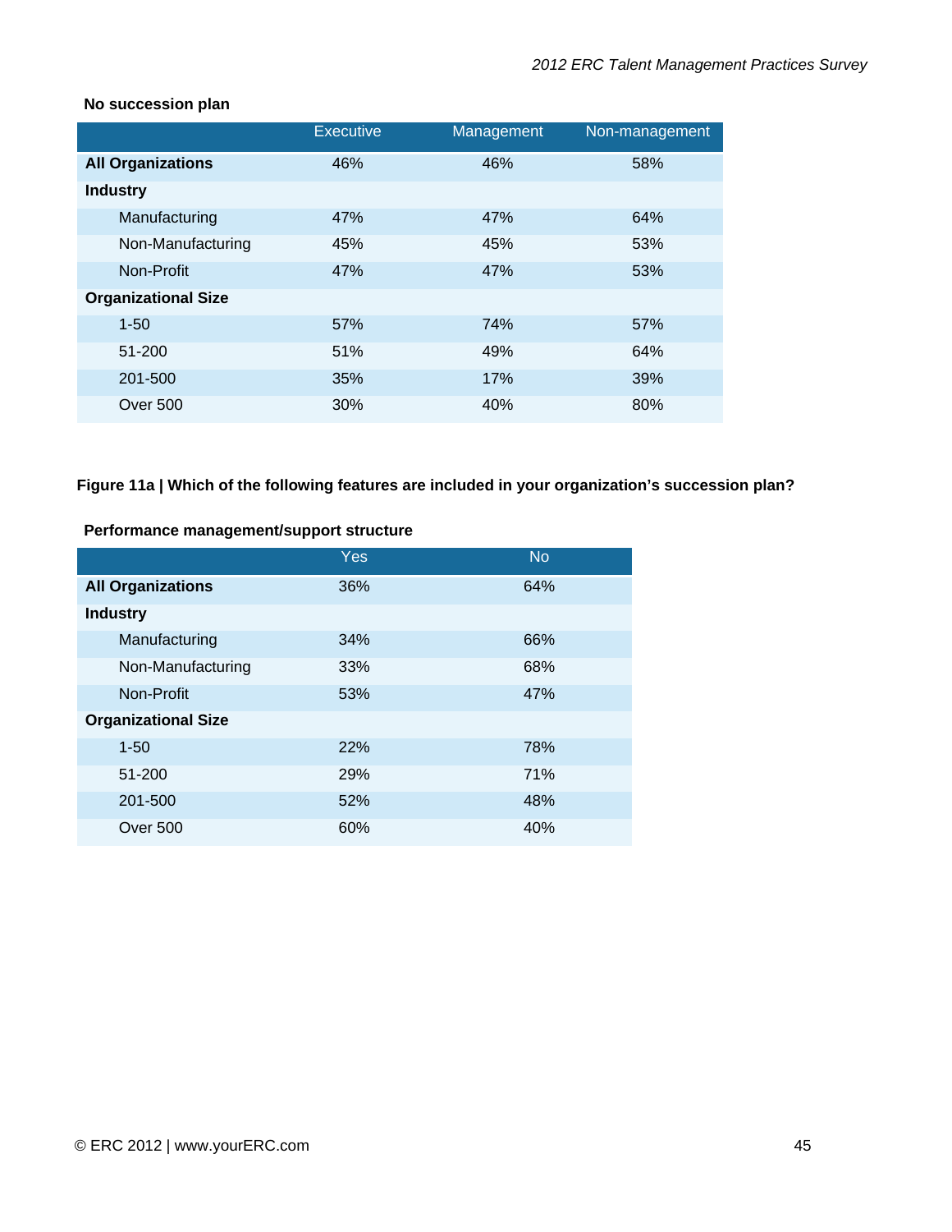**No succession plan**

| | Executive | Management | Non-management |
|---|---|---|---|
| **All Organizations** | 46% | 46% | 58% |
| **Industry** | | | |
| Manufacturing | 47% | 47% | 64% |
| Non-Manufacturing | 45% | 45% | 53% |
| Non-Profit | 47% | 47% | 53% |
| **Organizational Size** | | | |
| 1-50 | 57% | 74% | 57% |
| 51-200 | 51% | 49% | 64% |
| 201-500 | 35% | 17% | 39% |
| Over 500 | 30% | 40% | 80% |

**Figure 11a | Which of the following features are included in your organization's succession plan?**

**Performance management/support structure**

| | Yes | No |
|---|---|---|
| **All Organizations** | 36% | 64% |
| **Industry** | | |
| Manufacturing | 34% | 66% |
| Non-Manufacturing | 33% | 68% |
| Non-Profit | 53% | 47% |
| **Organizational Size** | | |
| 1-50 | 22% | 78% |
| 51-200 | 29% | 71% |
| 201-500 | 52% | 48% |
| Over 500 | 60% | 40% |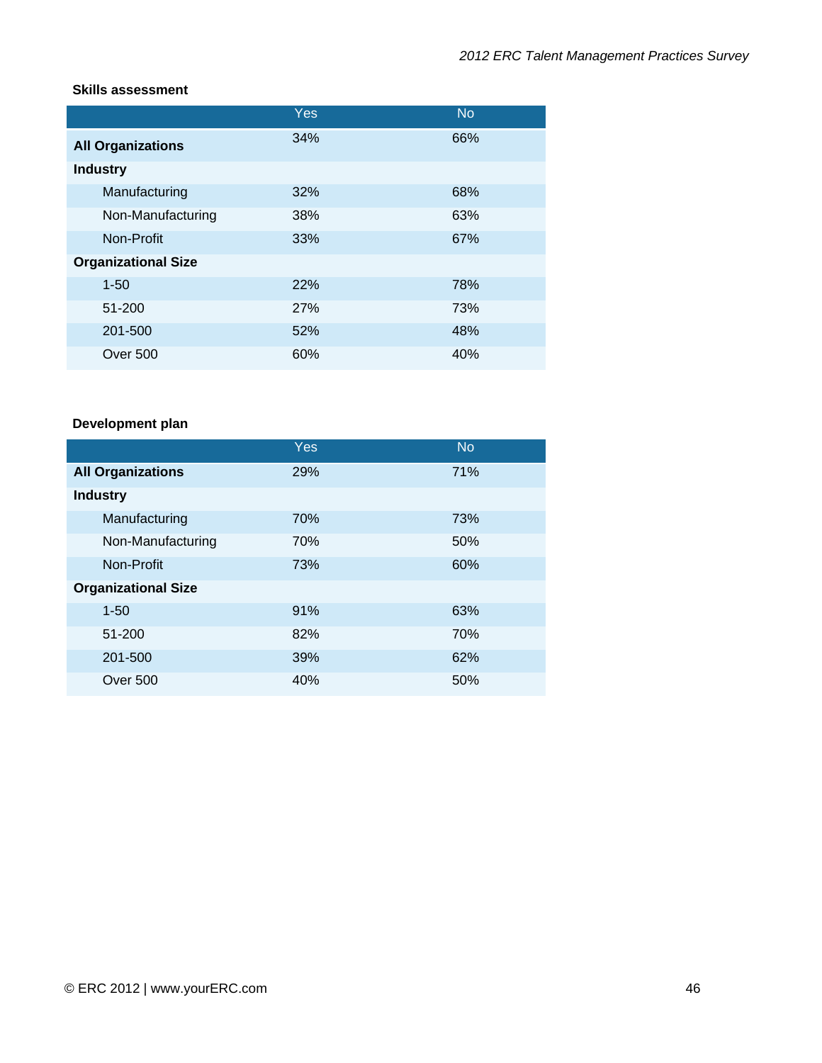**Skills assessment**

| | Yes | No |
|---|---|---|
| **All Organizations** | 34% | 66% |
| **Industry** | | |
| Manufacturing | 32% | 68% |
| Non-Manufacturing | 38% | 63% |
| Non-Profit | 33% | 67% |
| **Organizational Size** | | |
| 1-50 | 22% | 78% |
| 51-200 | 27% | 73% |
| 201-500 | 52% | 48% |
| Over 500 | 60% | 40% |

**Development plan**

| | Yes | No |
|---|---|---|
| **All Organizations** | 29% | 71% |
| **Industry** | | |
| Manufacturing | 70% | 73% |
| Non-Manufacturing | 70% | 50% |
| Non-Profit | 73% | 60% |
| **Organizational Size** | | |
| 1-50 | 91% | 63% |
| 51-200 | 82% | 70% |
| 201-500 | 39% | 62% |
| Over 500 | 40% | 50% |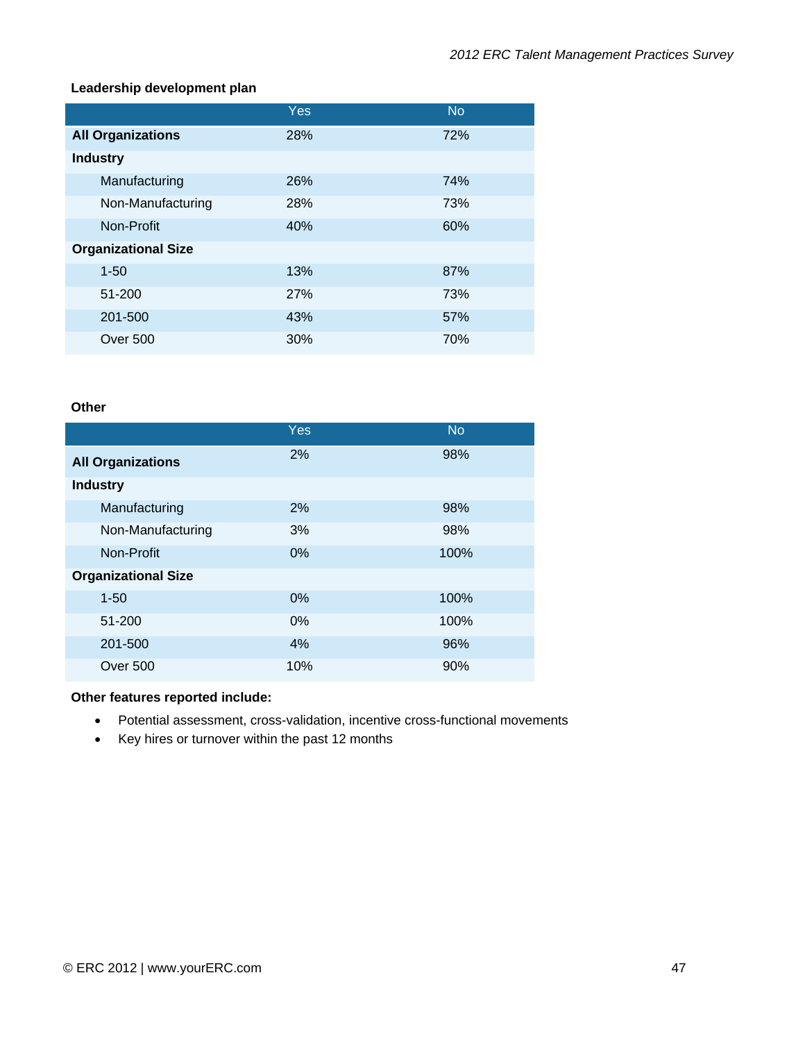**Leadership development plan**

| | Yes | No |
|---|---|---|
| **All Organizations** | 28% | 72% |
| **Industry** | | |
| Manufacturing | 26% | 74% |
| Non-Manufacturing | 28% | 73% |
| Non-Profit | 40% | 60% |
| **Organizational Size** | | |
| 1-50 | 13% | 87% |
| 51-200 | 27% | 73% |
| 201-500 | 43% | 57% |
| Over 500 | 30% | 70% |

**Other**

| | Yes | No |
|---|---|---|
| **All Organizations** | 2% | 98% |
| **Industry** | | |
| Manufacturing | 2% | 98% |
| Non-Manufacturing | 3% | 98% |
| Non-Profit | 0% | 100% |
| **Organizational Size** | | |
| 1-50 | 0% | 100% |
| 51-200 | 0% | 100% |
| 201-500 | 4% | 96% |
| Over 500 | 10% | 90% |

**Other features reported include:**

- Potential assessment, cross-validation, incentive cross-functional movements
- Key hires or turnover within the past 12 months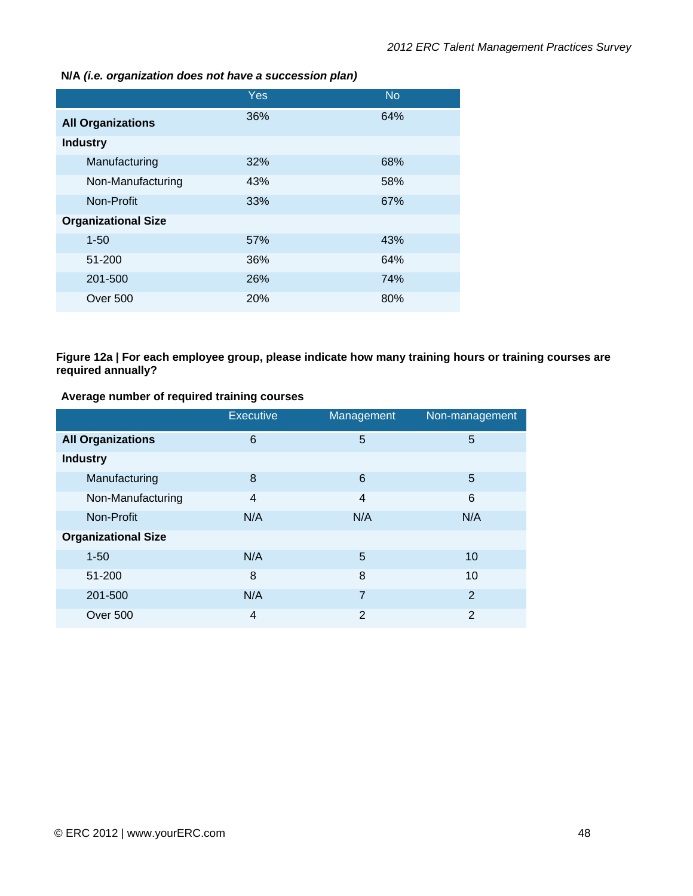**N/A** ***(i.e. organization does not have a succession plan)***

| | Yes | No |
|---|---|---|
| **All Organizations** | 36% | 64% |
| **Industry** | | |
| Manufacturing | 32% | 68% |
| Non-Manufacturing | 43% | 58% |
| Non-Profit | 33% | 67% |
| **Organizational Size** | | |
| 1-50 | 57% | 43% |
| 51-200 | 36% | 64% |
| 201-500 | 26% | 74% |
| Over 500 | 20% | 80% |

**Figure 12a | For each employee group, please indicate how many training hours or training courses are required annually?**

**Average number of required training courses**

| | Executive | Management | Non-management |
|---|---|---|---|
| **All Organizations** | 6 | 5 | 5 |
| **Industry** | | | |
| Manufacturing | 8 | 6 | 5 |
| Non-Manufacturing | 4 | 4 | 6 |
| Non-Profit | N/A | N/A | N/A |
| **Organizational Size** | | | |
| 1-50 | N/A | 5 | 10 |
| 51-200 | 8 | 8 | 10 |
| 201-500 | N/A | 7 | 2 |
| Over 500 | 4 | 2 | 2 |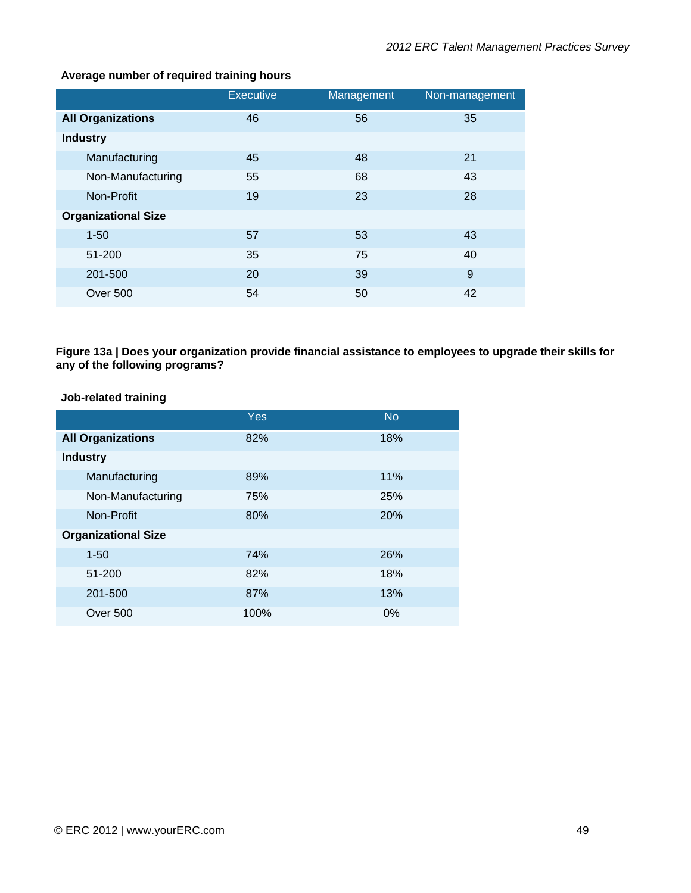**Average number of required training hours**

| | Executive | Management | Non-management |
|---|---|---|---|
| **All Organizations** | 46 | 56 | 35 |
| **Industry** | | | |
| Manufacturing | 45 | 48 | 21 |
| Non-Manufacturing | 55 | 68 | 43 |
| Non-Profit | 19 | 23 | 28 |
| **Organizational Size** | | | |
| 1-50 | 57 | 53 | 43 |
| 51-200 | 35 | 75 | 40 |
| 201-500 | 20 | 39 | 9 |
| Over 500 | 54 | 50 | 42 |

**Figure 13a | Does your organization provide financial assistance to employees to upgrade their skills for any of the following programs?**

**Job-related training**

| | Yes | No |
|---|---|---|
| **All Organizations** | 82% | 18% |
| **Industry** | | |
| Manufacturing | 89% | 11% |
| Non-Manufacturing | 75% | 25% |
| Non-Profit | 80% | 20% |
| **Organizational Size** | | |
| 1-50 | 74% | 26% |
| 51-200 | 82% | 18% |
| 201-500 | 87% | 13% |
| Over 500 | 100% | 0% |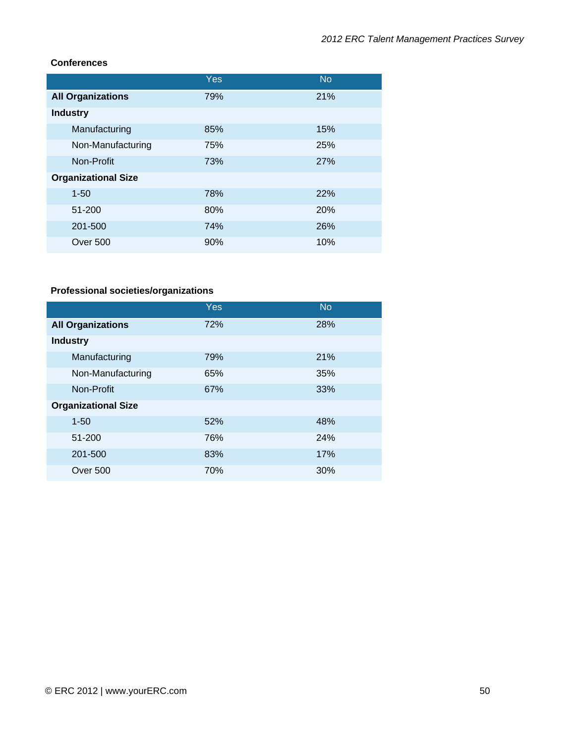**Conferences**

| | Yes | No |
|---|---|---|
| **All Organizations** | 79% | 21% |
| **Industry** | | |
| Manufacturing | 85% | 15% |
| Non-Manufacturing | 75% | 25% |
| Non-Profit | 73% | 27% |
| **Organizational Size** | | |
| 1-50 | 78% | 22% |
| 51-200 | 80% | 20% |
| 201-500 | 74% | 26% |
| Over 500 | 90% | 10% |

**Professional societies/organizations**

| | Yes | No |
|---|---|---|
| **All Organizations** | 72% | 28% |
| **Industry** | | |
| Manufacturing | 79% | 21% |
| Non-Manufacturing | 65% | 35% |
| Non-Profit | 67% | 33% |
| **Organizational Size** | | |
| 1-50 | 52% | 48% |
| 51-200 | 76% | 24% |
| 201-500 | 83% | 17% |
| Over 500 | 70% | 30% |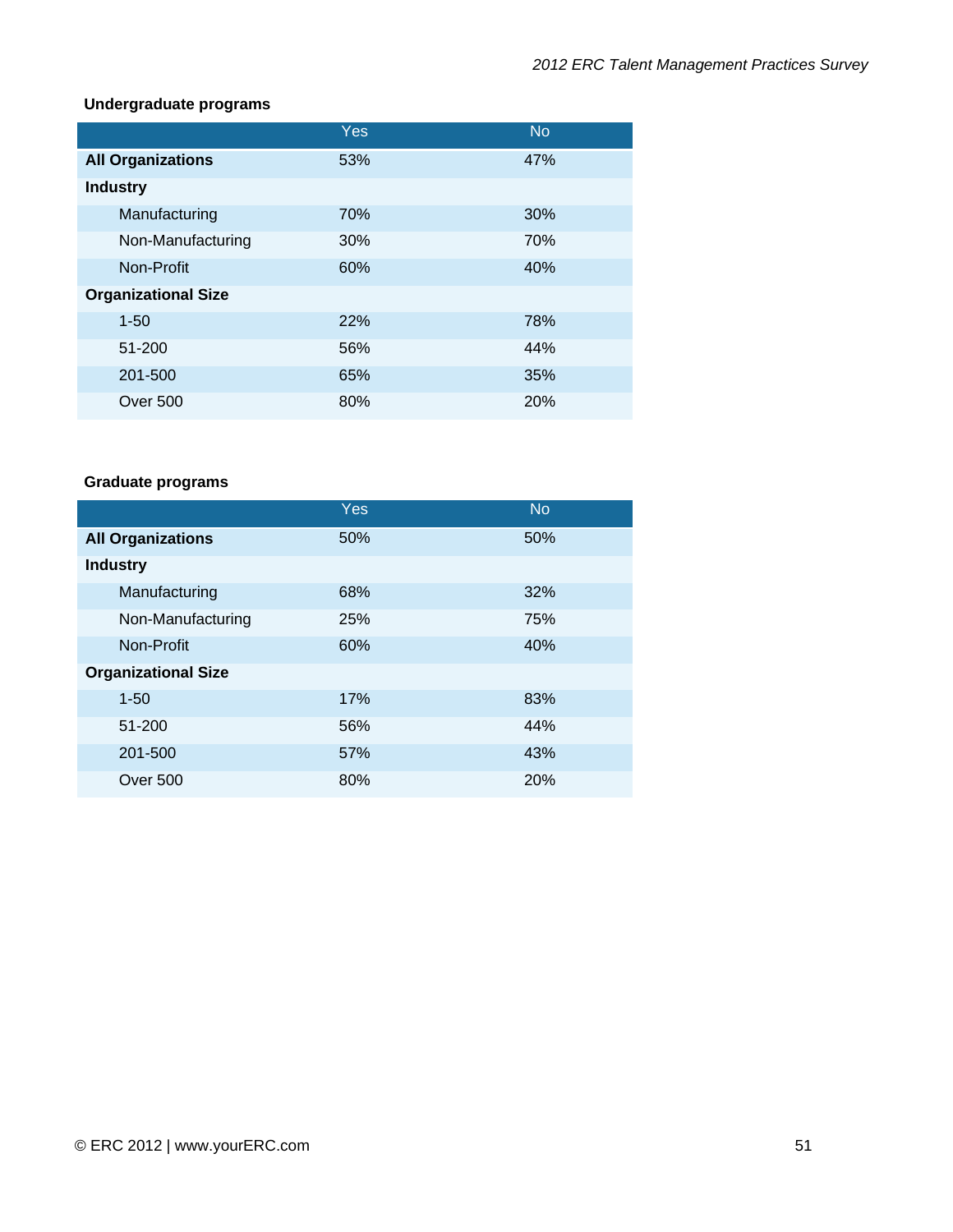**Undergraduate programs**

| | Yes | No |
|---|---|---|
| **All Organizations** | 53% | 47% |
| **Industry** | | |
| Manufacturing | 70% | 30% |
| Non-Manufacturing | 30% | 70% |
| Non-Profit | 60% | 40% |
| **Organizational Size** | | |
| 1-50 | 22% | 78% |
| 51-200 | 56% | 44% |
| 201-500 | 65% | 35% |
| Over 500 | 80% | 20% |

**Graduate programs**

| | Yes | No |
|---|---|---|
| **All Organizations** | 50% | 50% |
| **Industry** | | |
| Manufacturing | 68% | 32% |
| Non-Manufacturing | 25% | 75% |
| Non-Profit | 60% | 40% |
| **Organizational Size** | | |
| 1-50 | 17% | 83% |
| 51-200 | 56% | 44% |
| 201-500 | 57% | 43% |
| Over 500 | 80% | 20% |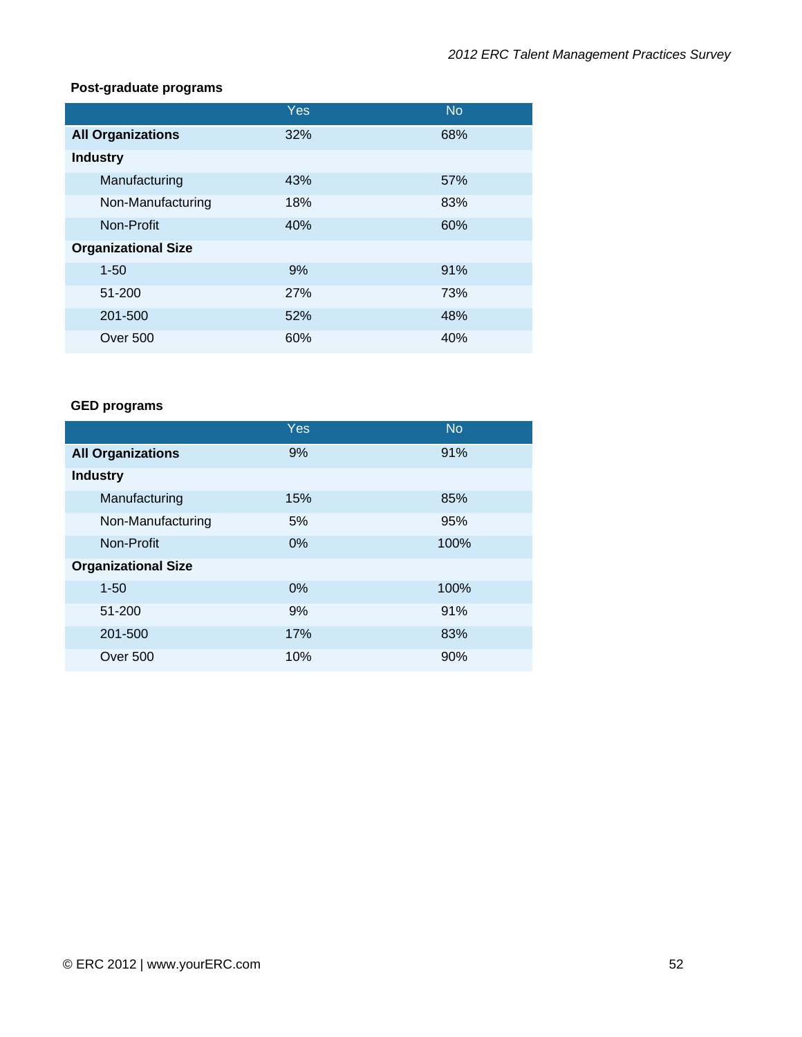**Post-graduate programs**

| | Yes | No |
|---|---|---|
| **All Organizations** | 32% | 68% |
| **Industry** | | |
| Manufacturing | 43% | 57% |
| Non-Manufacturing | 18% | 83% |
| Non-Profit | 40% | 60% |
| **Organizational Size** | | |
| 1-50 | 9% | 91% |
| 51-200 | 27% | 73% |
| 201-500 | 52% | 48% |
| Over 500 | 60% | 40% |

**GED programs**

| | Yes | No |
|---|---|---|
| **All Organizations** | 9% | 91% |
| **Industry** | | |
| Manufacturing | 15% | 85% |
| Non-Manufacturing | 5% | 95% |
| Non-Profit | 0% | 100% |
| **Organizational Size** | | |
| 1-50 | 0% | 100% |
| 51-200 | 9% | 91% |
| 201-500 | 17% | 83% |
| Over 500 | 10% | 90% |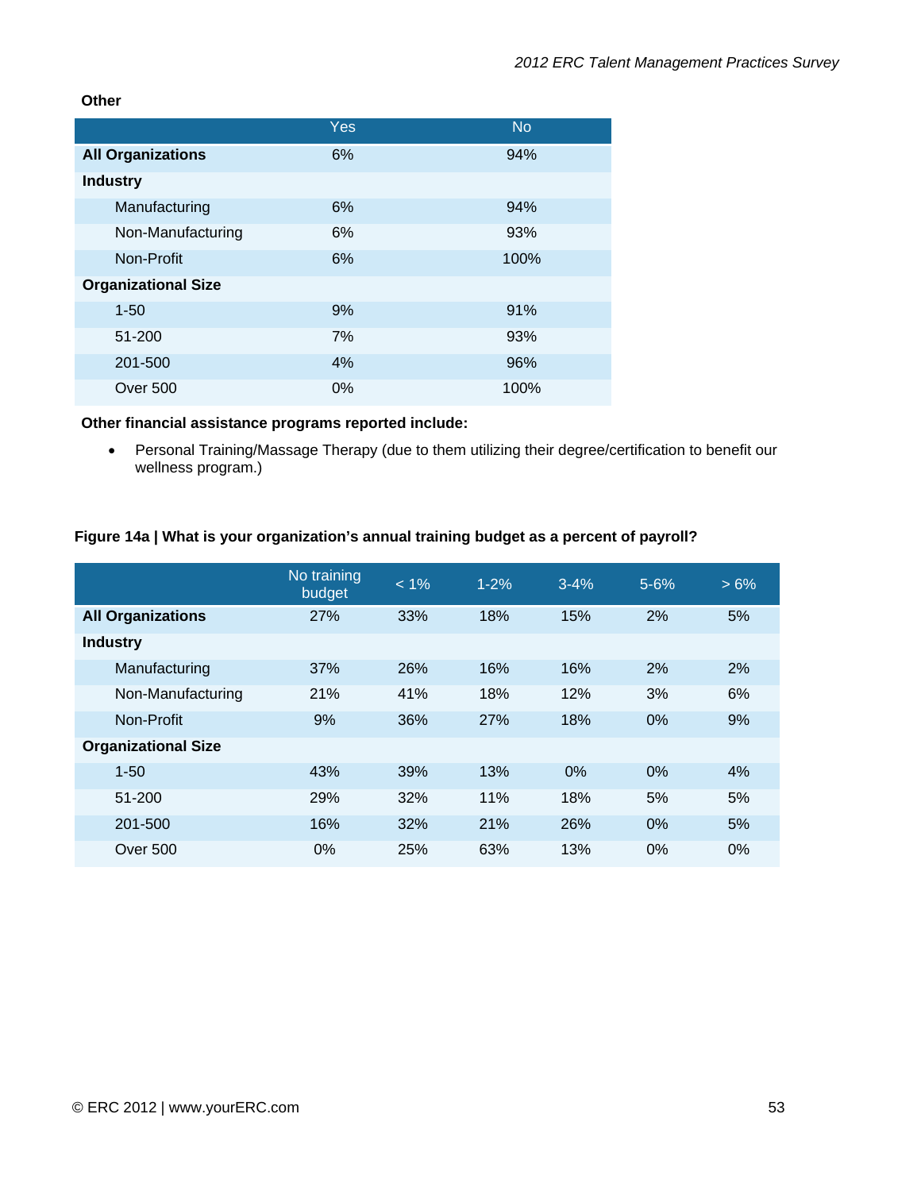**Other**

| | Yes | No |
|---|---|---|
| **All Organizations** | 6% | 94% |
| **Industry** | | |
| Manufacturing | 6% | 94% |
| Non-Manufacturing | 6% | 93% |
| Non-Profit | 6% | 100% |
| **Organizational Size** | | |
| 1-50 | 9% | 91% |
| 51-200 | 7% | 93% |
| 201-500 | 4% | 96% |
| Over 500 | 0% | 100% |

**Other financial assistance programs reported include:**

- Personal Training/Massage Therapy (due to them utilizing their degree/certification to benefit our wellness program.)

**Figure 14a | What is your organization's annual training budget as a percent of payroll?**

| | No training budget | < 1% | 1-2% | 3-4% | 5-6% | > 6% |
|---|---|---|---|---|---|---|
| **All Organizations** | 27% | 33% | 18% | 15% | 2% | 5% |
| **Industry** | | | | | | |
| Manufacturing | 37% | 26% | 16% | 16% | 2% | 2% |
| Non-Manufacturing | 21% | 41% | 18% | 12% | 3% | 6% |
| Non-Profit | 9% | 36% | 27% | 18% | 0% | 9% |
| **Organizational Size** | | | | | | |
| 1-50 | 43% | 39% | 13% | 0% | 0% | 4% |
| 51-200 | 29% | 32% | 11% | 18% | 5% | 5% |
| 201-500 | 16% | 32% | 21% | 26% | 0% | 5% |
| Over 500 | 0% | 25% | 63% | 13% | 0% | 0% |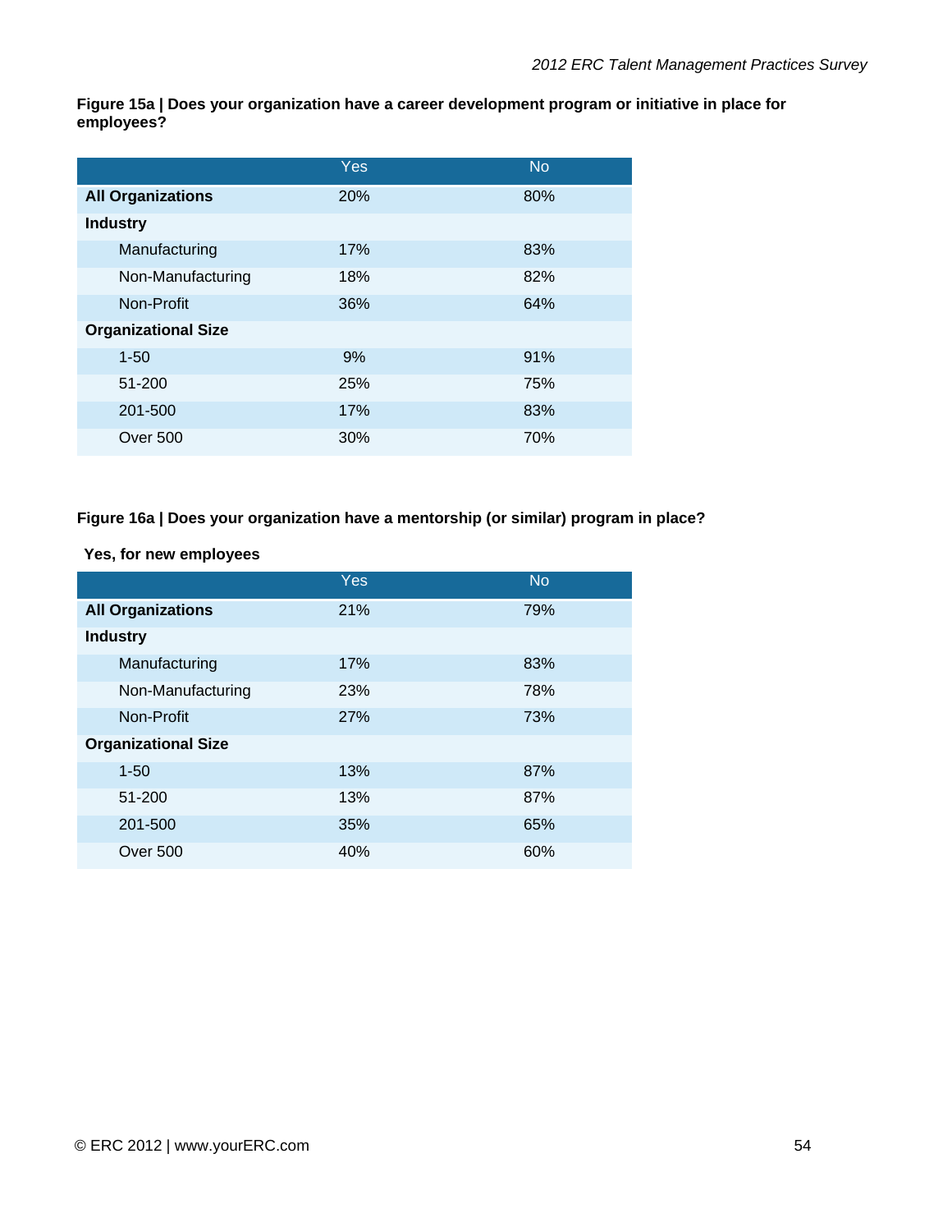**Figure 15a | Does your organization have a career development program or initiative in place for employees?**

| | Yes | No |
|---|---|---|
| **All Organizations** | 20% | 80% |
| **Industry** | | |
| Manufacturing | 17% | 83% |
| Non-Manufacturing | 18% | 82% |
| Non-Profit | 36% | 64% |
| **Organizational Size** | | |
| 1-50 | 9% | 91% |
| 51-200 | 25% | 75% |
| 201-500 | 17% | 83% |
| Over 500 | 30% | 70% |

**Figure 16a | Does your organization have a mentorship (or similar) program in place?**

**Yes, for new employees**

| | Yes | No |
|---|---|---|
| **All Organizations** | 21% | 79% |
| **Industry** | | |
| Manufacturing | 17% | 83% |
| Non-Manufacturing | 23% | 78% |
| Non-Profit | 27% | 73% |
| **Organizational Size** | | |
| 1-50 | 13% | 87% |
| 51-200 | 13% | 87% |
| 201-500 | 35% | 65% |
| Over 500 | 40% | 60% |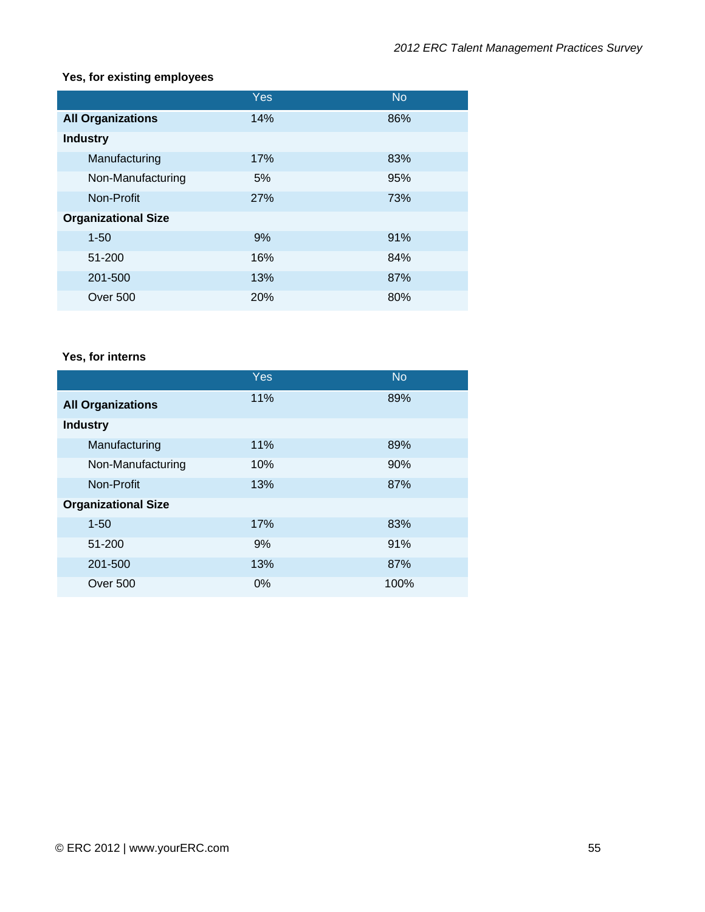**Yes, for existing employees**

| | Yes | No |
|---|---|---|
| **All Organizations** | 14% | 86% |
| **Industry** | | |
| Manufacturing | 17% | 83% |
| Non-Manufacturing | 5% | 95% |
| Non-Profit | 27% | 73% |
| **Organizational Size** | | |
| 1-50 | 9% | 91% |
| 51-200 | 16% | 84% |
| 201-500 | 13% | 87% |
| Over 500 | 20% | 80% |

**Yes, for interns**

| | Yes | No |
|---|---|---|
| **All Organizations** | 11% | 89% |
| **Industry** | | |
| Manufacturing | 11% | 89% |
| Non-Manufacturing | 10% | 90% |
| Non-Profit | 13% | 87% |
| **Organizational Size** | | |
| 1-50 | 17% | 83% |
| 51-200 | 9% | 91% |
| 201-500 | 13% | 87% |
| Over 500 | 0% | 100% |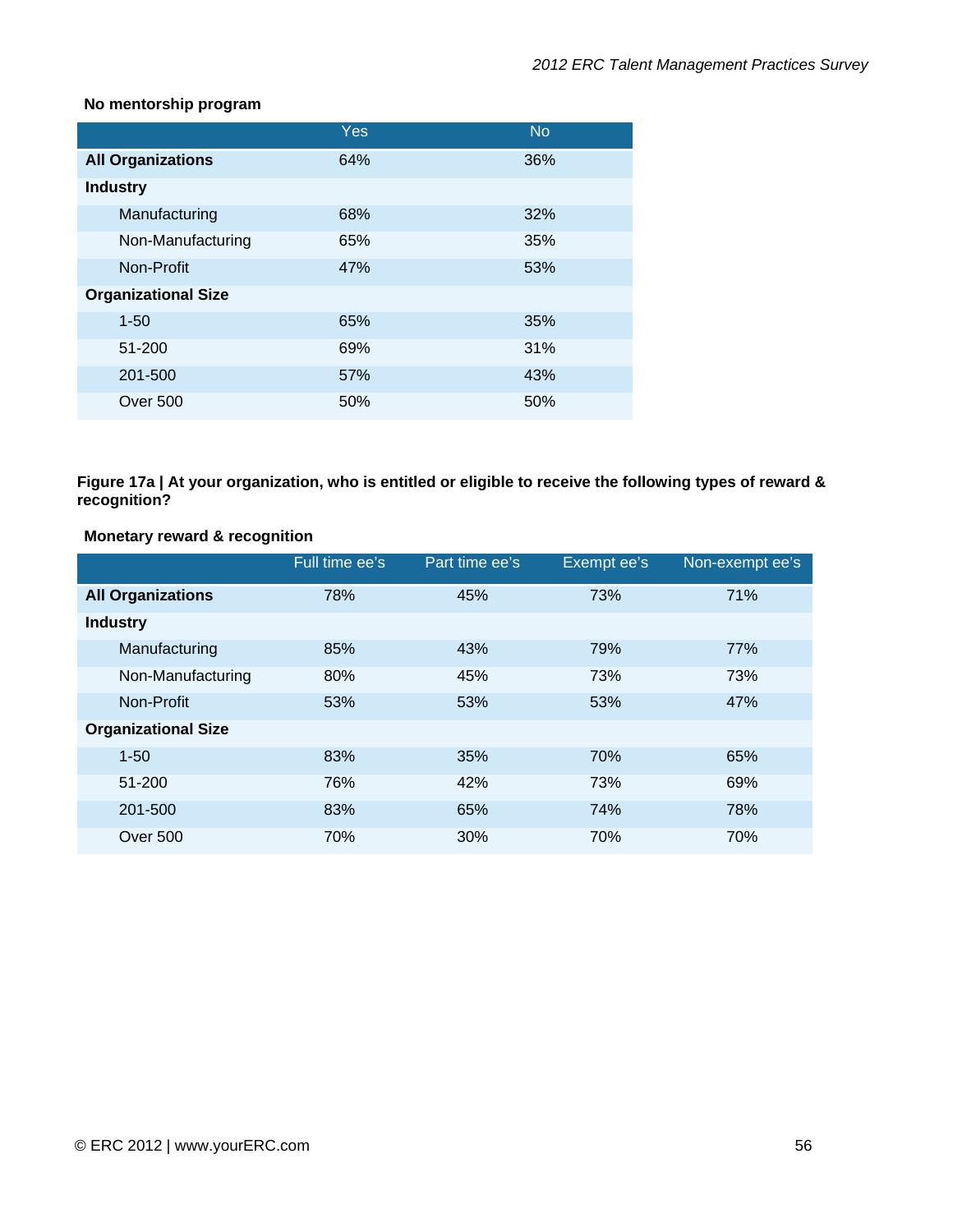**No mentorship program**

| | Yes | No |
|---|---|---|
| **All Organizations** | 64% | 36% |
| **Industry** | | |
| Manufacturing | 68% | 32% |
| Non-Manufacturing | 65% | 35% |
| Non-Profit | 47% | 53% |
| **Organizational Size** | | |
| 1-50 | 65% | 35% |
| 51-200 | 69% | 31% |
| 201-500 | 57% | 43% |
| Over 500 | 50% | 50% |

**Figure 17a | At your organization, who is entitled or eligible to receive the following types of reward & recognition?**

**Monetary reward & recognition**

| | Full time ee's | Part time ee's | Exempt ee's | Non-exempt ee's |
|---|---|---|---|---|
| **All Organizations** | 78% | 45% | 73% | 71% |
| **Industry** | | | | |
| Manufacturing | 85% | 43% | 79% | 77% |
| Non-Manufacturing | 80% | 45% | 73% | 73% |
| Non-Profit | 53% | 53% | 53% | 47% |
| **Organizational Size** | | | | |
| 1-50 | 83% | 35% | 70% | 65% |
| 51-200 | 76% | 42% | 73% | 69% |
| 201-500 | 83% | 65% | 74% | 78% |
| Over 500 | 70% | 30% | 70% | 70% |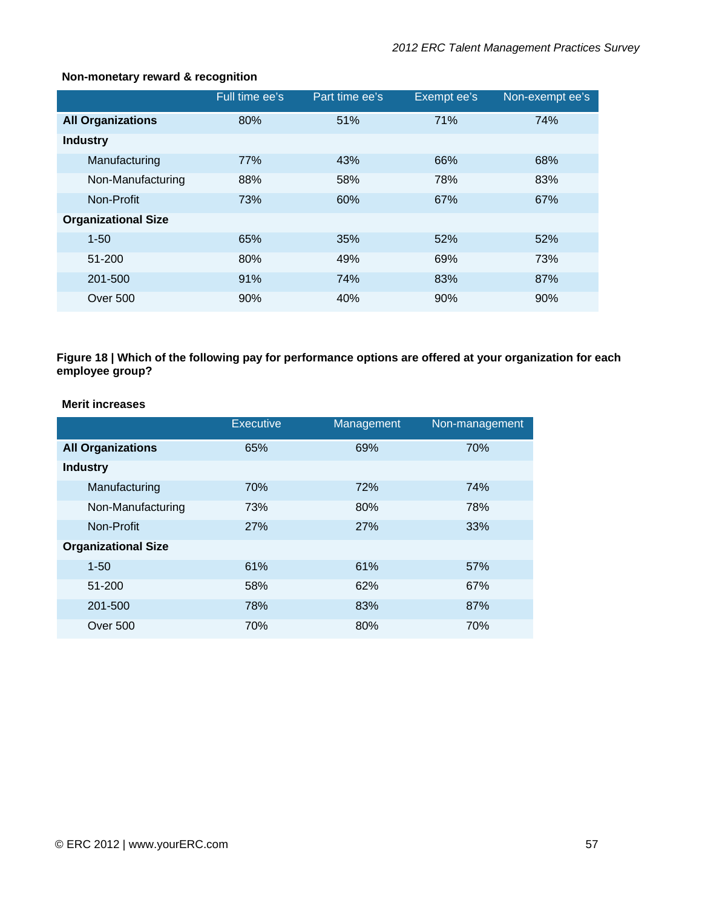**Non-monetary reward & recognition**

| | Full time ee's | Part time ee's | Exempt ee's | Non-exempt ee's |
|---|---|---|---|---|
| **All Organizations** | 80% | 51% | 71% | 74% |
| **Industry** | | | | |
| Manufacturing | 77% | 43% | 66% | 68% |
| Non-Manufacturing | 88% | 58% | 78% | 83% |
| Non-Profit | 73% | 60% | 67% | 67% |
| **Organizational Size** | | | | |
| 1-50 | 65% | 35% | 52% | 52% |
| 51-200 | 80% | 49% | 69% | 73% |
| 201-500 | 91% | 74% | 83% | 87% |
| Over 500 | 90% | 40% | 90% | 90% |

**Figure 18 | Which of the following pay for performance options are offered at your organization for each employee group?**

**Merit increases**

| | Executive | Management | Non-management |
|---|---|---|---|
| **All Organizations** | 65% | 69% | 70% |
| **Industry** | | | |
| Manufacturing | 70% | 72% | 74% |
| Non-Manufacturing | 73% | 80% | 78% |
| Non-Profit | 27% | 27% | 33% |
| **Organizational Size** | | | |
| 1-50 | 61% | 61% | 57% |
| 51-200 | 58% | 62% | 67% |
| 201-500 | 78% | 83% | 87% |
| Over 500 | 70% | 80% | 70% |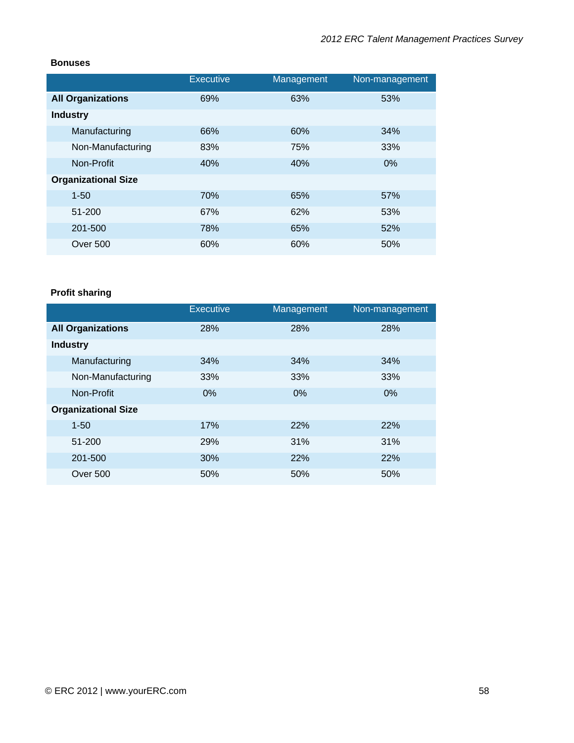**Bonuses**

| | Executive | Management | Non-management |
|---|---|---|---|
| **All Organizations** | 69% | 63% | 53% |
| **Industry** | | | |
| Manufacturing | 66% | 60% | 34% |
| Non-Manufacturing | 83% | 75% | 33% |
| Non-Profit | 40% | 40% | 0% |
| **Organizational Size** | | | |
| 1-50 | 70% | 65% | 57% |
| 51-200 | 67% | 62% | 53% |
| 201-500 | 78% | 65% | 52% |
| Over 500 | 60% | 60% | 50% |

**Profit sharing**

| | Executive | Management | Non-management |
|---|---|---|---|
| **All Organizations** | 28% | 28% | 28% |
| **Industry** | | | |
| Manufacturing | 34% | 34% | 34% |
| Non-Manufacturing | 33% | 33% | 33% |
| Non-Profit | 0% | 0% | 0% |
| **Organizational Size** | | | |
| 1-50 | 17% | 22% | 22% |
| 51-200 | 29% | 31% | 31% |
| 201-500 | 30% | 22% | 22% |
| Over 500 | 50% | 50% | 50% |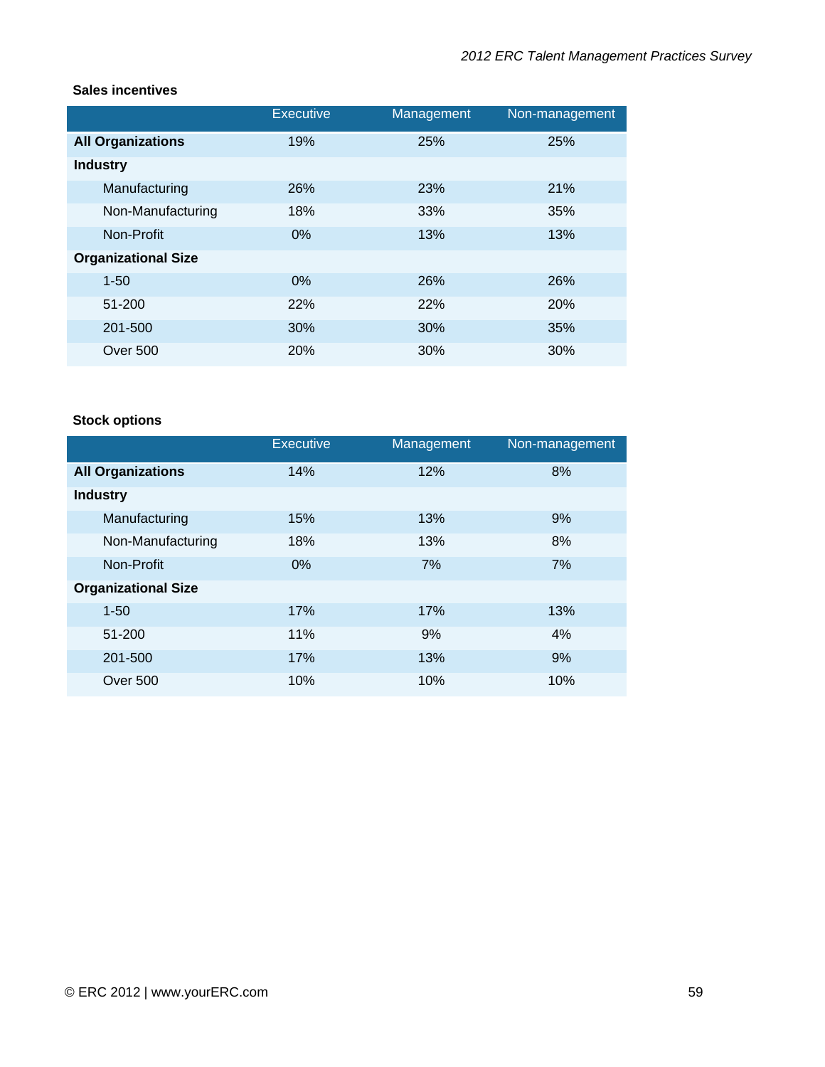### Sales incentives

| | Executive | Management | Non-management |
|---|---|---|---|
| **All Organizations** | 19% | 25% | 25% |
| **Industry** | | | |
| Manufacturing | 26% | 23% | 21% |
| Non-Manufacturing | 18% | 33% | 35% |
| Non-Profit | 0% | 13% | 13% |
| **Organizational Size** | | | |
| 1-50 | 0% | 26% | 26% |
| 51-200 | 22% | 22% | 20% |
| 201-500 | 30% | 30% | 35% |
| Over 500 | 20% | 30% | 30% |

### Stock options

| | Executive | Management | Non-management |
|---|---|---|---|
| **All Organizations** | 14% | 12% | 8% |
| **Industry** | | | |
| Manufacturing | 15% | 13% | 9% |
| Non-Manufacturing | 18% | 13% | 8% |
| Non-Profit | 0% | 7% | 7% |
| **Organizational Size** | | | |
| 1-50 | 17% | 17% | 13% |
| 51-200 | 11% | 9% | 4% |
| 201-500 | 17% | 13% | 9% |
| Over 500 | 10% | 10% | 10% |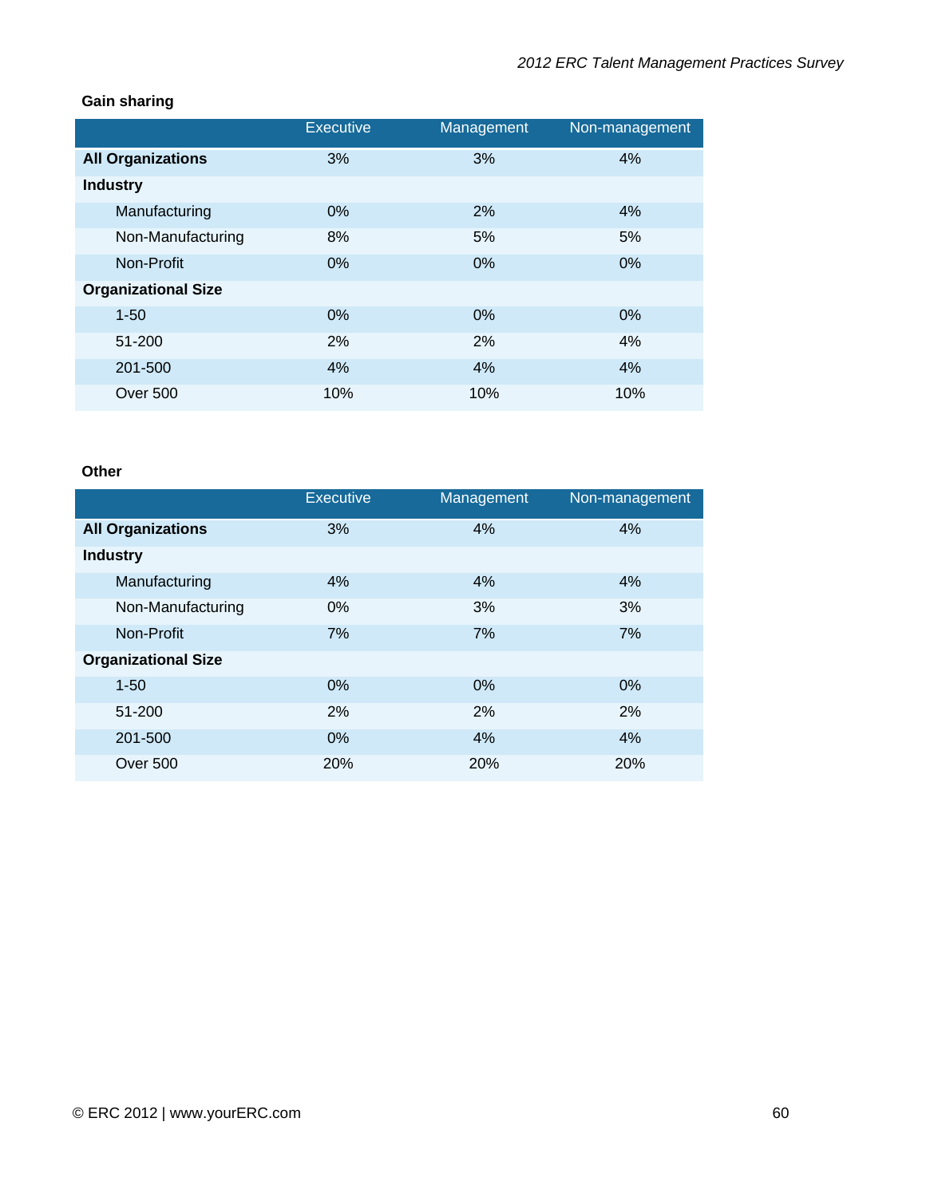**Gain sharing**

| | Executive | Management | Non-management |
|---|---|---|---|
| **All Organizations** | 3% | 3% | 4% |
| **Industry** | | | |
| Manufacturing | 0% | 2% | 4% |
| Non-Manufacturing | 8% | 5% | 5% |
| Non-Profit | 0% | 0% | 0% |
| **Organizational Size** | | | |
| 1-50 | 0% | 0% | 0% |
| 51-200 | 2% | 2% | 4% |
| 201-500 | 4% | 4% | 4% |
| Over 500 | 10% | 10% | 10% |

**Other**

| | Executive | Management | Non-management |
|---|---|---|---|
| **All Organizations** | 3% | 4% | 4% |
| **Industry** | | | |
| Manufacturing | 4% | 4% | 4% |
| Non-Manufacturing | 0% | 3% | 3% |
| Non-Profit | 7% | 7% | 7% |
| **Organizational Size** | | | |
| 1-50 | 0% | 0% | 0% |
| 51-200 | 2% | 2% | 2% |
| 201-500 | 0% | 4% | 4% |
| Over 500 | 20% | 20% | 20% |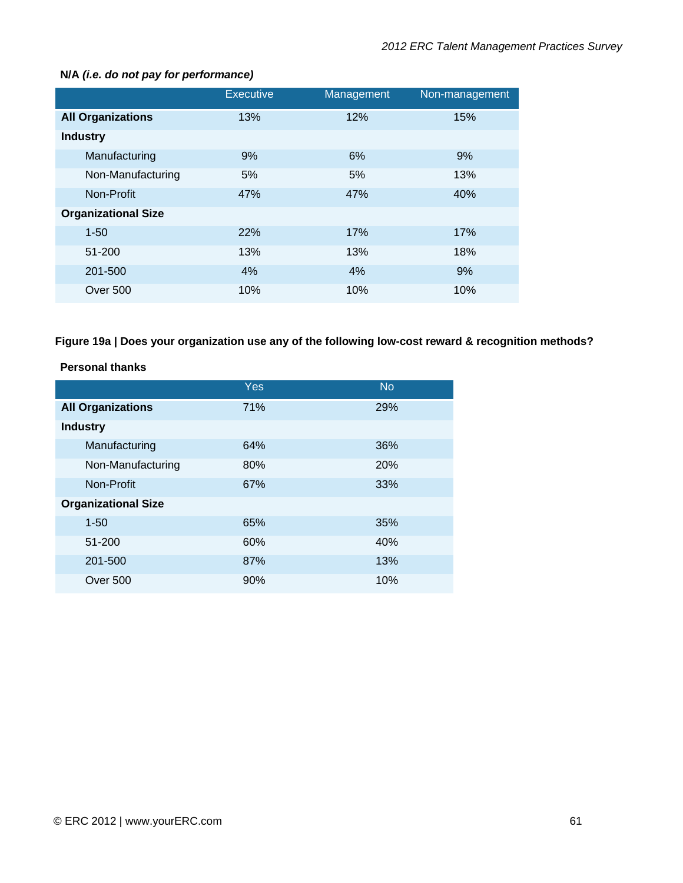**N/A *(i.e. do not pay for performance)***

| | Executive | Management | Non-management |
|---|---|---|---|
| **All Organizations** | 13% | 12% | 15% |
| **Industry** | | | |
| Manufacturing | 9% | 6% | 9% |
| Non-Manufacturing | 5% | 5% | 13% |
| Non-Profit | 47% | 47% | 40% |
| **Organizational Size** | | | |
| 1-50 | 22% | 17% | 17% |
| 51-200 | 13% | 13% | 18% |
| 201-500 | 4% | 4% | 9% |
| Over 500 | 10% | 10% | 10% |

**Figure 19a | Does your organization use any of the following low-cost reward & recognition methods?**

**Personal thanks**

| | Yes | No |
|---|---|---|
| **All Organizations** | 71% | 29% |
| **Industry** | | |
| Manufacturing | 64% | 36% |
| Non-Manufacturing | 80% | 20% |
| Non-Profit | 67% | 33% |
| **Organizational Size** | | |
| 1-50 | 65% | 35% |
| 51-200 | 60% | 40% |
| 201-500 | 87% | 13% |
| Over 500 | 90% | 10% |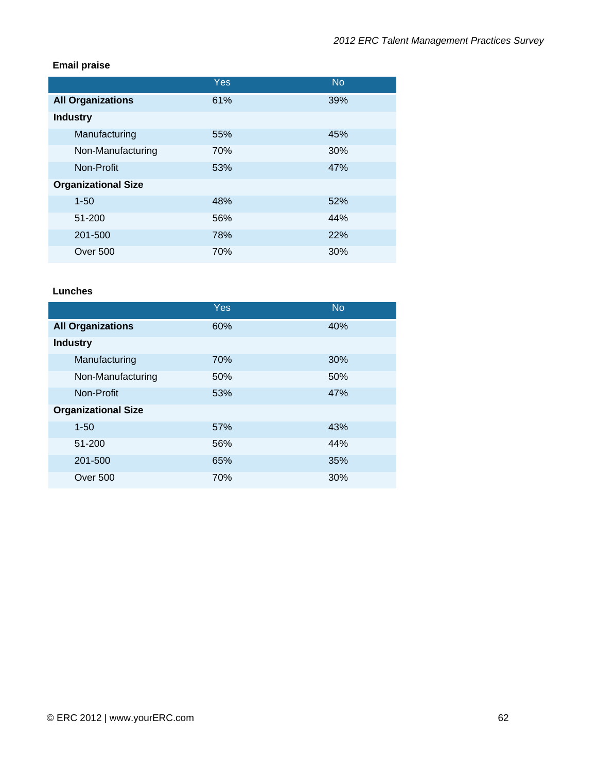**Email praise**

| | Yes | No |
|---|---|---|
| **All Organizations** | 61% | 39% |
| **Industry** | | |
| Manufacturing | 55% | 45% |
| Non-Manufacturing | 70% | 30% |
| Non-Profit | 53% | 47% |
| **Organizational Size** | | |
| 1-50 | 48% | 52% |
| 51-200 | 56% | 44% |
| 201-500 | 78% | 22% |
| Over 500 | 70% | 30% |

**Lunches**

| | Yes | No |
|---|---|---|
| **All Organizations** | 60% | 40% |
| **Industry** | | |
| Manufacturing | 70% | 30% |
| Non-Manufacturing | 50% | 50% |
| Non-Profit | 53% | 47% |
| **Organizational Size** | | |
| 1-50 | 57% | 43% |
| 51-200 | 56% | 44% |
| 201-500 | 65% | 35% |
| Over 500 | 70% | 30% |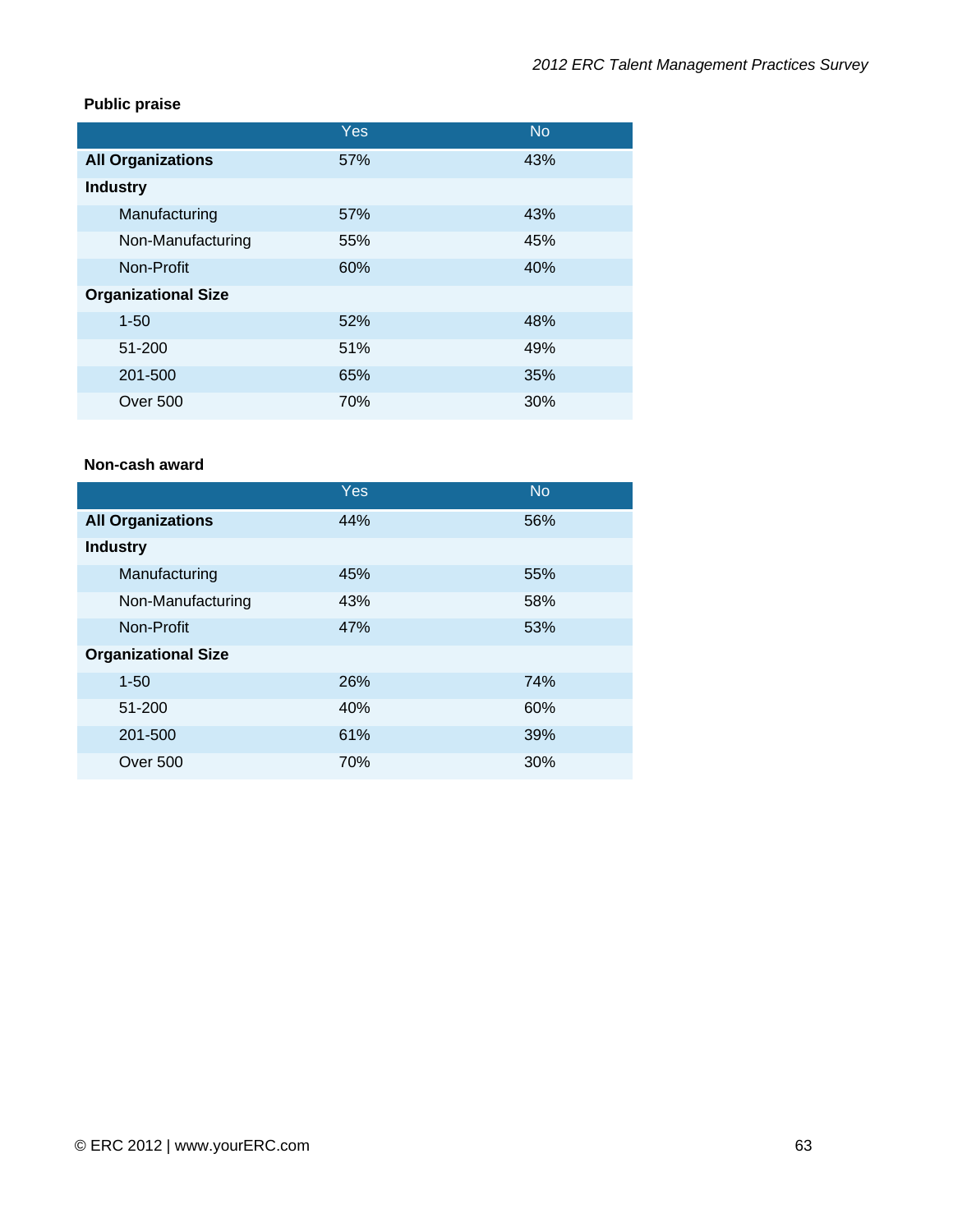**Public praise**

| | Yes | No |
|---|---|---|
| **All Organizations** | 57% | 43% |
| **Industry** | | |
| Manufacturing | 57% | 43% |
| Non-Manufacturing | 55% | 45% |
| Non-Profit | 60% | 40% |
| **Organizational Size** | | |
| 1-50 | 52% | 48% |
| 51-200 | 51% | 49% |
| 201-500 | 65% | 35% |
| Over 500 | 70% | 30% |

**Non-cash award**

| | Yes | No |
|---|---|---|
| **All Organizations** | 44% | 56% |
| **Industry** | | |
| Manufacturing | 45% | 55% |
| Non-Manufacturing | 43% | 58% |
| Non-Profit | 47% | 53% |
| **Organizational Size** | | |
| 1-50 | 26% | 74% |
| 51-200 | 40% | 60% |
| 201-500 | 61% | 39% |
| Over 500 | 70% | 30% |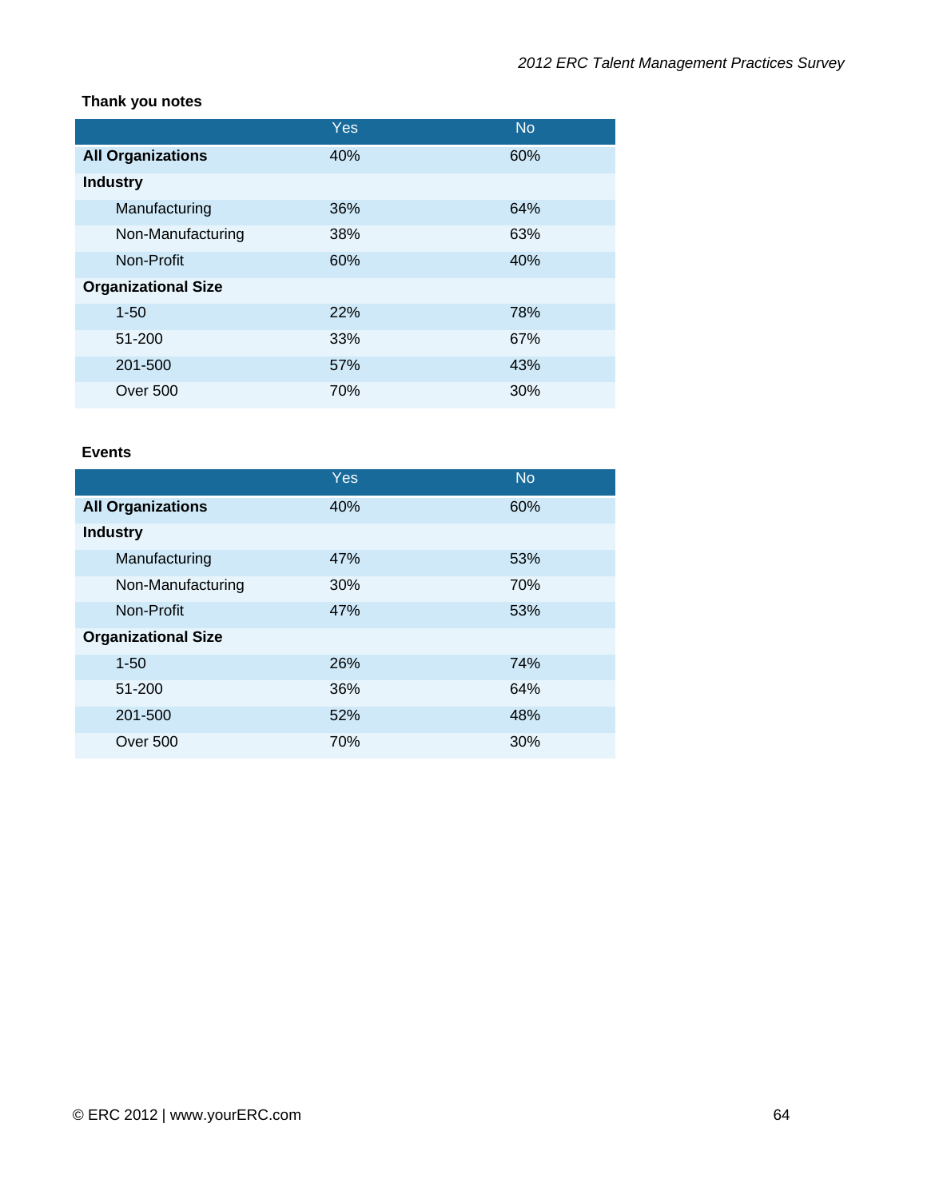**Thank you notes**

| | Yes | No |
|---|---|---|
| **All Organizations** | 40% | 60% |
| **Industry** | | |
| Manufacturing | 36% | 64% |
| Non-Manufacturing | 38% | 63% |
| Non-Profit | 60% | 40% |
| **Organizational Size** | | |
| 1-50 | 22% | 78% |
| 51-200 | 33% | 67% |
| 201-500 | 57% | 43% |
| Over 500 | 70% | 30% |

**Events**

| | Yes | No |
|---|---|---|
| **All Organizations** | 40% | 60% |
| **Industry** | | |
| Manufacturing | 47% | 53% |
| Non-Manufacturing | 30% | 70% |
| Non-Profit | 47% | 53% |
| **Organizational Size** | | |
| 1-50 | 26% | 74% |
| 51-200 | 36% | 64% |
| 201-500 | 52% | 48% |
| Over 500 | 70% | 30% |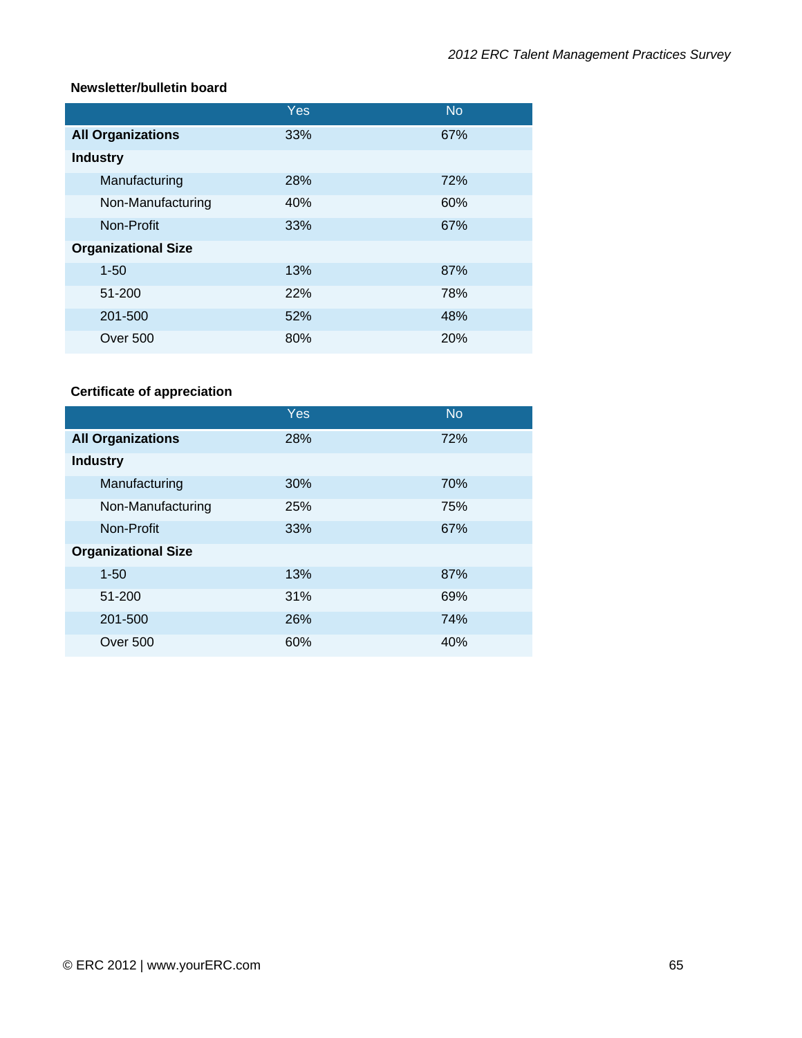**Newsletter/bulletin board**

| | Yes | No |
|---|---|---|
| **All Organizations** | 33% | 67% |
| **Industry** | | |
| Manufacturing | 28% | 72% |
| Non-Manufacturing | 40% | 60% |
| Non-Profit | 33% | 67% |
| **Organizational Size** | | |
| 1-50 | 13% | 87% |
| 51-200 | 22% | 78% |
| 201-500 | 52% | 48% |
| Over 500 | 80% | 20% |

**Certificate of appreciation**

| | Yes | No |
|---|---|---|
| **All Organizations** | 28% | 72% |
| **Industry** | | |
| Manufacturing | 30% | 70% |
| Non-Manufacturing | 25% | 75% |
| Non-Profit | 33% | 67% |
| **Organizational Size** | | |
| 1-50 | 13% | 87% |
| 51-200 | 31% | 69% |
| 201-500 | 26% | 74% |
| Over 500 | 60% | 40% |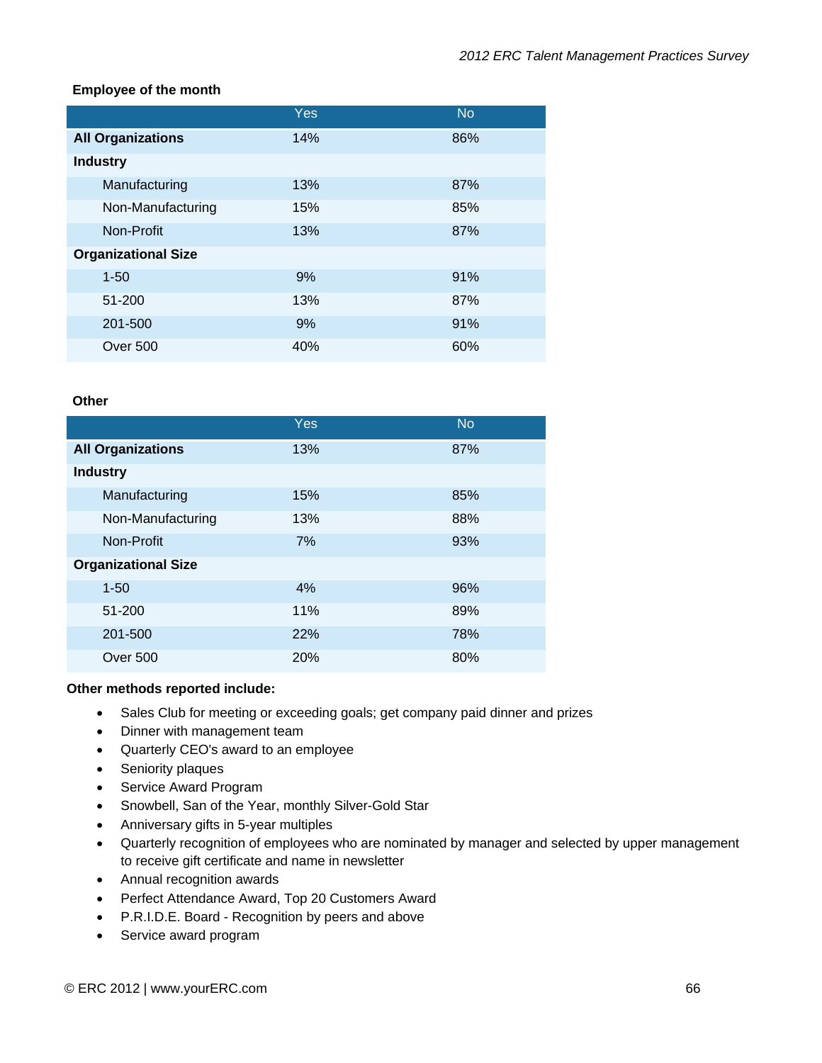**Employee of the month**

| | Yes | No |
|---|---|---|
| **All Organizations** | 14% | 86% |
| **Industry** | | |
| Manufacturing | 13% | 87% |
| Non-Manufacturing | 15% | 85% |
| Non-Profit | 13% | 87% |
| **Organizational Size** | | |
| 1-50 | 9% | 91% |
| 51-200 | 13% | 87% |
| 201-500 | 9% | 91% |
| Over 500 | 40% | 60% |

**Other**

| | Yes | No |
|---|---|---|
| **All Organizations** | 13% | 87% |
| **Industry** | | |
| Manufacturing | 15% | 85% |
| Non-Manufacturing | 13% | 88% |
| Non-Profit | 7% | 93% |
| **Organizational Size** | | |
| 1-50 | 4% | 96% |
| 51-200 | 11% | 89% |
| 201-500 | 22% | 78% |
| Over 500 | 20% | 80% |

**Other methods reported include:**

- Sales Club for meeting or exceeding goals; get company paid dinner and prizes
- Dinner with management team
- Quarterly CEO's award to an employee
- Seniority plaques
- Service Award Program
- Snowbell, San of the Year, monthly Silver-Gold Star
- Anniversary gifts in 5-year multiples
- Quarterly recognition of employees who are nominated by manager and selected by upper management to receive gift certificate and name in newsletter
- Annual recognition awards
- Perfect Attendance Award, Top 20 Customers Award
- P.R.I.D.E. Board - Recognition by peers and above
- Service award program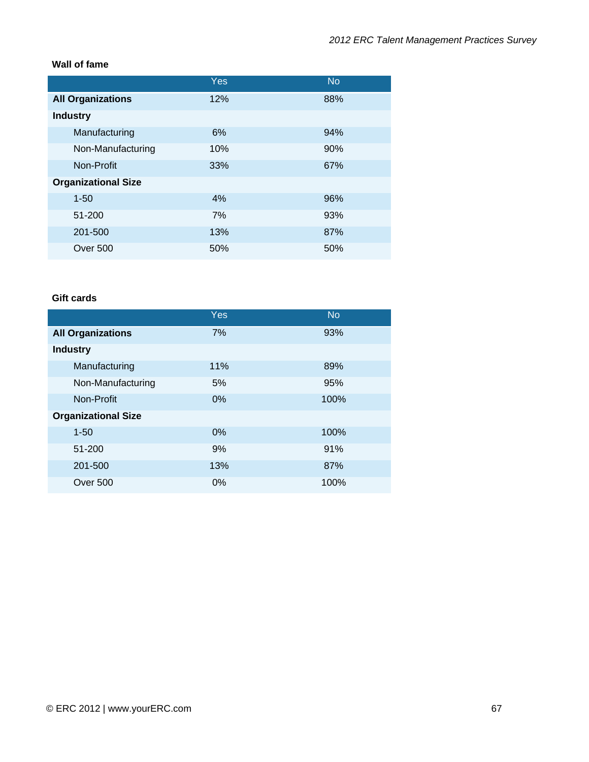**Wall of fame**

| | Yes | No |
|---|---|---|
| **All Organizations** | 12% | 88% |
| **Industry** | | |
| Manufacturing | 6% | 94% |
| Non-Manufacturing | 10% | 90% |
| Non-Profit | 33% | 67% |
| **Organizational Size** | | |
| 1-50 | 4% | 96% |
| 51-200 | 7% | 93% |
| 201-500 | 13% | 87% |
| Over 500 | 50% | 50% |

**Gift cards**

| | Yes | No |
|---|---|---|
| **All Organizations** | 7% | 93% |
| **Industry** | | |
| Manufacturing | 11% | 89% |
| Non-Manufacturing | 5% | 95% |
| Non-Profit | 0% | 100% |
| **Organizational Size** | | |
| 1-50 | 0% | 100% |
| 51-200 | 9% | 91% |
| 201-500 | 13% | 87% |
| Over 500 | 0% | 100% |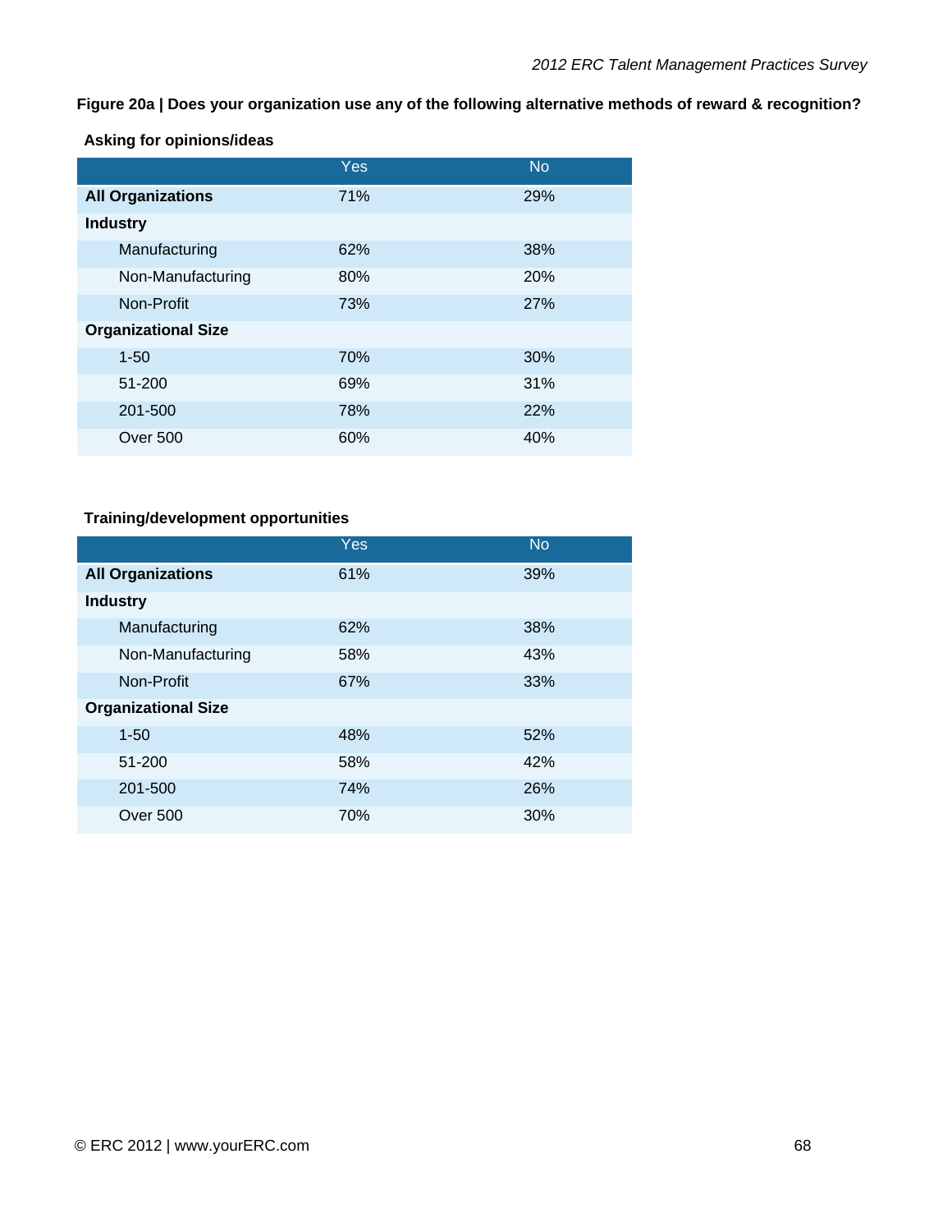**Figure 20a | Does your organization use any of the following alternative methods of reward & recognition?**

**Asking for opinions/ideas**

| | Yes | No |
|---|---|---|
| **All Organizations** | 71% | 29% |
| **Industry** | | |
| Manufacturing | 62% | 38% |
| Non-Manufacturing | 80% | 20% |
| Non-Profit | 73% | 27% |
| **Organizational Size** | | |
| 1-50 | 70% | 30% |
| 51-200 | 69% | 31% |
| 201-500 | 78% | 22% |
| Over 500 | 60% | 40% |

**Training/development opportunities**

| | Yes | No |
|---|---|---|
| **All Organizations** | 61% | 39% |
| **Industry** | | |
| Manufacturing | 62% | 38% |
| Non-Manufacturing | 58% | 43% |
| Non-Profit | 67% | 33% |
| **Organizational Size** | | |
| 1-50 | 48% | 52% |
| 51-200 | 58% | 42% |
| 201-500 | 74% | 26% |
| Over 500 | 70% | 30% |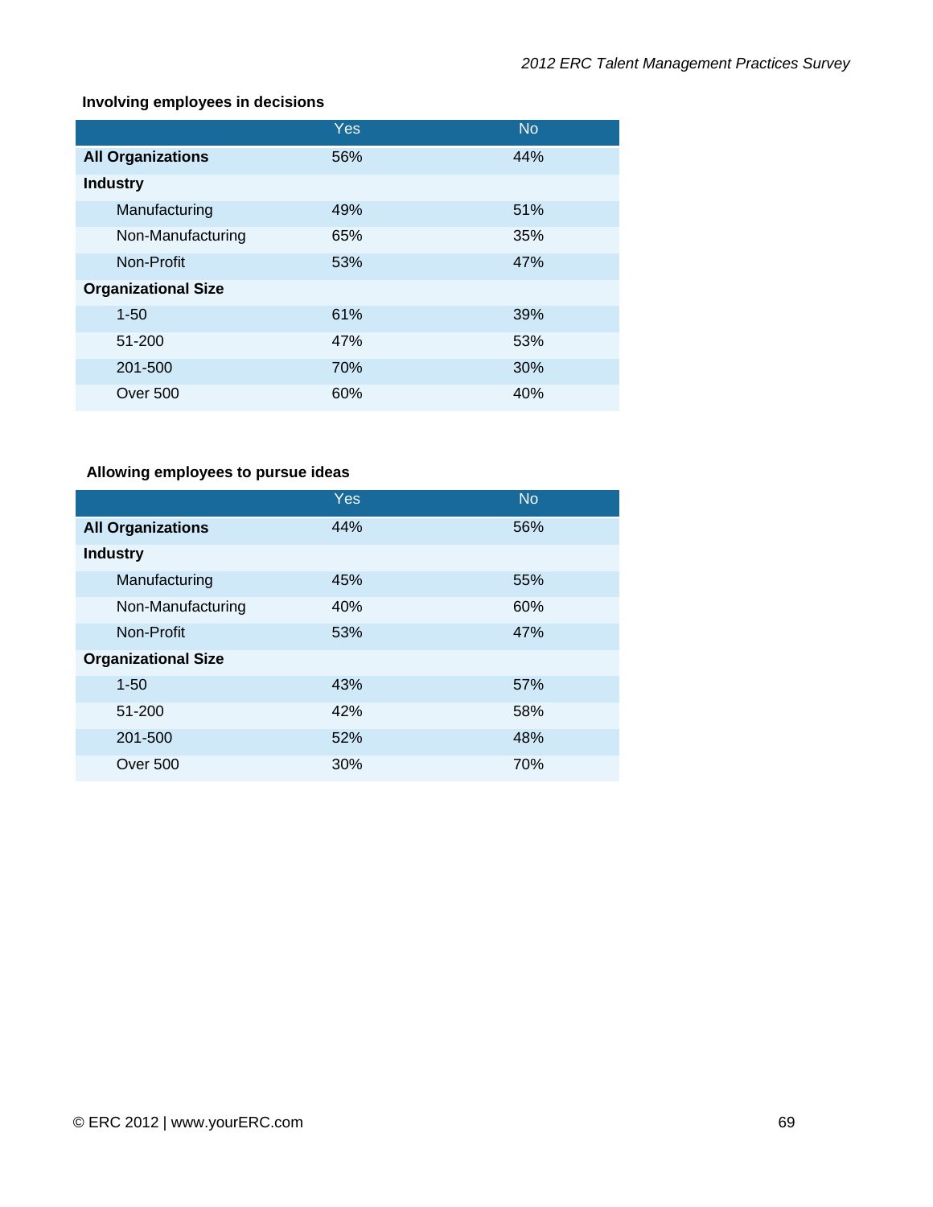**Involving employees in decisions**

| | Yes | No |
|---|---|---|
| **All Organizations** | 56% | 44% |
| **Industry** | | |
| Manufacturing | 49% | 51% |
| Non-Manufacturing | 65% | 35% |
| Non-Profit | 53% | 47% |
| **Organizational Size** | | |
| 1-50 | 61% | 39% |
| 51-200 | 47% | 53% |
| 201-500 | 70% | 30% |
| Over 500 | 60% | 40% |

**Allowing employees to pursue ideas**

| | Yes | No |
|---|---|---|
| **All Organizations** | 44% | 56% |
| **Industry** | | |
| Manufacturing | 45% | 55% |
| Non-Manufacturing | 40% | 60% |
| Non-Profit | 53% | 47% |
| **Organizational Size** | | |
| 1-50 | 43% | 57% |
| 51-200 | 42% | 58% |
| 201-500 | 52% | 48% |
| Over 500 | 30% | 70% |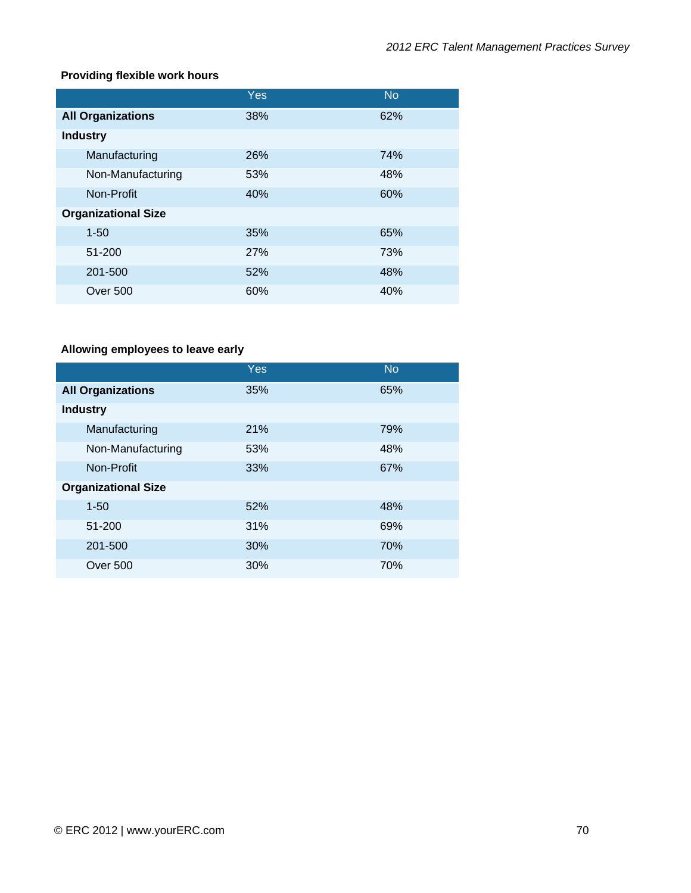**Providing flexible work hours**

| | Yes | No |
|---|---|---|
| **All Organizations** | 38% | 62% |
| **Industry** | | |
| Manufacturing | 26% | 74% |
| Non-Manufacturing | 53% | 48% |
| Non-Profit | 40% | 60% |
| **Organizational Size** | | |
| 1-50 | 35% | 65% |
| 51-200 | 27% | 73% |
| 201-500 | 52% | 48% |
| Over 500 | 60% | 40% |

**Allowing employees to leave early**

| | Yes | No |
|---|---|---|
| **All Organizations** | 35% | 65% |
| **Industry** | | |
| Manufacturing | 21% | 79% |
| Non-Manufacturing | 53% | 48% |
| Non-Profit | 33% | 67% |
| **Organizational Size** | | |
| 1-50 | 52% | 48% |
| 51-200 | 31% | 69% |
| 201-500 | 30% | 70% |
| Over 500 | 30% | 70% |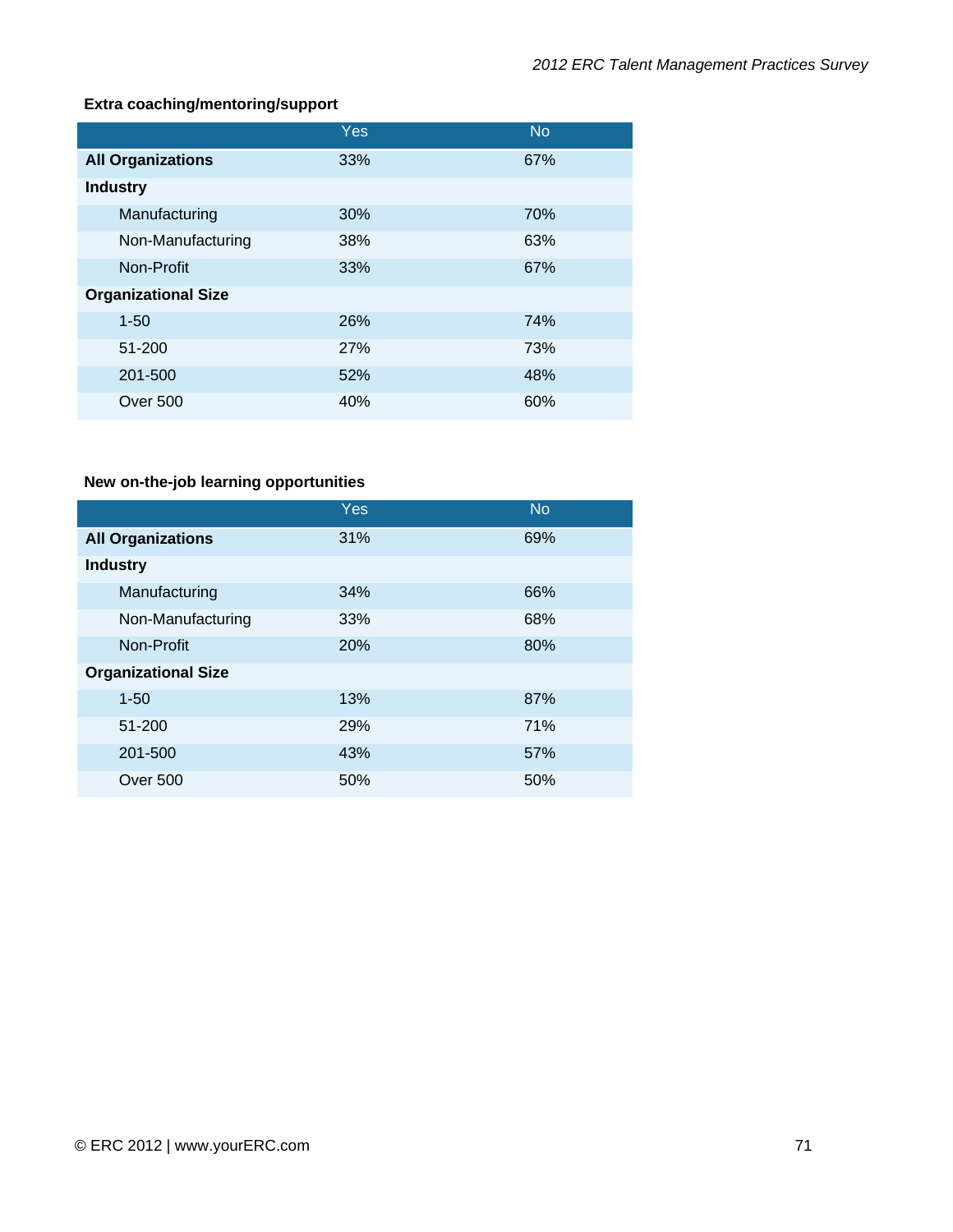**Extra coaching/mentoring/support**

| | Yes | No |
|---|---|---|
| **All Organizations** | 33% | 67% |
| **Industry** | | |
| Manufacturing | 30% | 70% |
| Non-Manufacturing | 38% | 63% |
| Non-Profit | 33% | 67% |
| **Organizational Size** | | |
| 1-50 | 26% | 74% |
| 51-200 | 27% | 73% |
| 201-500 | 52% | 48% |
| Over 500 | 40% | 60% |

**New on-the-job learning opportunities**

| | Yes | No |
|---|---|---|
| **All Organizations** | 31% | 69% |
| **Industry** | | |
| Manufacturing | 34% | 66% |
| Non-Manufacturing | 33% | 68% |
| Non-Profit | 20% | 80% |
| **Organizational Size** | | |
| 1-50 | 13% | 87% |
| 51-200 | 29% | 71% |
| 201-500 | 43% | 57% |
| Over 500 | 50% | 50% |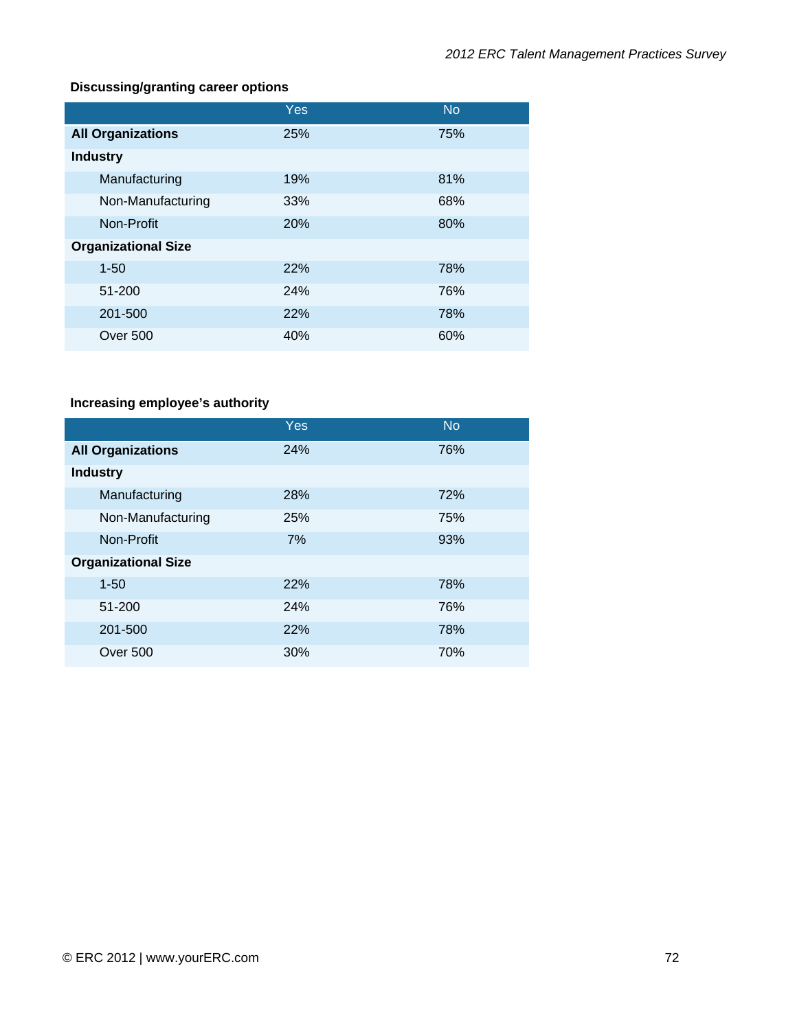**Discussing/granting career options**

| | Yes | No |
|---|---|---|
| **All Organizations** | 25% | 75% |
| **Industry** | | |
| Manufacturing | 19% | 81% |
| Non-Manufacturing | 33% | 68% |
| Non-Profit | 20% | 80% |
| **Organizational Size** | | |
| 1-50 | 22% | 78% |
| 51-200 | 24% | 76% |
| 201-500 | 22% | 78% |
| Over 500 | 40% | 60% |

**Increasing employee's authority**

| | Yes | No |
|---|---|---|
| **All Organizations** | 24% | 76% |
| **Industry** | | |
| Manufacturing | 28% | 72% |
| Non-Manufacturing | 25% | 75% |
| Non-Profit | 7% | 93% |
| **Organizational Size** | | |
| 1-50 | 22% | 78% |
| 51-200 | 24% | 76% |
| 201-500 | 22% | 78% |
| Over 500 | 30% | 70% |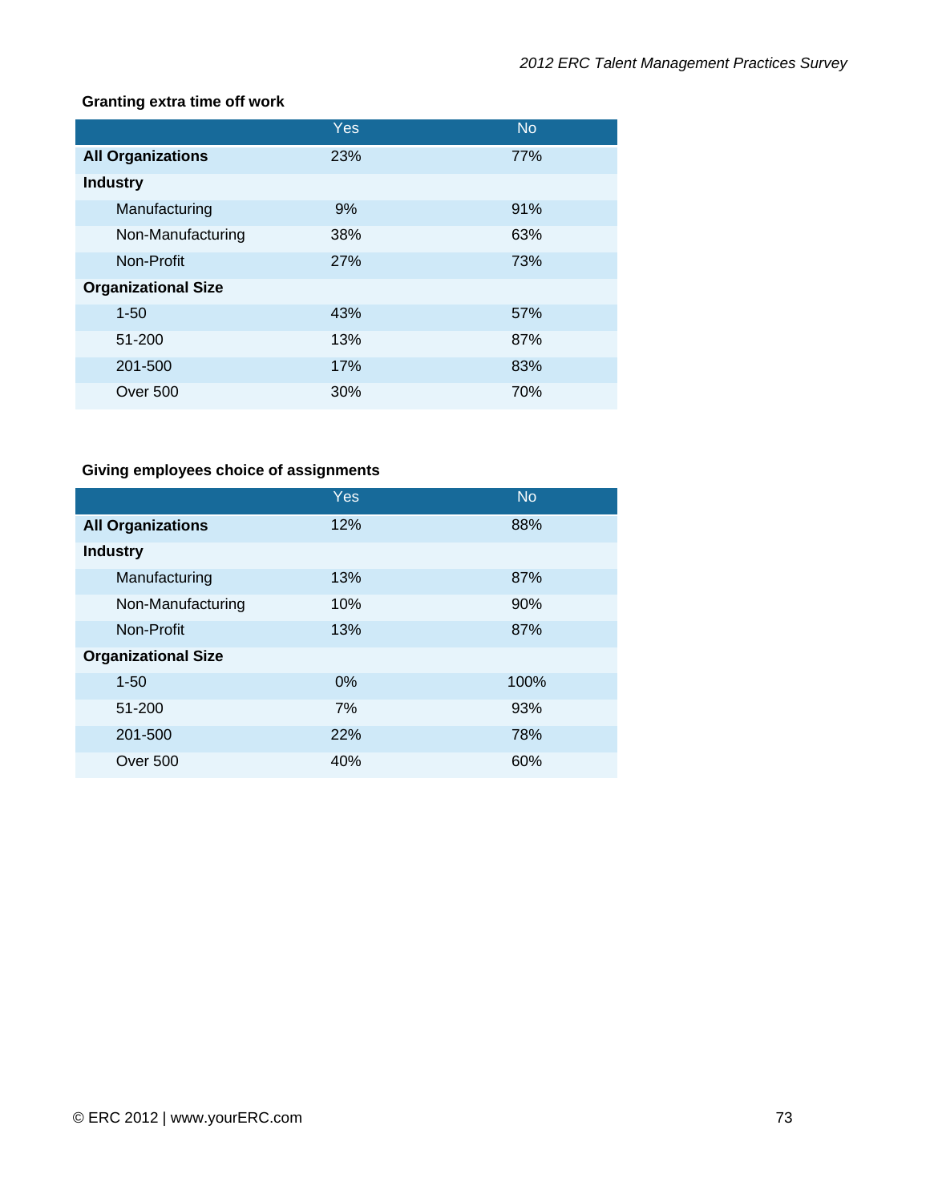**Granting extra time off work**

| | Yes | No |
|---|---|---|
| **All Organizations** | 23% | 77% |
| **Industry** | | |
| Manufacturing | 9% | 91% |
| Non-Manufacturing | 38% | 63% |
| Non-Profit | 27% | 73% |
| **Organizational Size** | | |
| 1-50 | 43% | 57% |
| 51-200 | 13% | 87% |
| 201-500 | 17% | 83% |
| Over 500 | 30% | 70% |

**Giving employees choice of assignments**

| | Yes | No |
|---|---|---|
| **All Organizations** | 12% | 88% |
| **Industry** | | |
| Manufacturing | 13% | 87% |
| Non-Manufacturing | 10% | 90% |
| Non-Profit | 13% | 87% |
| **Organizational Size** | | |
| 1-50 | 0% | 100% |
| 51-200 | 7% | 93% |
| 201-500 | 22% | 78% |
| Over 500 | 40% | 60% |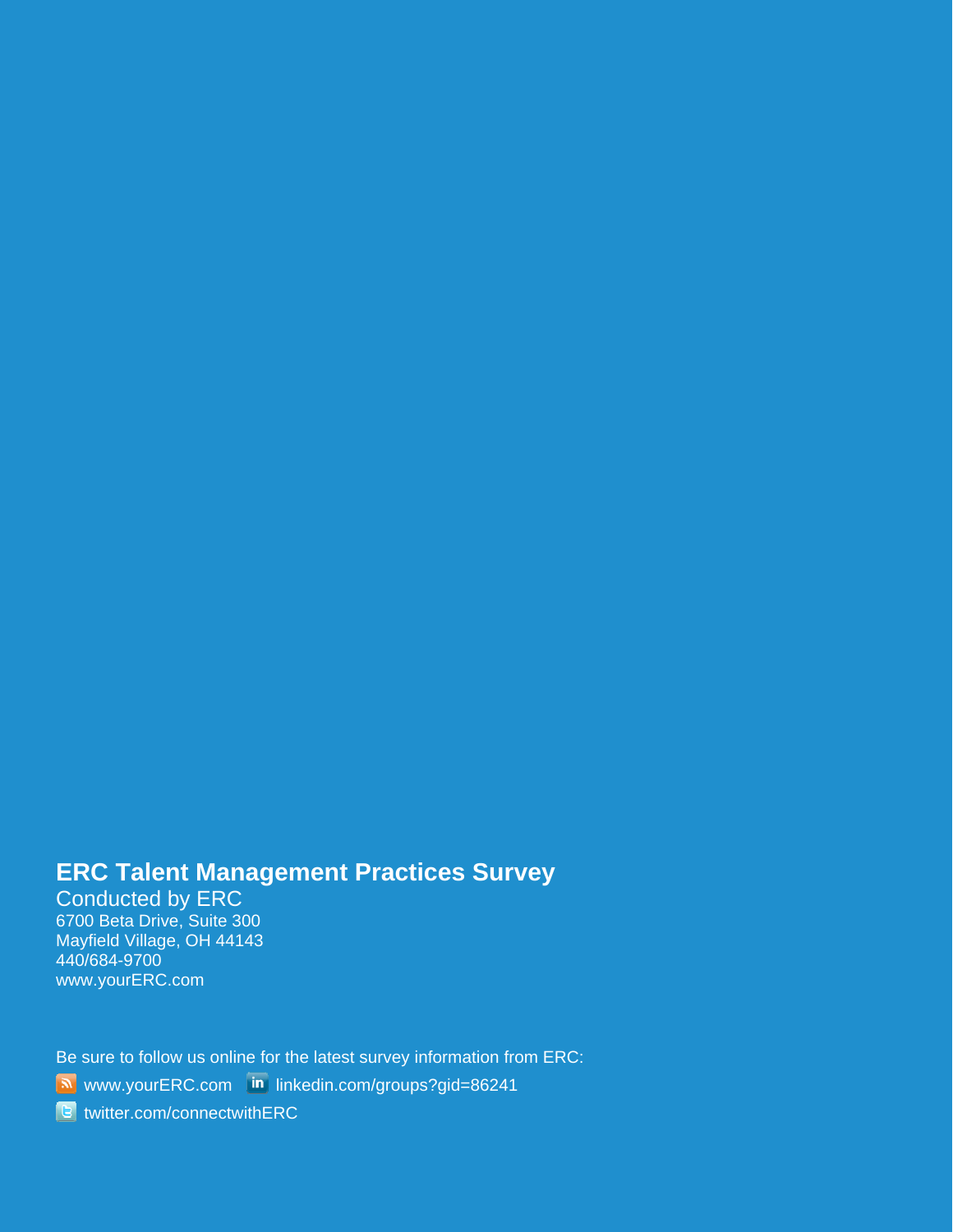**ERC Talent Management Practices Survey**

Conducted by ERC
6700 Beta Drive, Suite 300
Mayfield Village, OH 44143
440/684-9700
www.yourERC.com

Be sure to follow us online for the latest survey information from ERC:

www.yourERC.com linkedin.com/groups?gid=86241

twitter.com/connectwithERC